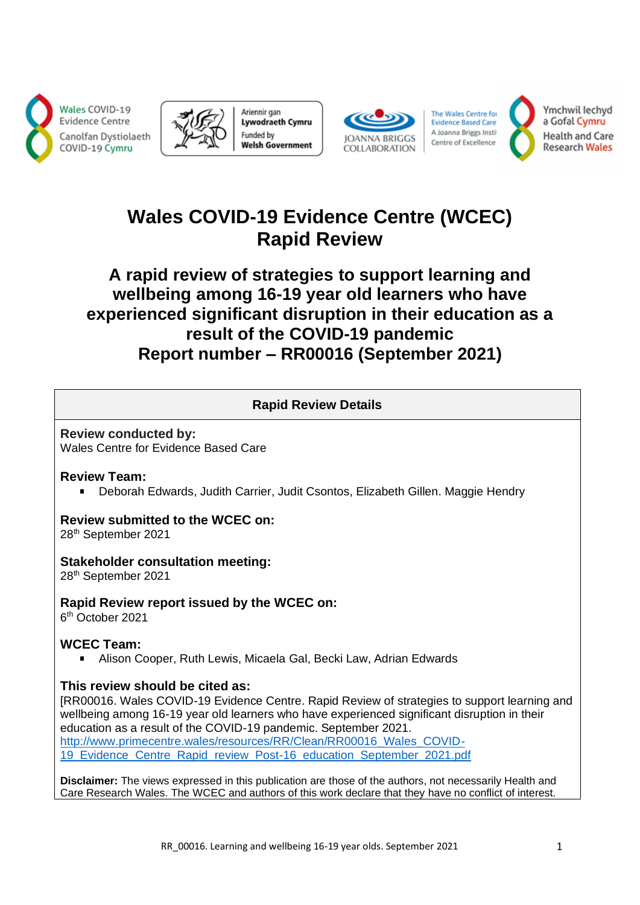Wales COVID-19 Evidence Centre
Canolfan Dystiolaeth COVID-19 Cymru

Ariennir gan Lywodraeth Cymru
Funded by Welsh Government

JOANNA BRIGGS COLLABORATION

The Wales Centre for Evidence Based Care
A Joanna Briggs Institute Centre of Excellence

Ymchwil Iechyd a Gofal Cymru
Health and Care Research Wales

# Wales COVID-19 Evidence Centre (WCEC) Rapid Review

## A rapid review of strategies to support learning and wellbeing among 16-19 year old learners who have experienced significant disruption in their education as a result of the COVID-19 pandemic
## Report number – RR00016 (September 2021)

**Rapid Review Details**

**Review conducted by:**
Wales Centre for Evidence Based Care

**Review Team:**

- Deborah Edwards, Judith Carrier, Judit Csontos, Elizabeth Gillen. Maggie Hendry

**Review submitted to the WCEC on:**
28th September 2021

**Stakeholder consultation meeting:**
28th September 2021

**Rapid Review report issued by the WCEC on:**
6th October 2021

**WCEC Team:**

- Alison Cooper, Ruth Lewis, Micaela Gal, Becki Law, Adrian Edwards

**This review should be cited as:**
[RR00016. Wales COVID-19 Evidence Centre. Rapid Review of strategies to support learning and wellbeing among 16-19 year old learners who have experienced significant disruption in their education as a result of the COVID-19 pandemic. September 2021.
http://www.primecentre.wales/resources/RR/Clean/RR00016_Wales_COVID-19_Evidence_Centre_Rapid_review_Post-16_education_September_2021.pdf

**Disclaimer:** The views expressed in this publication are those of the authors, not necessarily Health and Care Research Wales. The WCEC and authors of this work declare that they have no conflict of interest.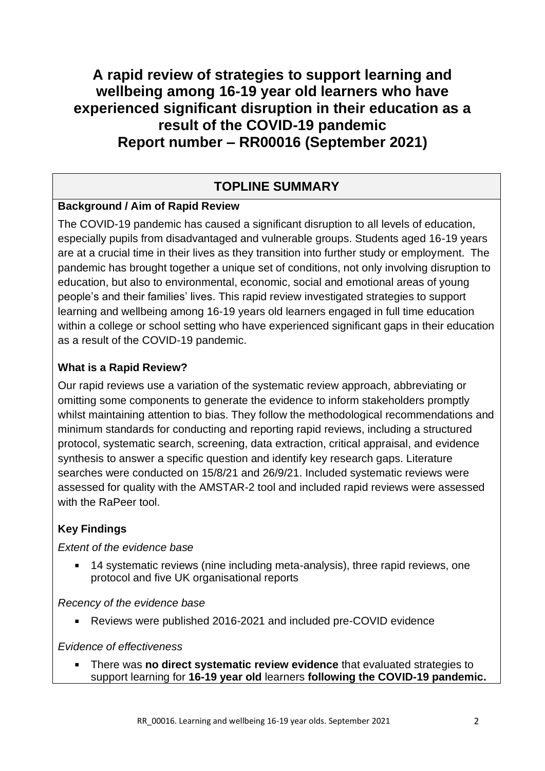# A rapid review of strategies to support learning and wellbeing among 16-19 year old learners who have experienced significant disruption in their education as a result of the COVID-19 pandemic
# Report number – RR00016 (September 2021)

## TOPLINE SUMMARY

### Background / Aim of Rapid Review

The COVID-19 pandemic has caused a significant disruption to all levels of education, especially pupils from disadvantaged and vulnerable groups. Students aged 16-19 years are at a crucial time in their lives as they transition into further study or employment. The pandemic has brought together a unique set of conditions, not only involving disruption to education, but also to environmental, economic, social and emotional areas of young people's and their families' lives. This rapid review investigated strategies to support learning and wellbeing among 16-19 years old learners engaged in full time education within a college or school setting who have experienced significant gaps in their education as a result of the COVID-19 pandemic.

### What is a Rapid Review?

Our rapid reviews use a variation of the systematic review approach, abbreviating or omitting some components to generate the evidence to inform stakeholders promptly whilst maintaining attention to bias. They follow the methodological recommendations and minimum standards for conducting and reporting rapid reviews, including a structured protocol, systematic search, screening, data extraction, critical appraisal, and evidence synthesis to answer a specific question and identify key research gaps. Literature searches were conducted on 15/8/21 and 26/9/21. Included systematic reviews were assessed for quality with the AMSTAR-2 tool and included rapid reviews were assessed with the RaPeer tool.

### Key Findings

*Extent of the evidence base*

- 14 systematic reviews (nine including meta-analysis), three rapid reviews, one protocol and five UK organisational reports

*Recency of the evidence base*

- Reviews were published 2016-2021 and included pre-COVID evidence

*Evidence of effectiveness*

- There was **no direct systematic review evidence** that evaluated strategies to support learning for **16-19 year old** learners **following the COVID-19 pandemic.**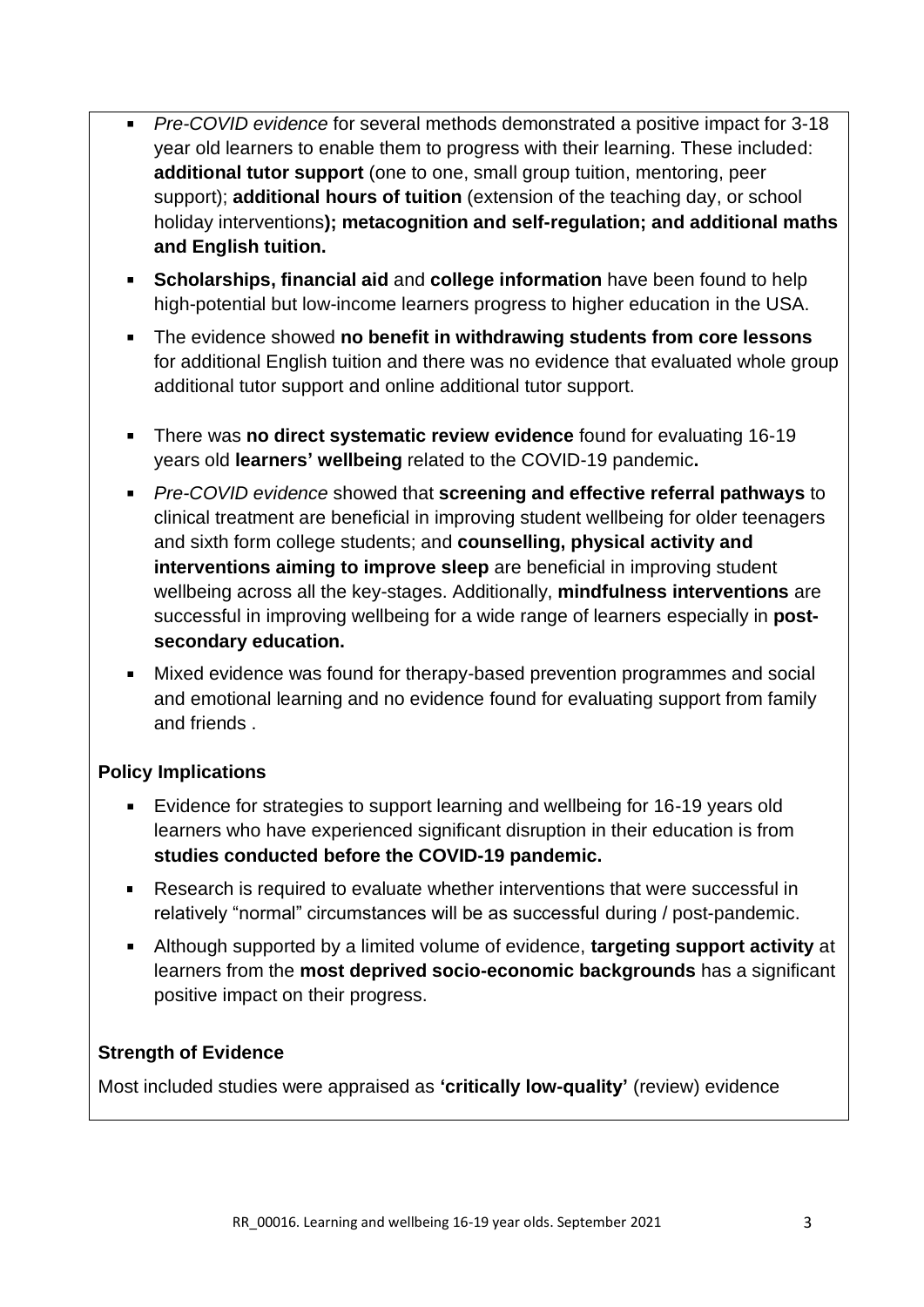- *Pre-COVID evidence* for several methods demonstrated a positive impact for 3-18 year old learners to enable them to progress with their learning. These included: **additional tutor support** (one to one, small group tuition, mentoring, peer support); **additional hours of tuition** (extension of the teaching day, or school holiday interventions**); metacognition and self-regulation; and additional maths and English tuition.**
- **Scholarships, financial aid** and **college information** have been found to help high-potential but low-income learners progress to higher education in the USA.
- The evidence showed **no benefit in withdrawing students from core lessons** for additional English tuition and there was no evidence that evaluated whole group additional tutor support and online additional tutor support.
- There was **no direct systematic review evidence** found for evaluating 16-19 years old **learners' wellbeing** related to the COVID-19 pandemic**.**
- *Pre-COVID evidence* showed that **screening and effective referral pathways** to clinical treatment are beneficial in improving student wellbeing for older teenagers and sixth form college students; and **counselling, physical activity and interventions aiming to improve sleep** are beneficial in improving student wellbeing across all the key-stages. Additionally, **mindfulness interventions** are successful in improving wellbeing for a wide range of learners especially in **post-secondary education.**
- Mixed evidence was found for therapy-based prevention programmes and social and emotional learning and no evidence found for evaluating support from family and friends .

### Policy Implications

- Evidence for strategies to support learning and wellbeing for 16-19 years old learners who have experienced significant disruption in their education is from **studies conducted before the COVID-19 pandemic.**
- Research is required to evaluate whether interventions that were successful in relatively "normal" circumstances will be as successful during / post-pandemic.
- Although supported by a limited volume of evidence, **targeting support activity** at learners from the **most deprived socio-economic backgrounds** has a significant positive impact on their progress.

### Strength of Evidence

Most included studies were appraised as **'critically low-quality'** (review) evidence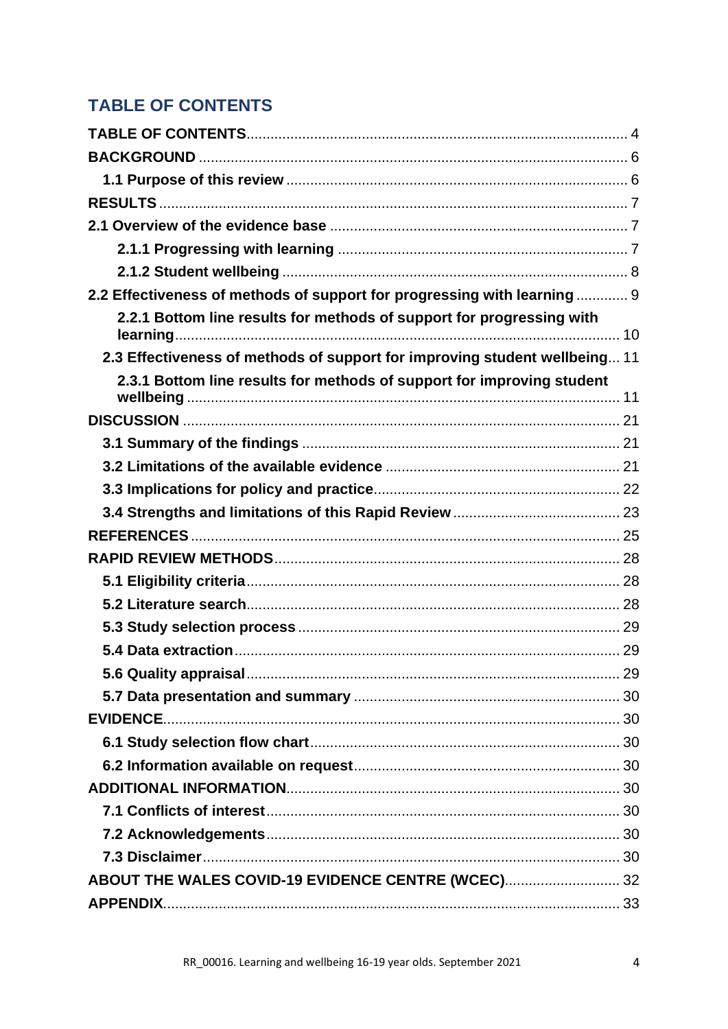## TABLE OF CONTENTS

- **TABLE OF CONTENTS** ........ 4
- **BACKGROUND** ........ 6
  - **1.1 Purpose of this review** ........ 6
- **RESULTS** ........ 7
- **2.1 Overview of the evidence base** ........ 7
  - **2.1.1 Progressing with learning** ........ 7
  - **2.1.2 Student wellbeing** ........ 8
- **2.2 Effectiveness of methods of support for progressing with learning** ........ 9
  - **2.2.1 Bottom line results for methods of support for progressing with learning** ........ 10
  - **2.3 Effectiveness of methods of support for improving student wellbeing** ........ 11
    - **2.3.1 Bottom line results for methods of support for improving student wellbeing** ........ 11
- **DISCUSSION** ........ 21
  - **3.1 Summary of the findings** ........ 21
  - **3.2 Limitations of the available evidence** ........ 21
  - **3.3 Implications for policy and practice** ........ 22
  - **3.4 Strengths and limitations of this Rapid Review** ........ 23
- **REFERENCES** ........ 25
- **RAPID REVIEW METHODS** ........ 28
  - **5.1 Eligibility criteria** ........ 28
  - **5.2 Literature search** ........ 28
  - **5.3 Study selection process** ........ 29
  - **5.4 Data extraction** ........ 29
  - **5.6 Quality appraisal** ........ 29
  - **5.7 Data presentation and summary** ........ 30
- **EVIDENCE** ........ 30
  - **6.1 Study selection flow chart** ........ 30
  - **6.2 Information available on request** ........ 30
- **ADDITIONAL INFORMATION** ........ 30
  - **7.1 Conflicts of interest** ........ 30
  - **7.2 Acknowledgements** ........ 30
  - **7.3 Disclaimer** ........ 30
- **ABOUT THE WALES COVID-19 EVIDENCE CENTRE (WCEC)** ........ 32
- **APPENDIX** ........ 33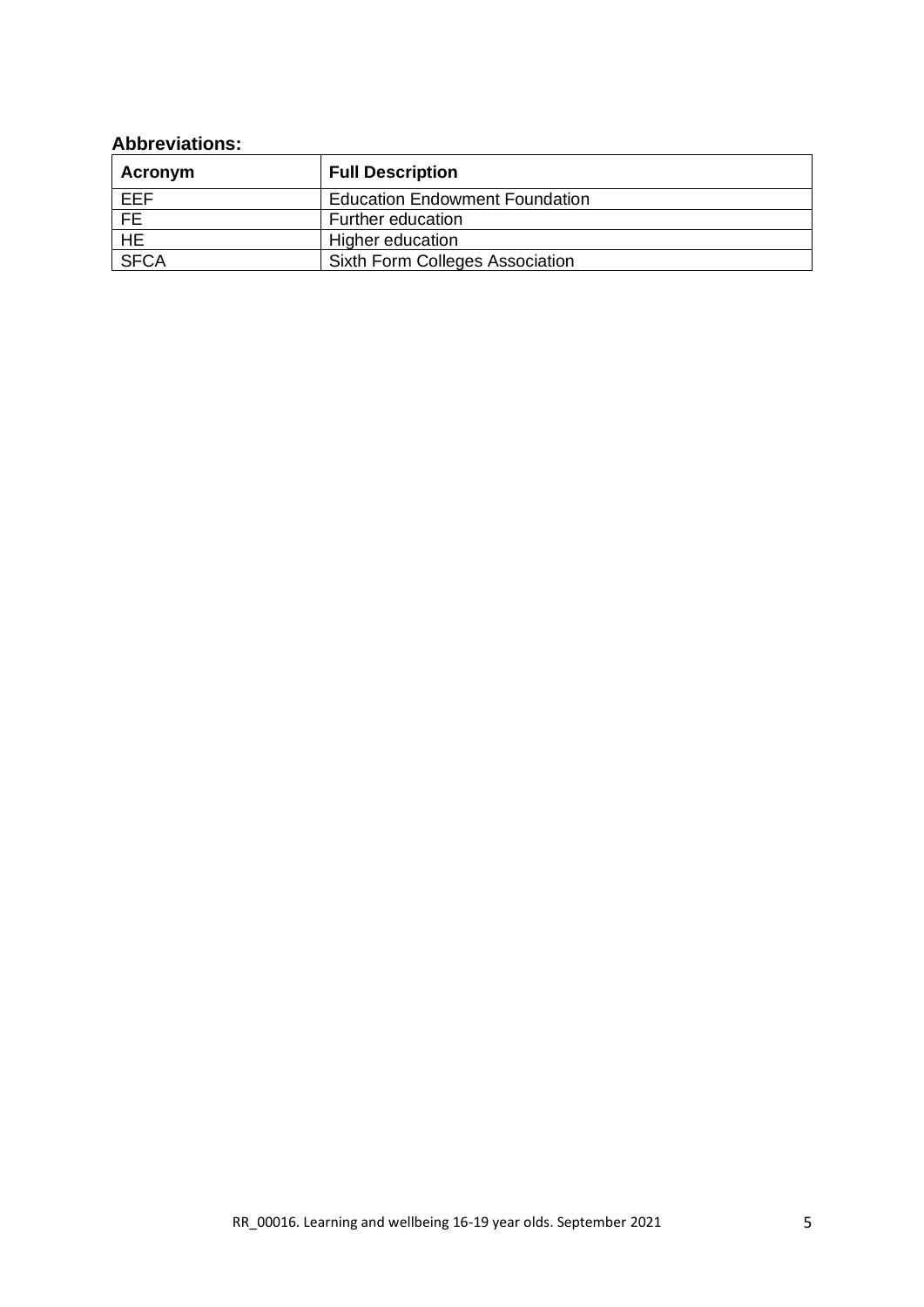**Abbreviations:**

| Acronym | Full Description |
|---|---|
| EEF | Education Endowment Foundation |
| FE | Further education |
| HE | Higher education |
| SFCA | Sixth Form Colleges Association |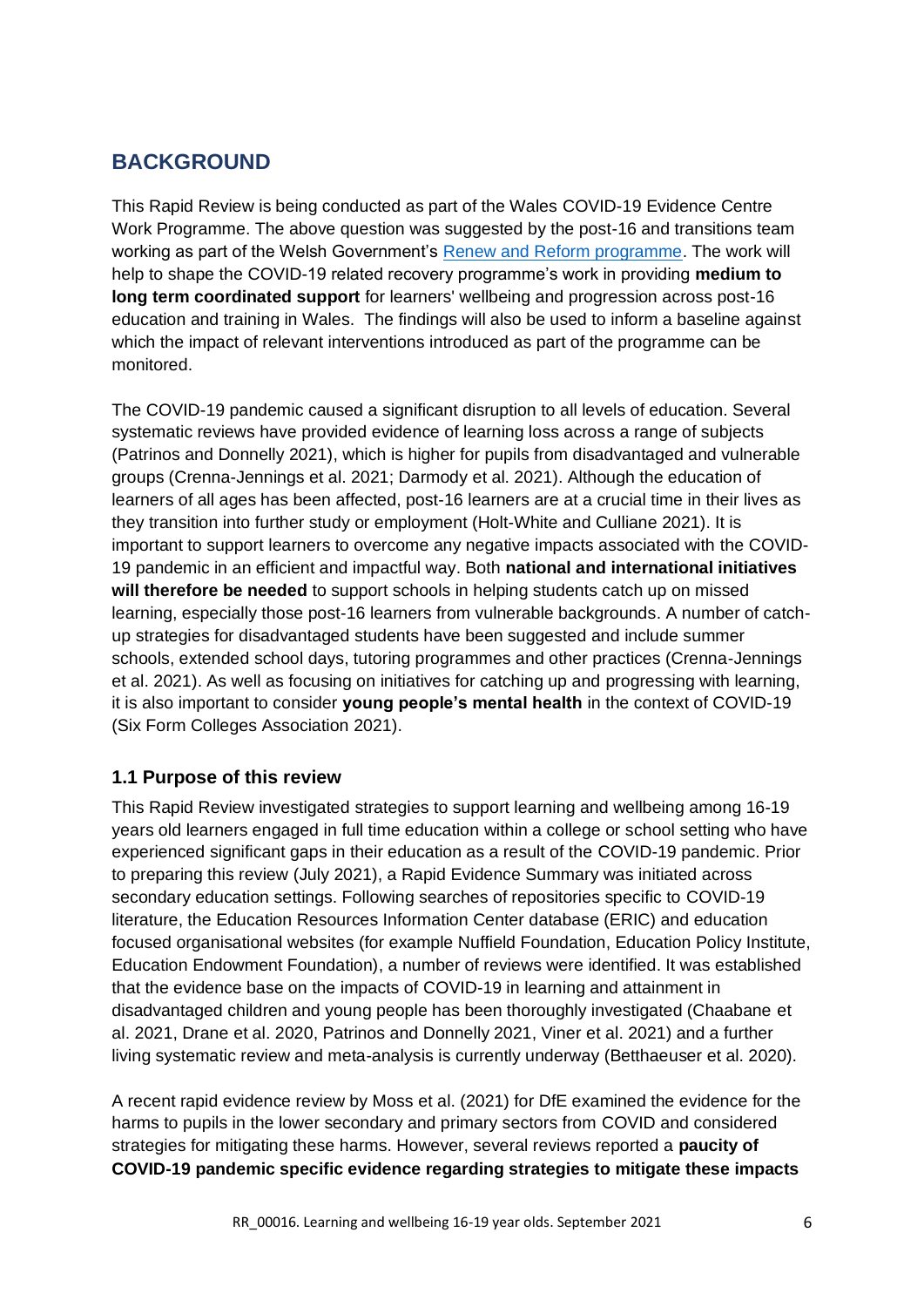## BACKGROUND

This Rapid Review is being conducted as part of the Wales COVID-19 Evidence Centre Work Programme. The above question was suggested by the post-16 and transitions team working as part of the Welsh Government's [Renew and Reform programme](). The work will help to shape the COVID-19 related recovery programme's work in providing **medium to long term coordinated support** for learners' wellbeing and progression across post-16 education and training in Wales. The findings will also be used to inform a baseline against which the impact of relevant interventions introduced as part of the programme can be monitored.

The COVID-19 pandemic caused a significant disruption to all levels of education. Several systematic reviews have provided evidence of learning loss across a range of subjects (Patrinos and Donnelly 2021), which is higher for pupils from disadvantaged and vulnerable groups (Crenna-Jennings et al. 2021; Darmody et al. 2021). Although the education of learners of all ages has been affected, post-16 learners are at a crucial time in their lives as they transition into further study or employment (Holt-White and Culliane 2021). It is important to support learners to overcome any negative impacts associated with the COVID-19 pandemic in an efficient and impactful way. Both **national and international initiatives will therefore be needed** to support schools in helping students catch up on missed learning, especially those post-16 learners from vulnerable backgrounds. A number of catch-up strategies for disadvantaged students have been suggested and include summer schools, extended school days, tutoring programmes and other practices (Crenna-Jennings et al. 2021). As well as focusing on initiatives for catching up and progressing with learning, it is also important to consider **young people's mental health** in the context of COVID-19 (Six Form Colleges Association 2021).

### 1.1 Purpose of this review

This Rapid Review investigated strategies to support learning and wellbeing among 16-19 years old learners engaged in full time education within a college or school setting who have experienced significant gaps in their education as a result of the COVID-19 pandemic. Prior to preparing this review (July 2021), a Rapid Evidence Summary was initiated across secondary education settings. Following searches of repositories specific to COVID-19 literature, the Education Resources Information Center database (ERIC) and education focused organisational websites (for example Nuffield Foundation, Education Policy Institute, Education Endowment Foundation), a number of reviews were identified. It was established that the evidence base on the impacts of COVID-19 in learning and attainment in disadvantaged children and young people has been thoroughly investigated (Chaabane et al. 2021, Drane et al. 2020, Patrinos and Donnelly 2021, Viner et al. 2021) and a further living systematic review and meta-analysis is currently underway (Betthaeuser et al. 2020).

A recent rapid evidence review by Moss et al. (2021) for DfE examined the evidence for the harms to pupils in the lower secondary and primary sectors from COVID and considered strategies for mitigating these harms. However, several reviews reported a **paucity of COVID-19 pandemic specific evidence regarding strategies to mitigate these impacts**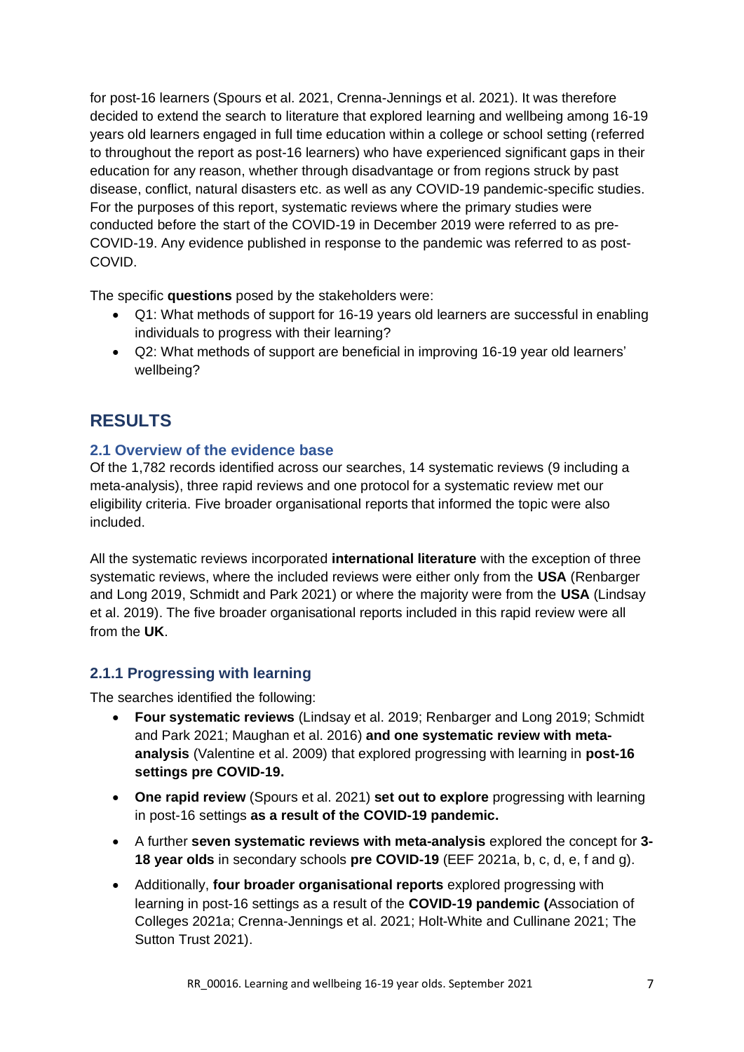for post-16 learners (Spours et al. 2021, Crenna-Jennings et al. 2021). It was therefore decided to extend the search to literature that explored learning and wellbeing among 16-19 years old learners engaged in full time education within a college or school setting (referred to throughout the report as post-16 learners) who have experienced significant gaps in their education for any reason, whether through disadvantage or from regions struck by past disease, conflict, natural disasters etc. as well as any COVID-19 pandemic-specific studies. For the purposes of this report, systematic reviews where the primary studies were conducted before the start of the COVID-19 in December 2019 were referred to as pre-COVID-19. Any evidence published in response to the pandemic was referred to as post-COVID.

The specific **questions** posed by the stakeholders were:

- Q1: What methods of support for 16-19 years old learners are successful in enabling individuals to progress with their learning?
- Q2: What methods of support are beneficial in improving 16-19 year old learners' wellbeing?

# RESULTS

## 2.1 Overview of the evidence base

Of the 1,782 records identified across our searches, 14 systematic reviews (9 including a meta-analysis), three rapid reviews and one protocol for a systematic review met our eligibility criteria. Five broader organisational reports that informed the topic were also included.

All the systematic reviews incorporated **international literature** with the exception of three systematic reviews, where the included reviews were either only from the **USA** (Renbarger and Long 2019, Schmidt and Park 2021) or where the majority were from the **USA** (Lindsay et al. 2019). The five broader organisational reports included in this rapid review were all from the **UK**.

### 2.1.1 Progressing with learning

The searches identified the following:

- **Four systematic reviews** (Lindsay et al. 2019; Renbarger and Long 2019; Schmidt and Park 2021; Maughan et al. 2016) **and one systematic review with meta-analysis** (Valentine et al. 2009) that explored progressing with learning in **post-16 settings pre COVID-19.**
- **One rapid review** (Spours et al. 2021) **set out to explore** progressing with learning in post-16 settings **as a result of the COVID-19 pandemic.**
- A further **seven systematic reviews with meta-analysis** explored the concept for **3-18 year olds** in secondary schools **pre COVID-19** (EEF 2021a, b, c, d, e, f and g).
- Additionally, **four broader organisational reports** explored progressing with learning in post-16 settings as a result of the **COVID-19 pandemic (**Association of Colleges 2021a; Crenna-Jennings et al. 2021; Holt-White and Cullinane 2021; The Sutton Trust 2021).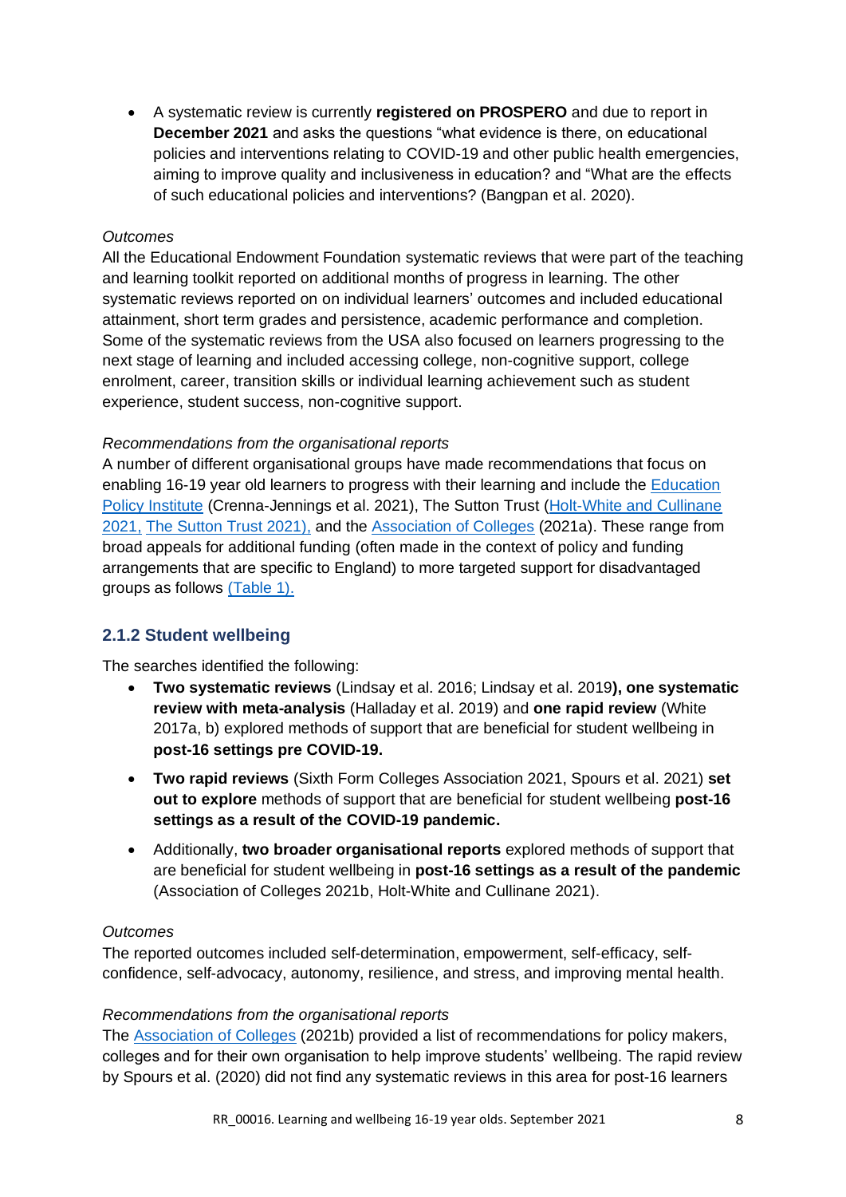- A systematic review is currently **registered on PROSPERO** and due to report in **December 2021** and asks the questions "what evidence is there, on educational policies and interventions relating to COVID-19 and other public health emergencies, aiming to improve quality and inclusiveness in education? and "What are the effects of such educational policies and interventions? (Bangpan et al. 2020).

*Outcomes*

All the Educational Endowment Foundation systematic reviews that were part of the teaching and learning toolkit reported on additional months of progress in learning. The other systematic reviews reported on on individual learners' outcomes and included educational attainment, short term grades and persistence, academic performance and completion. Some of the systematic reviews from the USA also focused on learners progressing to the next stage of learning and included accessing college, non-cognitive support, college enrolment, career, transition skills or individual learning achievement such as student experience, student success, non-cognitive support.

*Recommendations from the organisational reports*

A number of different organisational groups have made recommendations that focus on enabling 16-19 year old learners to progress with their learning and include the Education Policy Institute (Crenna-Jennings et al. 2021), The Sutton Trust (Holt-White and Cullinane 2021, The Sutton Trust 2021), and the Association of Colleges (2021a). These range from broad appeals for additional funding (often made in the context of policy and funding arrangements that are specific to England) to more targeted support for disadvantaged groups as follows (Table 1).

### 2.1.2 Student wellbeing

The searches identified the following:

- **Two systematic reviews** (Lindsay et al. 2016; Lindsay et al. 2019**), one systematic review with meta-analysis** (Halladay et al. 2019) and **one rapid review** (White 2017a, b) explored methods of support that are beneficial for student wellbeing in **post-16 settings pre COVID-19.**
- **Two rapid reviews** (Sixth Form Colleges Association 2021, Spours et al. 2021) **set out to explore** methods of support that are beneficial for student wellbeing **post-16 settings as a result of the COVID-19 pandemic.**
- Additionally, **two broader organisational reports** explored methods of support that are beneficial for student wellbeing in **post-16 settings as a result of the pandemic** (Association of Colleges 2021b, Holt-White and Cullinane 2021).

*Outcomes*

The reported outcomes included self-determination, empowerment, self-efficacy, self-confidence, self-advocacy, autonomy, resilience, and stress, and improving mental health.

*Recommendations from the organisational reports*

The Association of Colleges (2021b) provided a list of recommendations for policy makers, colleges and for their own organisation to help improve students' wellbeing. The rapid review by Spours et al. (2020) did not find any systematic reviews in this area for post-16 learners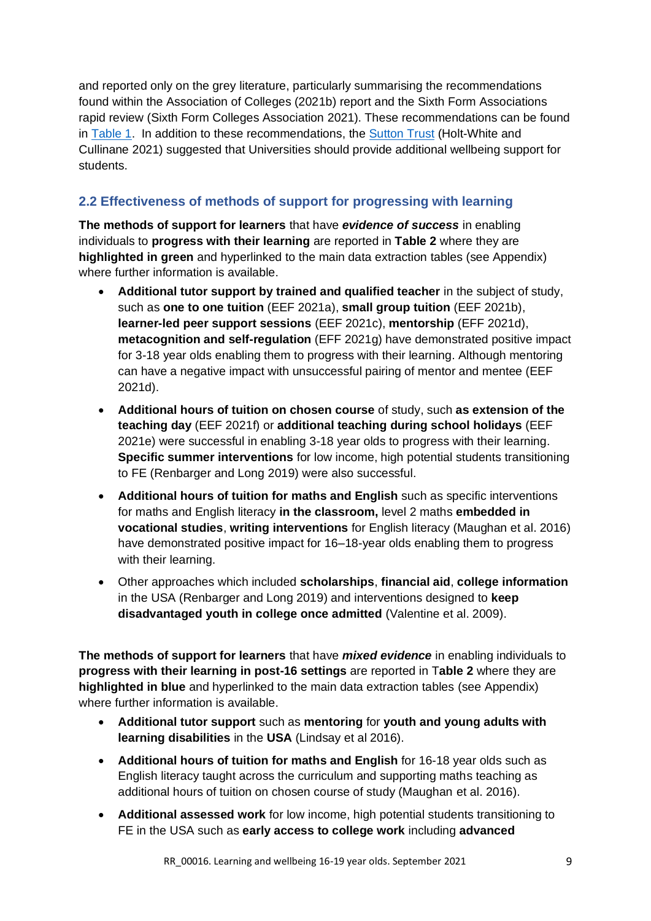and reported only on the grey literature, particularly summarising the recommendations found within the Association of Colleges (2021b) report and the Sixth Form Associations rapid review (Sixth Form Colleges Association 2021). These recommendations can be found in Table 1. In addition to these recommendations, the Sutton Trust (Holt-White and Cullinane 2021) suggested that Universities should provide additional wellbeing support for students.

## 2.2 Effectiveness of methods of support for progressing with learning

**The methods of support for learners** that have ***evidence of success*** in enabling individuals to **progress with their learning** are reported in **Table 2** where they are **highlighted in green** and hyperlinked to the main data extraction tables (see Appendix) where further information is available.

- **Additional tutor support by trained and qualified teacher** in the subject of study, such as **one to one tuition** (EEF 2021a), **small group tuition** (EEF 2021b), **learner-led peer support sessions** (EEF 2021c), **mentorship** (EFF 2021d), **metacognition and self-regulation** (EFF 2021g) have demonstrated positive impact for 3-18 year olds enabling them to progress with their learning. Although mentoring can have a negative impact with unsuccessful pairing of mentor and mentee (EEF 2021d).
- **Additional hours of tuition on chosen course** of study, such **as extension of the teaching day** (EEF 2021f) or **additional teaching during school holidays** (EEF 2021e) were successful in enabling 3-18 year olds to progress with their learning. **Specific summer interventions** for low income, high potential students transitioning to FE (Renbarger and Long 2019) were also successful.
- **Additional hours of tuition for maths and English** such as specific interventions for maths and English literacy **in the classroom,** level 2 maths **embedded in vocational studies**, **writing interventions** for English literacy (Maughan et al. 2016) have demonstrated positive impact for 16–18-year olds enabling them to progress with their learning.
- Other approaches which included **scholarships**, **financial aid**, **college information** in the USA (Renbarger and Long 2019) and interventions designed to **keep disadvantaged youth in college once admitted** (Valentine et al. 2009).

**The methods of support for learners** that have ***mixed evidence*** in enabling individuals to **progress with their learning in post-16 settings** are reported in T**able 2** where they are **highlighted in blue** and hyperlinked to the main data extraction tables (see Appendix) where further information is available.

- **Additional tutor support** such as **mentoring** for **youth and young adults with learning disabilities** in the **USA** (Lindsay et al 2016).
- **Additional hours of tuition for maths and English** for 16-18 year olds such as English literacy taught across the curriculum and supporting maths teaching as additional hours of tuition on chosen course of study (Maughan et al. 2016).
- **Additional assessed work** for low income, high potential students transitioning to FE in the USA such as **early access to college work** including **advanced**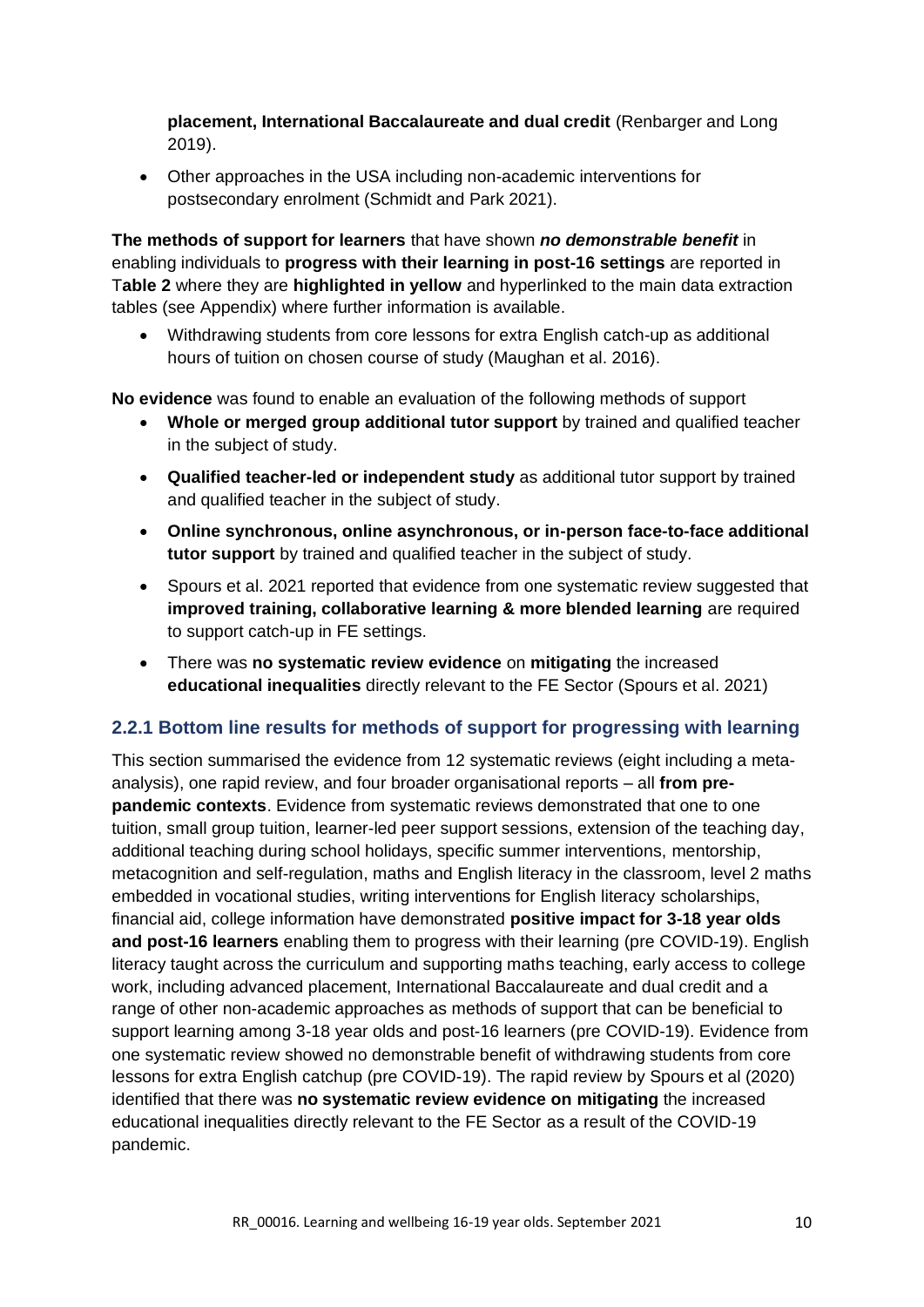**placement, International Baccalaureate and dual credit** (Renbarger and Long 2019).

- Other approaches in the USA including non-academic interventions for postsecondary enrolment (Schmidt and Park 2021).

**The methods of support for learners** that have shown ***no demonstrable benefit*** in enabling individuals to **progress with their learning in post-16 settings** are reported in T**able 2** where they are **highlighted in yellow** and hyperlinked to the main data extraction tables (see Appendix) where further information is available.

- Withdrawing students from core lessons for extra English catch-up as additional hours of tuition on chosen course of study (Maughan et al. 2016).

**No evidence** was found to enable an evaluation of the following methods of support

- **Whole or merged group additional tutor support** by trained and qualified teacher in the subject of study.
- **Qualified teacher-led or independent study** as additional tutor support by trained and qualified teacher in the subject of study.
- **Online synchronous, online asynchronous, or in-person face-to-face additional tutor support** by trained and qualified teacher in the subject of study.
- Spours et al. 2021 reported that evidence from one systematic review suggested that **improved training, collaborative learning & more blended learning** are required to support catch-up in FE settings.
- There was **no systematic review evidence** on **mitigating** the increased **educational inequalities** directly relevant to the FE Sector (Spours et al. 2021)

### 2.2.1 Bottom line results for methods of support for progressing with learning

This section summarised the evidence from 12 systematic reviews (eight including a meta-analysis), one rapid review, and four broader organisational reports – all **from pre-pandemic contexts**. Evidence from systematic reviews demonstrated that one to one tuition, small group tuition, learner-led peer support sessions, extension of the teaching day, additional teaching during school holidays, specific summer interventions, mentorship, metacognition and self-regulation, maths and English literacy in the classroom, level 2 maths embedded in vocational studies, writing interventions for English literacy scholarships, financial aid, college information have demonstrated **positive impact for 3-18 year olds and post-16 learners** enabling them to progress with their learning (pre COVID-19). English literacy taught across the curriculum and supporting maths teaching, early access to college work, including advanced placement, International Baccalaureate and dual credit and a range of other non-academic approaches as methods of support that can be beneficial to support learning among 3-18 year olds and post-16 learners (pre COVID-19). Evidence from one systematic review showed no demonstrable benefit of withdrawing students from core lessons for extra English catchup (pre COVID-19). The rapid review by Spours et al (2020) identified that there was **no systematic review evidence on mitigating** the increased educational inequalities directly relevant to the FE Sector as a result of the COVID-19 pandemic.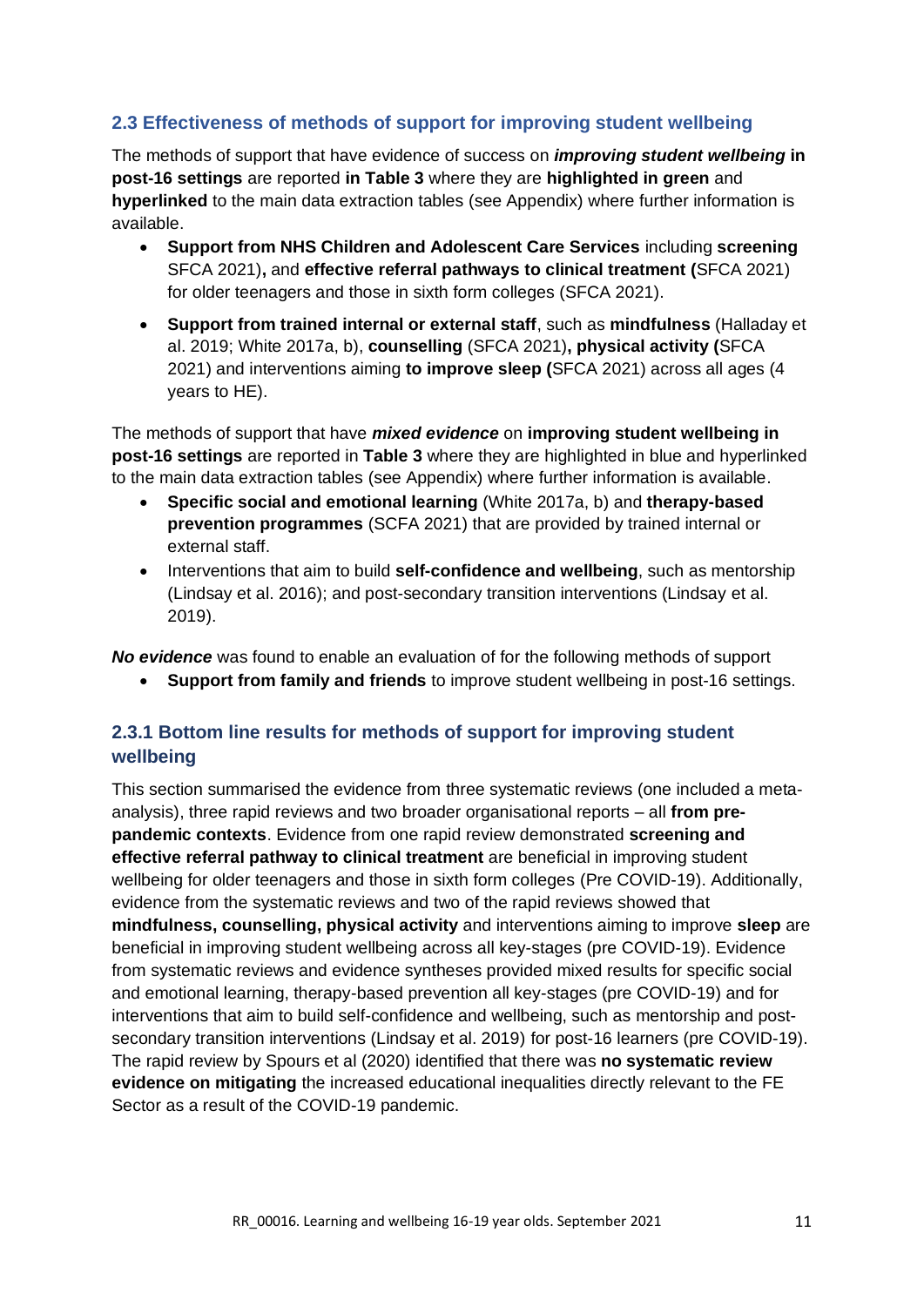### 2.3 Effectiveness of methods of support for improving student wellbeing

The methods of support that have evidence of success on ***improving student wellbeing*** **in post-16 settings** are reported **in Table 3** where they are **highlighted in green** and **hyperlinked** to the main data extraction tables (see Appendix) where further information is available.

- **Support from NHS Children and Adolescent Care Services** including **screening** SFCA 2021)**,** and **effective referral pathways to clinical treatment (**SFCA 2021) for older teenagers and those in sixth form colleges (SFCA 2021).
- **Support from trained internal or external staff**, such as **mindfulness** (Halladay et al. 2019; White 2017a, b), **counselling** (SFCA 2021)**, physical activity (**SFCA 2021) and interventions aiming **to improve sleep (**SFCA 2021) across all ages (4 years to HE).

The methods of support that have ***mixed evidence*** on **improving student wellbeing in post-16 settings** are reported in **Table 3** where they are highlighted in blue and hyperlinked to the main data extraction tables (see Appendix) where further information is available.

- **Specific social and emotional learning** (White 2017a, b) and **therapy-based prevention programmes** (SCFA 2021) that are provided by trained internal or external staff.
- Interventions that aim to build **self-confidence and wellbeing**, such as mentorship (Lindsay et al. 2016); and post-secondary transition interventions (Lindsay et al. 2019).

***No evidence*** was found to enable an evaluation of for the following methods of support

- **Support from family and friends** to improve student wellbeing in post-16 settings.

#### 2.3.1 Bottom line results for methods of support for improving student wellbeing

This section summarised the evidence from three systematic reviews (one included a meta-analysis), three rapid reviews and two broader organisational reports – all **from pre-pandemic contexts**. Evidence from one rapid review demonstrated **screening and effective referral pathway to clinical treatment** are beneficial in improving student wellbeing for older teenagers and those in sixth form colleges (Pre COVID-19). Additionally, evidence from the systematic reviews and two of the rapid reviews showed that **mindfulness, counselling, physical activity** and interventions aiming to improve **sleep** are beneficial in improving student wellbeing across all key-stages (pre COVID-19). Evidence from systematic reviews and evidence syntheses provided mixed results for specific social and emotional learning, therapy-based prevention all key-stages (pre COVID-19) and for interventions that aim to build self-confidence and wellbeing, such as mentorship and post-secondary transition interventions (Lindsay et al. 2019) for post-16 learners (pre COVID-19). The rapid review by Spours et al (2020) identified that there was **no systematic review evidence on mitigating** the increased educational inequalities directly relevant to the FE Sector as a result of the COVID-19 pandemic.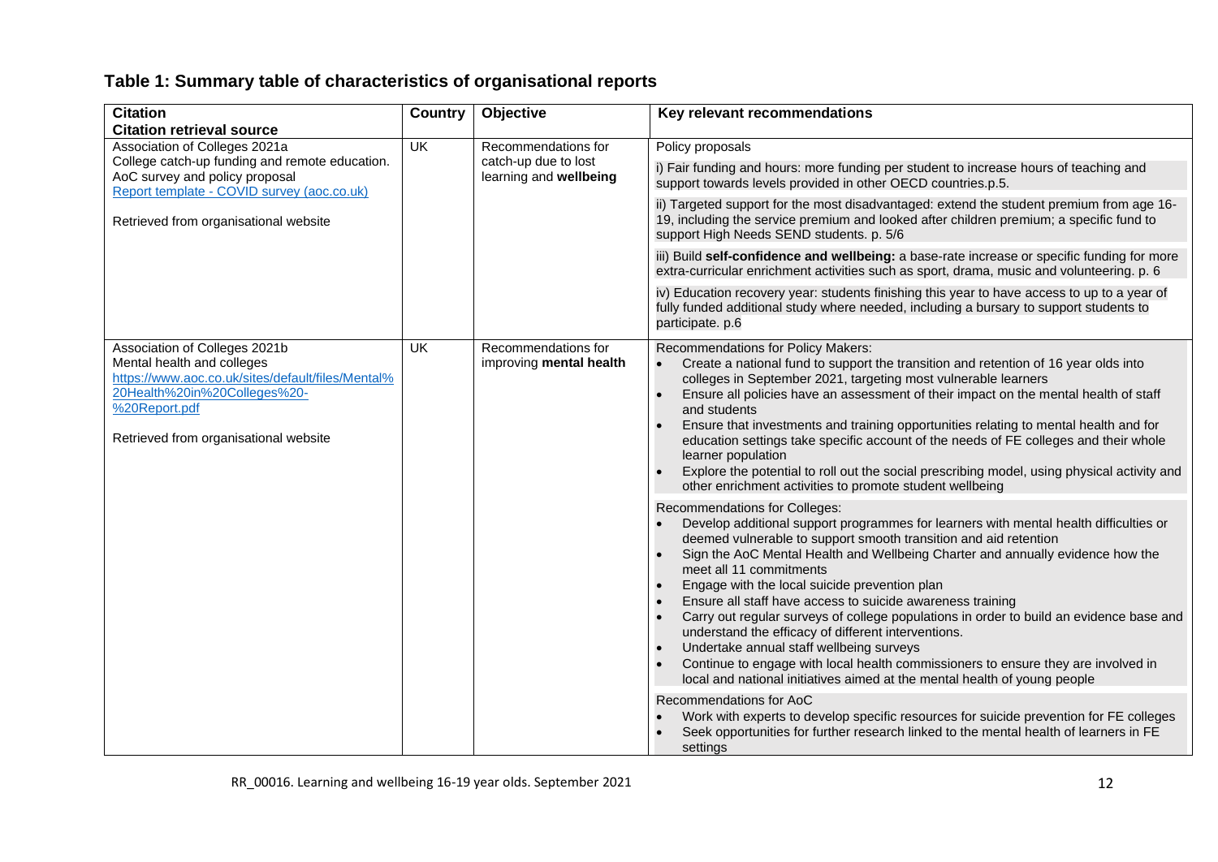## Table 1: Summary table of characteristics of organisational reports

| Citation<br>Citation retrieval source | Country | Objective | Key relevant recommendations |
|---|---|---|---|
| Association of Colleges 2021a<br>College catch-up funding and remote education. AoC survey and policy proposal<br>Report template - COVID survey (aoc.co.uk)<br><br>Retrieved from organisational website | UK | Recommendations for catch-up due to lost learning and **wellbeing** | Policy proposals<br><br>i) Fair funding and hours: more funding per student to increase hours of teaching and support towards levels provided in other OECD countries.p.5.<br><br>ii) Targeted support for the most disadvantaged: extend the student premium from age 16-19, including the service premium and looked after children premium; a specific fund to support High Needs SEND students. p. 5/6<br><br>iii) Build **self-confidence and wellbeing:** a base-rate increase or specific funding for more extra-curricular enrichment activities such as sport, drama, music and volunteering. p. 6<br><br>iv) Education recovery year: students finishing this year to have access to up to a year of fully funded additional study where needed, including a bursary to support students to participate. p.6 |
| Association of Colleges 2021b<br>Mental health and colleges<br>https://www.aoc.co.uk/sites/default/files/Mental%20Health%20in%20Colleges%20-%20Report.pdf<br><br>Retrieved from organisational website | UK | Recommendations for improving **mental health** | Recommendations for Policy Makers:<br>• Create a national fund to support the transition and retention of 16 year olds into colleges in September 2021, targeting most vulnerable learners<br>• Ensure all policies have an assessment of their impact on the mental health of staff and students<br>• Ensure that investments and training opportunities relating to mental health and for education settings take specific account of the needs of FE colleges and their whole learner population<br>• Explore the potential to roll out the social prescribing model, using physical activity and other enrichment activities to promote student wellbeing<br><br>Recommendations for Colleges:<br>• Develop additional support programmes for learners with mental health difficulties or deemed vulnerable to support smooth transition and aid retention<br>• Sign the AoC Mental Health and Wellbeing Charter and annually evidence how the meet all 11 commitments<br>• Engage with the local suicide prevention plan<br>• Ensure all staff have access to suicide awareness training<br>• Carry out regular surveys of college populations in order to build an evidence base and understand the efficacy of different interventions.<br>• Undertake annual staff wellbeing surveys<br>• Continue to engage with local health commissioners to ensure they are involved in local and national initiatives aimed at the mental health of young people<br><br>Recommendations for AoC<br>• Work with experts to develop specific resources for suicide prevention for FE colleges<br>• Seek opportunities for further research linked to the mental health of learners in FE settings |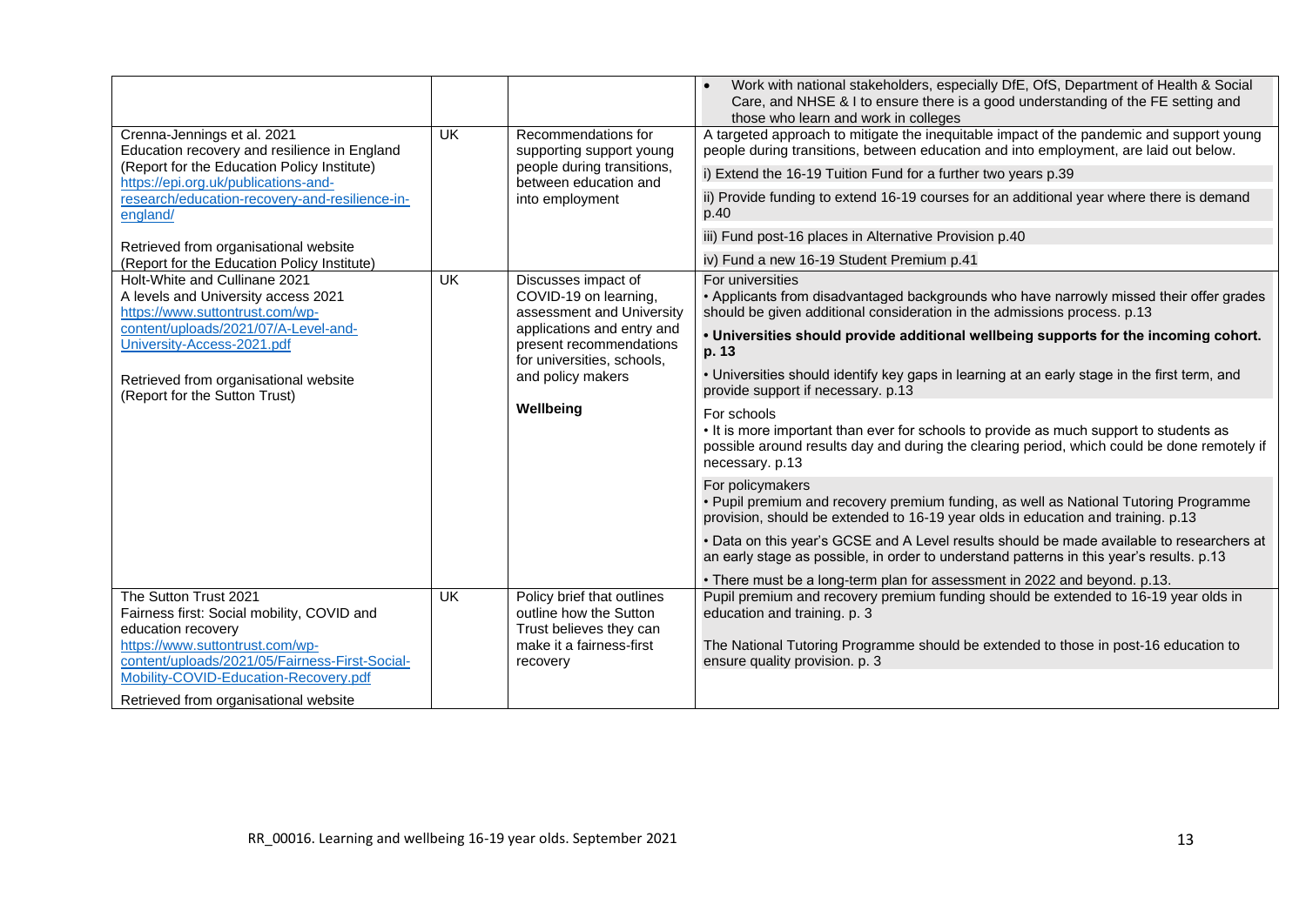| | | | |
|---|---|---|---|
| | | | • Work with national stakeholders, especially DfE, OfS, Department of Health & Social Care, and NHSE & I to ensure there is a good understanding of the FE setting and those who learn and work in colleges |
| Crenna-Jennings et al. 2021<br>Education recovery and resilience in England<br>(Report for the Education Policy Institute)<br>https://epi.org.uk/publications-and-research/education-recovery-and-resilience-in-england/<br><br>Retrieved from organisational website<br>(Report for the Education Policy Institute) | UK | Recommendations for supporting support young people during transitions, between education and into employment | A targeted approach to mitigate the inequitable impact of the pandemic and support young people during transitions, between education and into employment, are laid out below.<br>i) Extend the 16-19 Tuition Fund for a further two years p.39<br>ii) Provide funding to extend 16-19 courses for an additional year where there is demand p.40<br>iii) Fund post-16 places in Alternative Provision p.40<br>iv) Fund a new 16-19 Student Premium p.41 |
| Holt-White and Cullinane 2021<br>A levels and University access 2021<br>https://www.suttontrust.com/wp-content/uploads/2021/07/A-Level-and-University-Access-2021.pdf<br><br>Retrieved from organisational website<br>(Report for the Sutton Trust) | UK | Discusses impact of COVID-19 on learning, assessment and University applications and entry and present recommendations for universities, schools, and policy makers<br><br>**Wellbeing** | For universities<br>• Applicants from disadvantaged backgrounds who have narrowly missed their offer grades should be given additional consideration in the admissions process. p.13<br>**• Universities should provide additional wellbeing supports for the incoming cohort. p. 13**<br>• Universities should identify key gaps in learning at an early stage in the first term, and provide support if necessary. p.13<br>For schools<br>• It is more important than ever for schools to provide as much support to students as possible around results day and during the clearing period, which could be done remotely if necessary. p.13<br>For policymakers<br>• Pupil premium and recovery premium funding, as well as National Tutoring Programme provision, should be extended to 16-19 year olds in education and training. p.13<br>• Data on this year's GCSE and A Level results should be made available to researchers at an early stage as possible, in order to understand patterns in this year's results. p.13<br>• There must be a long-term plan for assessment in 2022 and beyond. p.13. |
| The Sutton Trust 2021<br>Fairness first: Social mobility, COVID and education recovery<br>https://www.suttontrust.com/wp-content/uploads/2021/05/Fairness-First-Social-Mobility-COVID-Education-Recovery.pdf<br>Retrieved from organisational website | UK | Policy brief that outlines how the Sutton Trust believes they can make it a fairness-first recovery | Pupil premium and recovery premium funding should be extended to 16-19 year olds in education and training. p. 3<br><br>The National Tutoring Programme should be extended to those in post-16 education to ensure quality provision. p. 3 |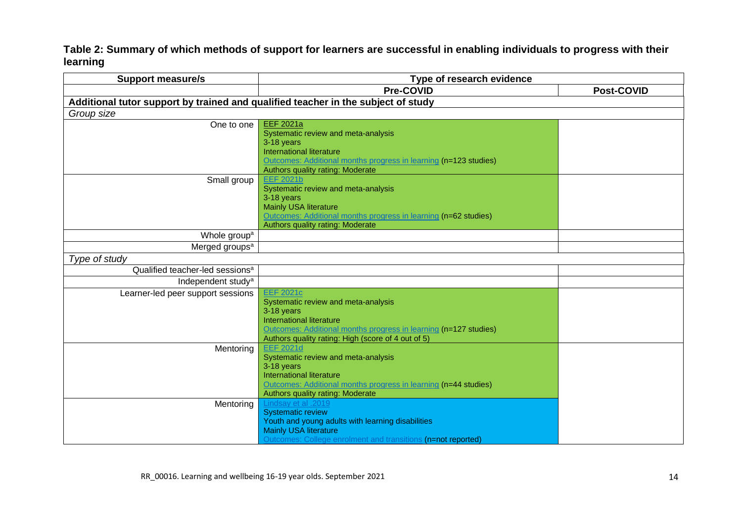**Table 2: Summary of which methods of support for learners are successful in enabling individuals to progress with their learning**

| Support measure/s | Type of research evidence | |
|---|---|---|
| | **Pre-COVID** | **Post-COVID** |
| **Additional tutor support by trained and qualified teacher in the subject of study** | | |
| *Group size* | | |
| One to one | EEF 2021a<br>Systematic review and meta-analysis<br>3-18 years<br>International literature<br>Outcomes: Additional months progress in learning (n=123 studies)<br>Authors quality rating: Moderate | |
| Small group | EEF 2021b<br>Systematic review and meta-analysis<br>3-18 years<br>Mainly USA literature<br>Outcomes: Additional months progress in learning (n=62 studies)<br>Authors quality rating: Moderate | |
| Whole group[a] | | |
| Merged groups[a] | | |
| *Type of study* | | |
| Qualified teacher-led sessions[a] | | |
| Independent study[a] | | |
| Learner-led peer support sessions | EEF 2021c<br>Systematic review and meta-analysis<br>3-18 years<br>International literature<br>Outcomes: Additional months progress in learning (n=127 studies)<br>Authors quality rating: High (score of 4 out of 5) | |
| Mentoring | EEF 2021d<br>Systematic review and meta-analysis<br>3-18 years<br>International literature<br>Outcomes: Additional months progress in learning (n=44 studies)<br>Authors quality rating: Moderate | |
| Mentoring | Lindsay et al .2019<br>Systematic review<br>Youth and young adults with learning disabilities<br>Mainly USA literature<br>Outcomes: College enrolment and transitions (n=not reported) | |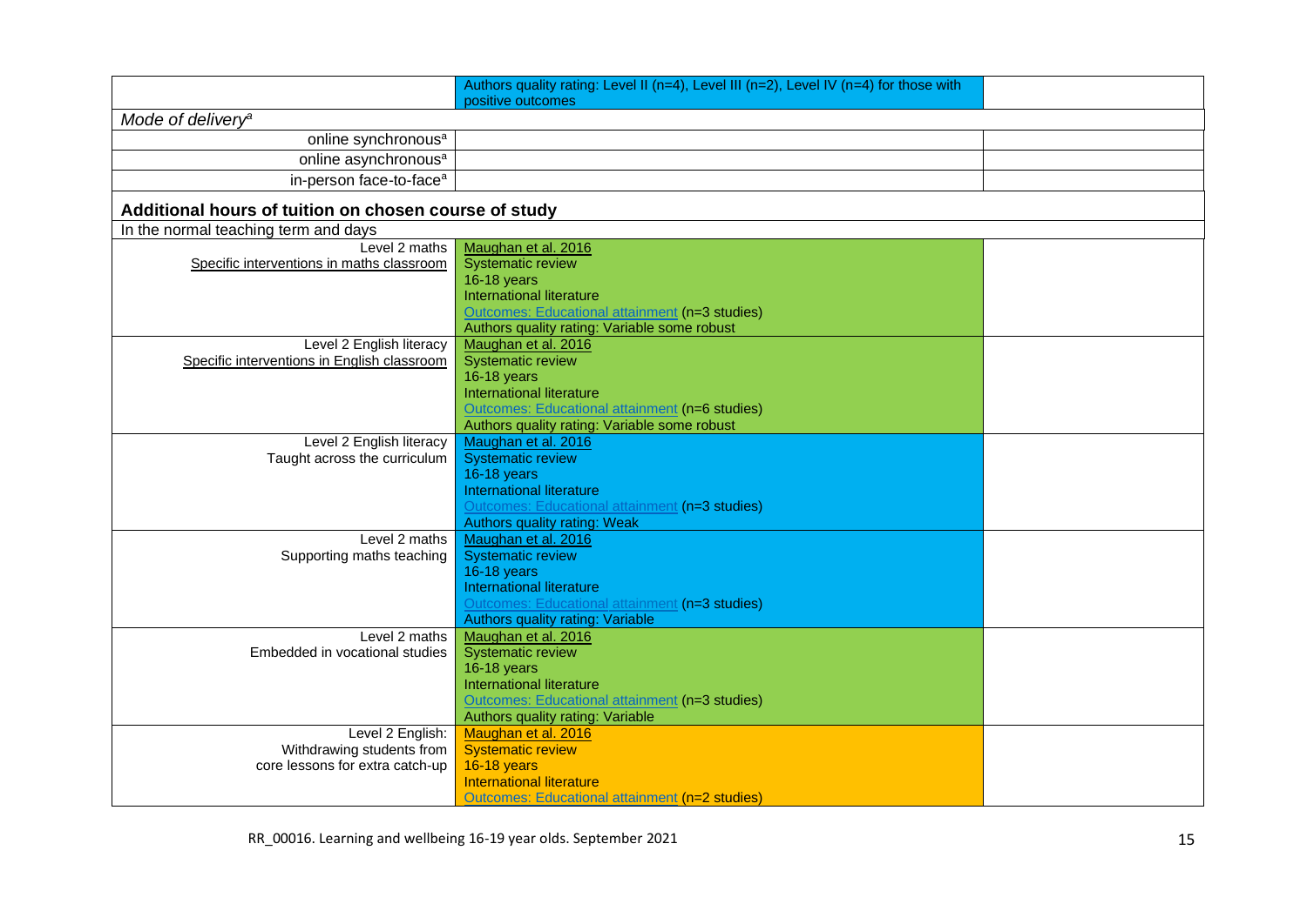| | | |
|---|---|---|
| | Authors quality rating: Level II (n=4), Level III (n=2), Level IV (n=4) for those with positive outcomes | |
| *Mode of delivery*[a] | | |
| online synchronous[a] | | |
| online asynchronous[a] | | |
| in-person face-to-face[a] | | |
| **Additional hours of tuition on chosen course of study** | | |
| In the normal teaching term and days | | |
| Level 2 maths<br>Specific interventions in maths classroom | Maughan et al. 2016<br>Systematic review<br>16-18 years<br>International literature<br>Outcomes: Educational attainment (n=3 studies)<br>Authors quality rating: Variable some robust | |
| Level 2 English literacy<br>Specific interventions in English classroom | Maughan et al. 2016<br>Systematic review<br>16-18 years<br>International literature<br>Outcomes: Educational attainment (n=6 studies)<br>Authors quality rating: Variable some robust | |
| Level 2 English literacy<br>Taught across the curriculum | Maughan et al. 2016<br>Systematic review<br>16-18 years<br>International literature<br>Outcomes: Educational attainment (n=3 studies)<br>Authors quality rating: Weak | |
| Level 2 maths<br>Supporting maths teaching | Maughan et al. 2016<br>Systematic review<br>16-18 years<br>International literature<br>Outcomes: Educational attainment (n=3 studies)<br>Authors quality rating: Variable | |
| Level 2 maths<br>Embedded in vocational studies | Maughan et al. 2016<br>Systematic review<br>16-18 years<br>International literature<br>Outcomes: Educational attainment (n=3 studies)<br>Authors quality rating: Variable | |
| Level 2 English:<br>Withdrawing students from core lessons for extra catch-up | Maughan et al. 2016<br>Systematic review<br>16-18 years<br>International literature<br>Outcomes: Educational attainment (n=2 studies) | |

RR_00016. Learning and wellbeing 16-19 year olds. September 2021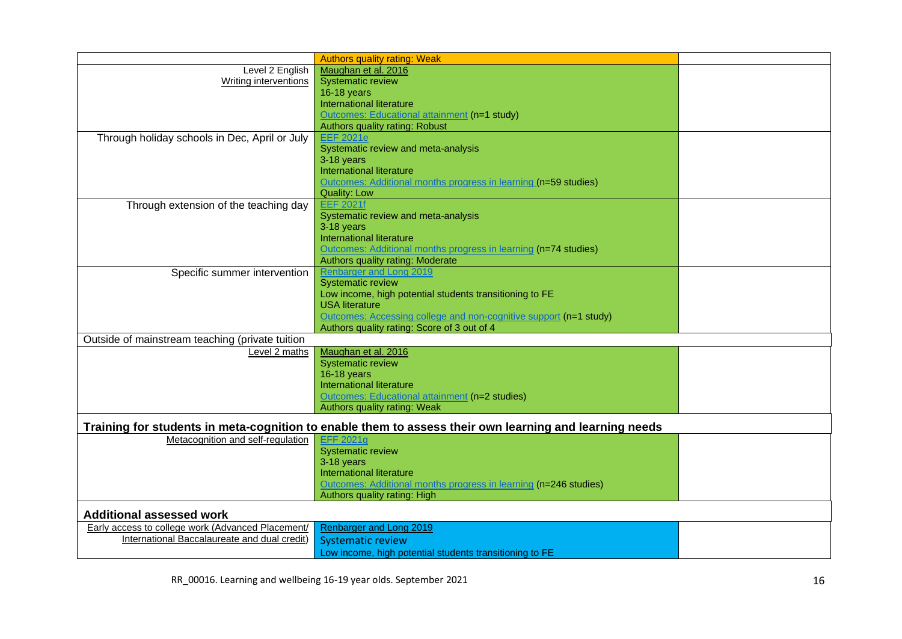| | | |
|---|---|---|
| | Authors quality rating: Weak | |
| Level 2 English<br>Writing interventions | Maughan et al. 2016<br>Systematic review<br>16-18 years<br>International literature<br>Outcomes: Educational attainment (n=1 study)<br>Authors quality rating: Robust | |
| Through holiday schools in Dec, April or July | EEF 2021e<br>Systematic review and meta-analysis<br>3-18 years<br>International literature<br>Outcomes: Additional months progress in learning (n=59 studies)<br>Quality: Low | |
| Through extension of the teaching day | EEF 2021f<br>Systematic review and meta-analysis<br>3-18 years<br>International literature<br>Outcomes: Additional months progress in learning (n=74 studies)<br>Authors quality rating: Moderate | |
| Specific summer intervention | Renbarger and Long 2019<br>Systematic review<br>Low income, high potential students transitioning to FE<br>USA literature<br>Outcomes: Accessing college and non-cognitive support (n=1 study)<br>Authors quality rating: Score of 3 out of 4 | |
| Outside of mainstream teaching (private tuition | | |
| Level 2 maths | Maughan et al. 2016<br>Systematic review<br>16-18 years<br>International literature<br>Outcomes: Educational attainment (n=2 studies)<br>Authors quality rating: Weak | |
| **Training for students in meta-cognition to enable them to assess their own learning and learning needs** | | |
| Metacognition and self-regulation | EFF 2021g<br>Systematic review<br>3-18 years<br>International literature<br>Outcomes: Additional months progress in learning (n=246 studies)<br>Authors quality rating: High | |
| **Additional assessed work** | | |
| Early access to college work (Advanced Placement/ International Baccalaureate and dual credit) | Renbarger and Long 2019<br>Systematic review<br>Low income, high potential students transitioning to FE | |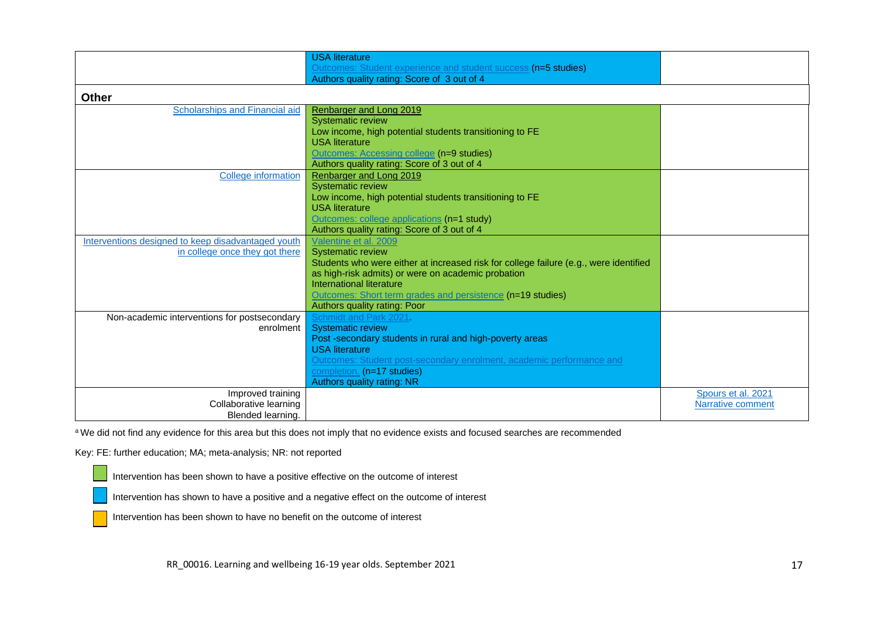| | | |
|---|---|---|
| | USA literature<br>Outcomes: Student experience and student success (n=5 studies)<br>Authors quality rating: Score of 3 out of 4 | |
| **Other** | | |
| Scholarships and Financial aid | Renbarger and Long 2019<br>Systematic review<br>Low income, high potential students transitioning to FE<br>USA literature<br>Outcomes: Accessing college (n=9 studies)<br>Authors quality rating: Score of 3 out of 4 | |
| College information | Renbarger and Long 2019<br>Systematic review<br>Low income, high potential students transitioning to FE<br>USA literature<br>Outcomes: college applications (n=1 study)<br>Authors quality rating: Score of 3 out of 4 | |
| Interventions designed to keep disadvantaged youth in college once they got there | Valentine et al. 2009<br>Systematic review<br>Students who were either at increased risk for college failure (e.g., were identified as high-risk admits) or were on academic probation<br>International literature<br>Outcomes: Short term grades and persistence (n=19 studies)<br>Authors quality rating: Poor | |
| Non-academic interventions for postsecondary enrolment | Schmidt and Park 2021.<br>Systematic review<br>Post -secondary students in rural and high-poverty areas<br>USA literature<br>Outcomes: Student post-secondary enrolment, academic performance and completion. (n=17 studies)<br>Authors quality rating: NR | |
| Improved training<br>Collaborative learning<br>Blended learning. | | Spours et al. 2021<br>Narrative comment |

[a] We did not find any evidence for this area but this does not imply that no evidence exists and focused searches are recommended

Key: FE: further education; MA; meta-analysis; NR: not reported

- Green: Intervention has been shown to have a positive effective on the outcome of interest
- Blue: Intervention has shown to have a positive and a negative effect on the outcome of interest
- Orange: Intervention has been shown to have no benefit on the outcome of interest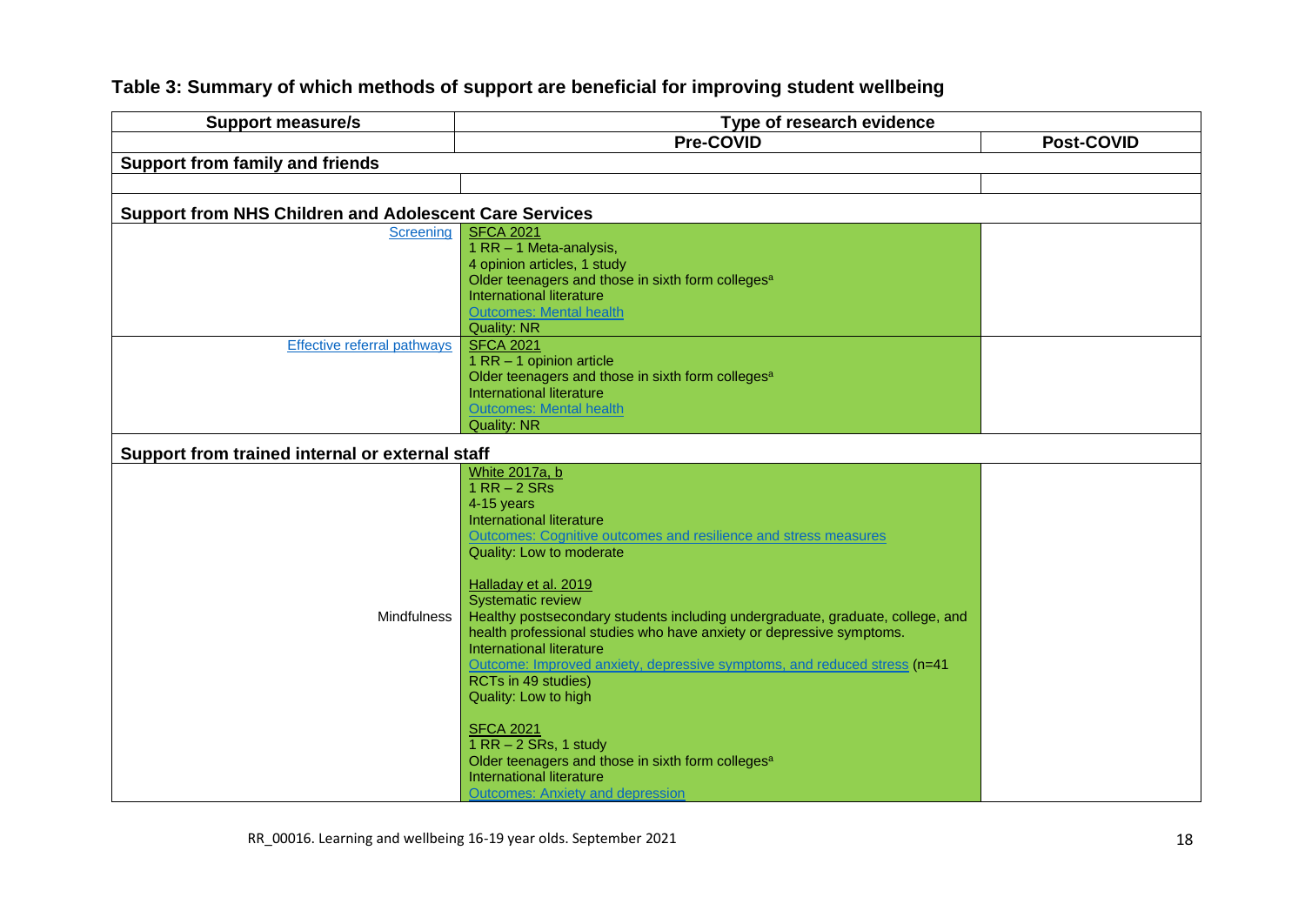## Table 3: Summary of which methods of support are beneficial for improving student wellbeing

| Support measure/s | Type of research evidence | |
|---|---|---|
| | **Pre-COVID** | **Post-COVID** |
| **Support from family and friends** | | |
| | | |
| **Support from NHS Children and Adolescent Care Services** | | |
| Screening | SFCA 2021<br>1 RR – 1 Meta-analysis,<br>4 opinion articles, 1 study<br>Older teenagers and those in sixth form colleges[a]<br>International literature<br>Outcomes: Mental health<br>Quality: NR | |
| Effective referral pathways | SFCA 2021<br>1 RR – 1 opinion article<br>Older teenagers and those in sixth form colleges[a]<br>International literature<br>Outcomes: Mental health<br>Quality: NR | |
| **Support from trained internal or external staff** | | |
| Mindfulness | White 2017a, b<br>1 RR – 2 SRs<br>4-15 years<br>International literature<br>Outcomes: Cognitive outcomes and resilience and stress measures<br>Quality: Low to moderate<br><br>Halladay et al. 2019<br>Systematic review<br>Healthy postsecondary students including undergraduate, graduate, college, and health professional studies who have anxiety or depressive symptoms.<br>International literature<br>Outcome: Improved anxiety, depressive symptoms, and reduced stress (n=41 RCTs in 49 studies)<br>Quality: Low to high<br><br>SFCA 2021<br>1 RR – 2 SRs, 1 study<br>Older teenagers and those in sixth form colleges[a]<br>International literature<br>Outcomes: Anxiety and depression | |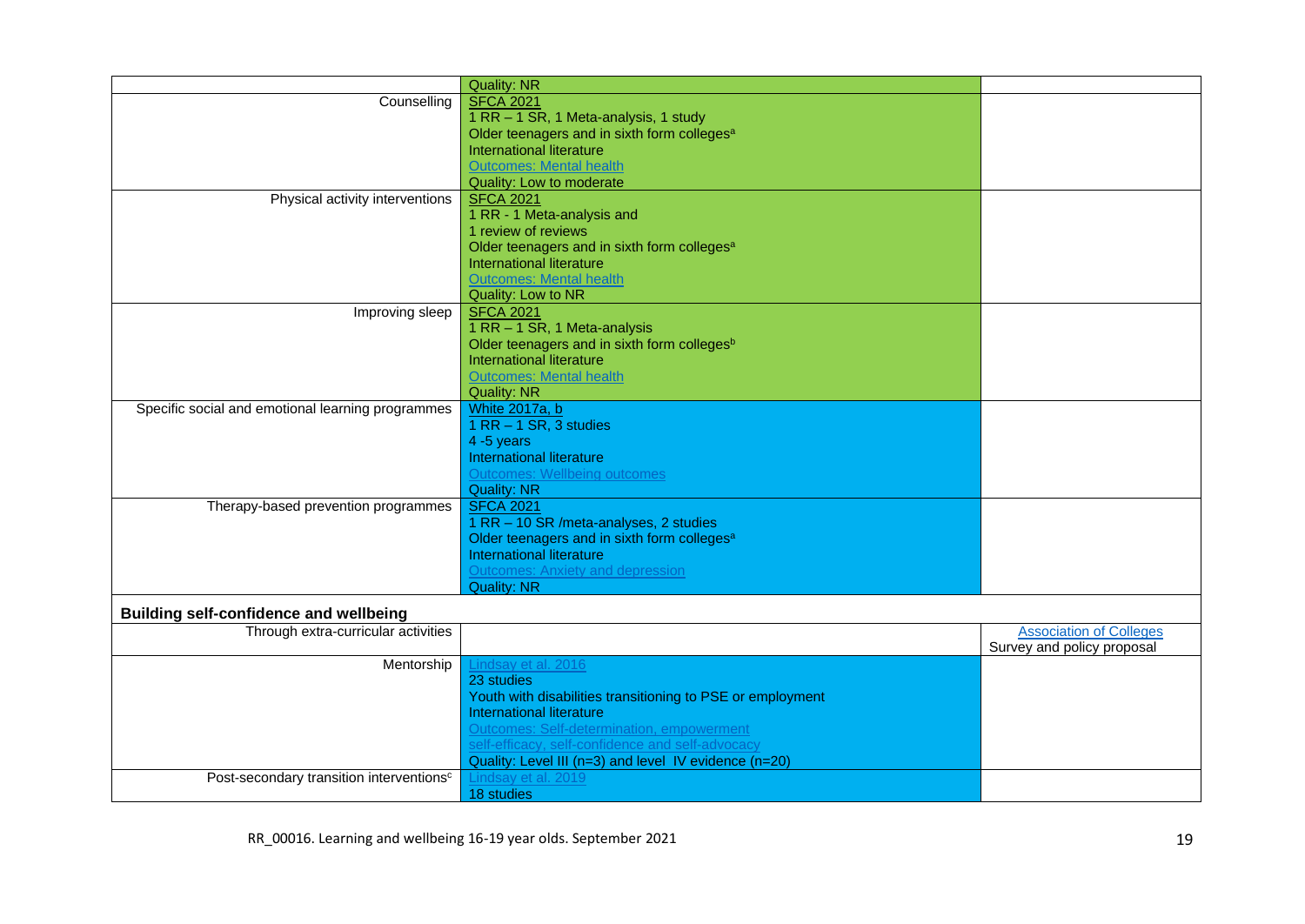| | | |
|---|---|---|
| | Quality: NR | |
| Counselling | SFCA 2021<br>1 RR – 1 SR, 1 Meta-analysis, 1 study<br>Older teenagers and in sixth form colleges[a]<br>International literature<br>Outcomes: Mental health<br>Quality: Low to moderate | |
| Physical activity interventions | SFCA 2021<br>1 RR - 1 Meta-analysis and<br>1 review of reviews<br>Older teenagers and in sixth form colleges[a]<br>International literature<br>Outcomes: Mental health<br>Quality: Low to NR | |
| Improving sleep | SFCA 2021<br>1 RR – 1 SR, 1 Meta-analysis<br>Older teenagers and in sixth form colleges[b]<br>International literature<br>Outcomes: Mental health<br>Quality: NR | |
| Specific social and emotional learning programmes | White 2017a, b<br>1 RR – 1 SR, 3 studies<br>4 -5 years<br>International literature<br>Outcomes: Wellbeing outcomes<br>Quality: NR | |
| Therapy-based prevention programmes | SFCA 2021<br>1 RR – 10 SR /meta-analyses, 2 studies<br>Older teenagers and in sixth form colleges[a]<br>International literature<br>Outcomes: Anxiety and depression<br>Quality: NR | |
| **Building self-confidence and wellbeing** | | |
| Through extra-curricular activities | | Association of Colleges<br>Survey and policy proposal |
| Mentorship | Lindsay et al. 2016<br>23 studies<br>Youth with disabilities transitioning to PSE or employment<br>International literature<br>Outcomes: Self-determination, empowerment<br>self-efficacy, self-confidence and self-advocacy<br>Quality: Level III (n=3) and level IV evidence (n=20) | |
| Post-secondary transition interventions[c] | Lindsay et al. 2019<br>18 studies | |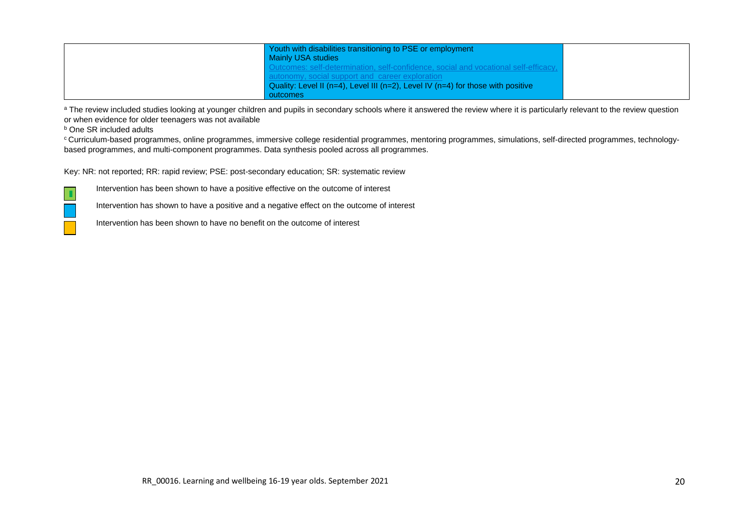| | | |
|---|---|---|
| | Youth with disabilities transitioning to PSE or employment<br>Mainly USA studies<br>Outcomes: self-determination, self-confidence, social and vocational self-efficacy, autonomy, social support and career exploration<br>Quality: Level II (n=4), Level III (n=2), Level IV (n=4) for those with positive outcomes | |

[a] The review included studies looking at younger children and pupils in secondary schools where it answered the review where it is particularly relevant to the review question or when evidence for older teenagers was not available

[b] One SR included adults

[c] Curriculum-based programmes, online programmes, immersive college residential programmes, mentoring programmes, simulations, self-directed programmes, technology-based programmes, and multi-component programmes. Data synthesis pooled across all programmes.

Key: NR: not reported; RR: rapid review; PSE: post-secondary education; SR: systematic review

- (green) Intervention has been shown to have a positive effective on the outcome of interest
- (blue) Intervention has shown to have a positive and a negative effect on the outcome of interest
- (orange) Intervention has been shown to have no benefit on the outcome of interest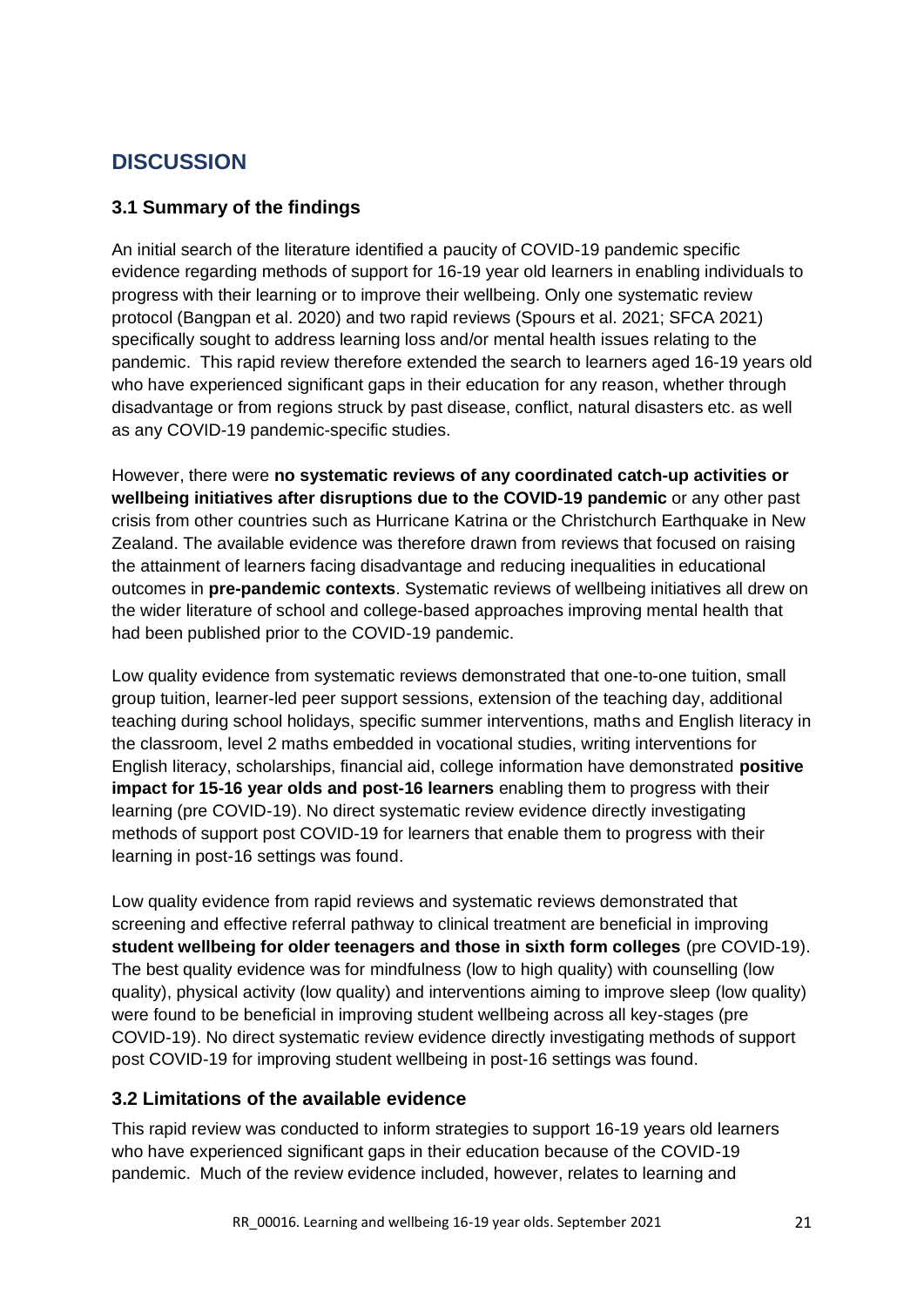# DISCUSSION

## 3.1 Summary of the findings

An initial search of the literature identified a paucity of COVID-19 pandemic specific evidence regarding methods of support for 16-19 year old learners in enabling individuals to progress with their learning or to improve their wellbeing. Only one systematic review protocol (Bangpan et al. 2020) and two rapid reviews (Spours et al. 2021; SFCA 2021) specifically sought to address learning loss and/or mental health issues relating to the pandemic. This rapid review therefore extended the search to learners aged 16-19 years old who have experienced significant gaps in their education for any reason, whether through disadvantage or from regions struck by past disease, conflict, natural disasters etc. as well as any COVID-19 pandemic-specific studies.

However, there were **no systematic reviews of any coordinated catch-up activities or wellbeing initiatives after disruptions due to the COVID-19 pandemic** or any other past crisis from other countries such as Hurricane Katrina or the Christchurch Earthquake in New Zealand. The available evidence was therefore drawn from reviews that focused on raising the attainment of learners facing disadvantage and reducing inequalities in educational outcomes in **pre-pandemic contexts**. Systematic reviews of wellbeing initiatives all drew on the wider literature of school and college-based approaches improving mental health that had been published prior to the COVID-19 pandemic.

Low quality evidence from systematic reviews demonstrated that one-to-one tuition, small group tuition, learner-led peer support sessions, extension of the teaching day, additional teaching during school holidays, specific summer interventions, maths and English literacy in the classroom, level 2 maths embedded in vocational studies, writing interventions for English literacy, scholarships, financial aid, college information have demonstrated **positive impact for 15-16 year olds and post-16 learners** enabling them to progress with their learning (pre COVID-19). No direct systematic review evidence directly investigating methods of support post COVID-19 for learners that enable them to progress with their learning in post-16 settings was found.

Low quality evidence from rapid reviews and systematic reviews demonstrated that screening and effective referral pathway to clinical treatment are beneficial in improving **student wellbeing for older teenagers and those in sixth form colleges** (pre COVID-19). The best quality evidence was for mindfulness (low to high quality) with counselling (low quality), physical activity (low quality) and interventions aiming to improve sleep (low quality) were found to be beneficial in improving student wellbeing across all key-stages (pre COVID-19). No direct systematic review evidence directly investigating methods of support post COVID-19 for improving student wellbeing in post-16 settings was found.

## 3.2 Limitations of the available evidence

This rapid review was conducted to inform strategies to support 16-19 years old learners who have experienced significant gaps in their education because of the COVID-19 pandemic. Much of the review evidence included, however, relates to learning and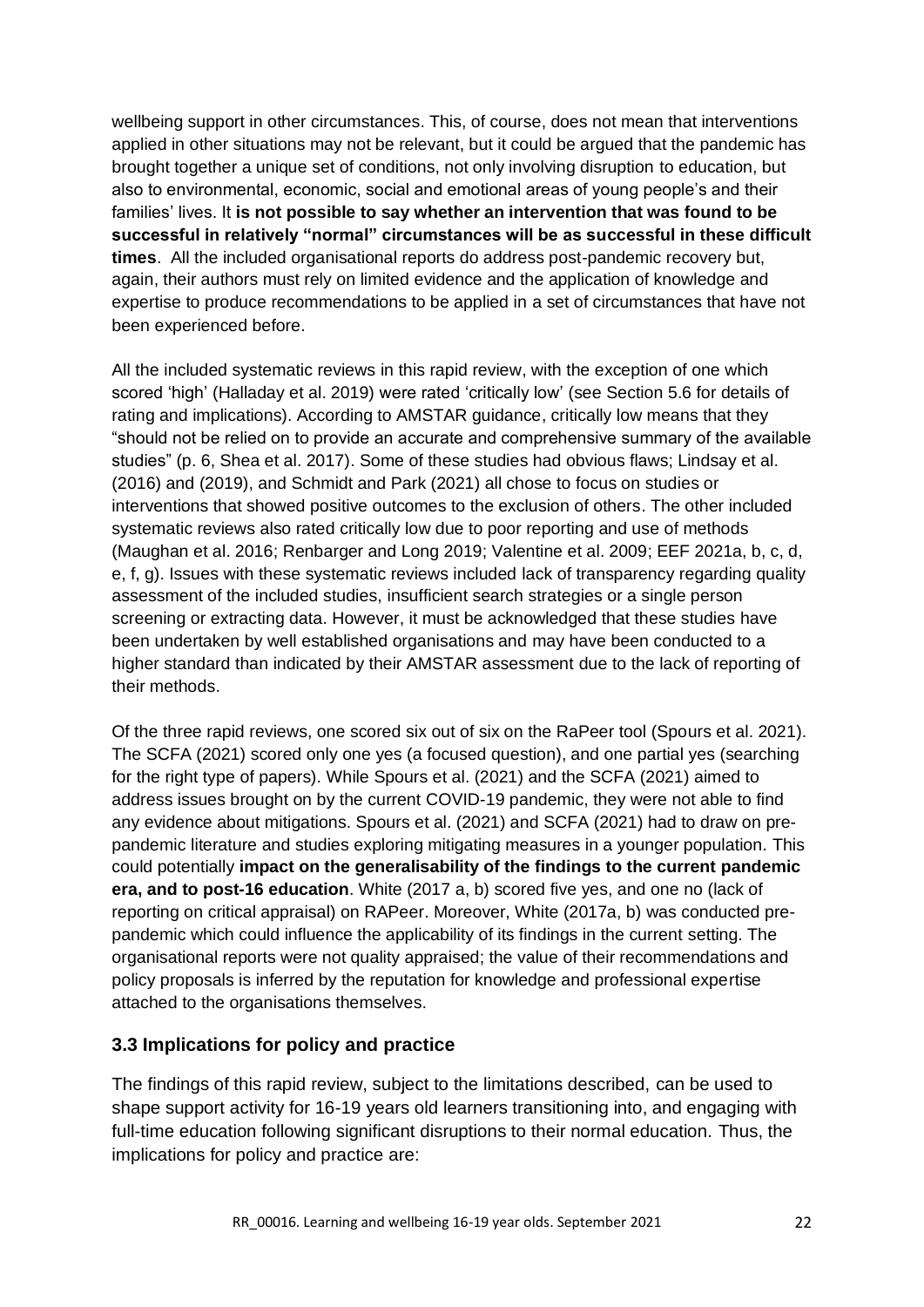wellbeing support in other circumstances. This, of course, does not mean that interventions applied in other situations may not be relevant, but it could be argued that the pandemic has brought together a unique set of conditions, not only involving disruption to education, but also to environmental, economic, social and emotional areas of young people's and their families' lives. It **is not possible to say whether an intervention that was found to be successful in relatively "normal" circumstances will be as successful in these difficult times**. All the included organisational reports do address post-pandemic recovery but, again, their authors must rely on limited evidence and the application of knowledge and expertise to produce recommendations to be applied in a set of circumstances that have not been experienced before.

All the included systematic reviews in this rapid review, with the exception of one which scored 'high' (Halladay et al. 2019) were rated 'critically low' (see Section 5.6 for details of rating and implications). According to AMSTAR guidance, critically low means that they "should not be relied on to provide an accurate and comprehensive summary of the available studies" (p. 6, Shea et al. 2017). Some of these studies had obvious flaws; Lindsay et al. (2016) and (2019), and Schmidt and Park (2021) all chose to focus on studies or interventions that showed positive outcomes to the exclusion of others. The other included systematic reviews also rated critically low due to poor reporting and use of methods (Maughan et al. 2016; Renbarger and Long 2019; Valentine et al. 2009; EEF 2021a, b, c, d, e, f, g). Issues with these systematic reviews included lack of transparency regarding quality assessment of the included studies, insufficient search strategies or a single person screening or extracting data. However, it must be acknowledged that these studies have been undertaken by well established organisations and may have been conducted to a higher standard than indicated by their AMSTAR assessment due to the lack of reporting of their methods.

Of the three rapid reviews, one scored six out of six on the RaPeer tool (Spours et al. 2021). The SCFA (2021) scored only one yes (a focused question), and one partial yes (searching for the right type of papers). While Spours et al. (2021) and the SCFA (2021) aimed to address issues brought on by the current COVID-19 pandemic, they were not able to find any evidence about mitigations. Spours et al. (2021) and SCFA (2021) had to draw on pre-pandemic literature and studies exploring mitigating measures in a younger population. This could potentially **impact on the generalisability of the findings to the current pandemic era, and to post-16 education**. White (2017 a, b) scored five yes, and one no (lack of reporting on critical appraisal) on RAPeer. Moreover, White (2017a, b) was conducted pre-pandemic which could influence the applicability of its findings in the current setting. The organisational reports were not quality appraised; the value of their recommendations and policy proposals is inferred by the reputation for knowledge and professional expertise attached to the organisations themselves.

### 3.3 Implications for policy and practice

The findings of this rapid review, subject to the limitations described, can be used to shape support activity for 16-19 years old learners transitioning into, and engaging with full-time education following significant disruptions to their normal education. Thus, the implications for policy and practice are: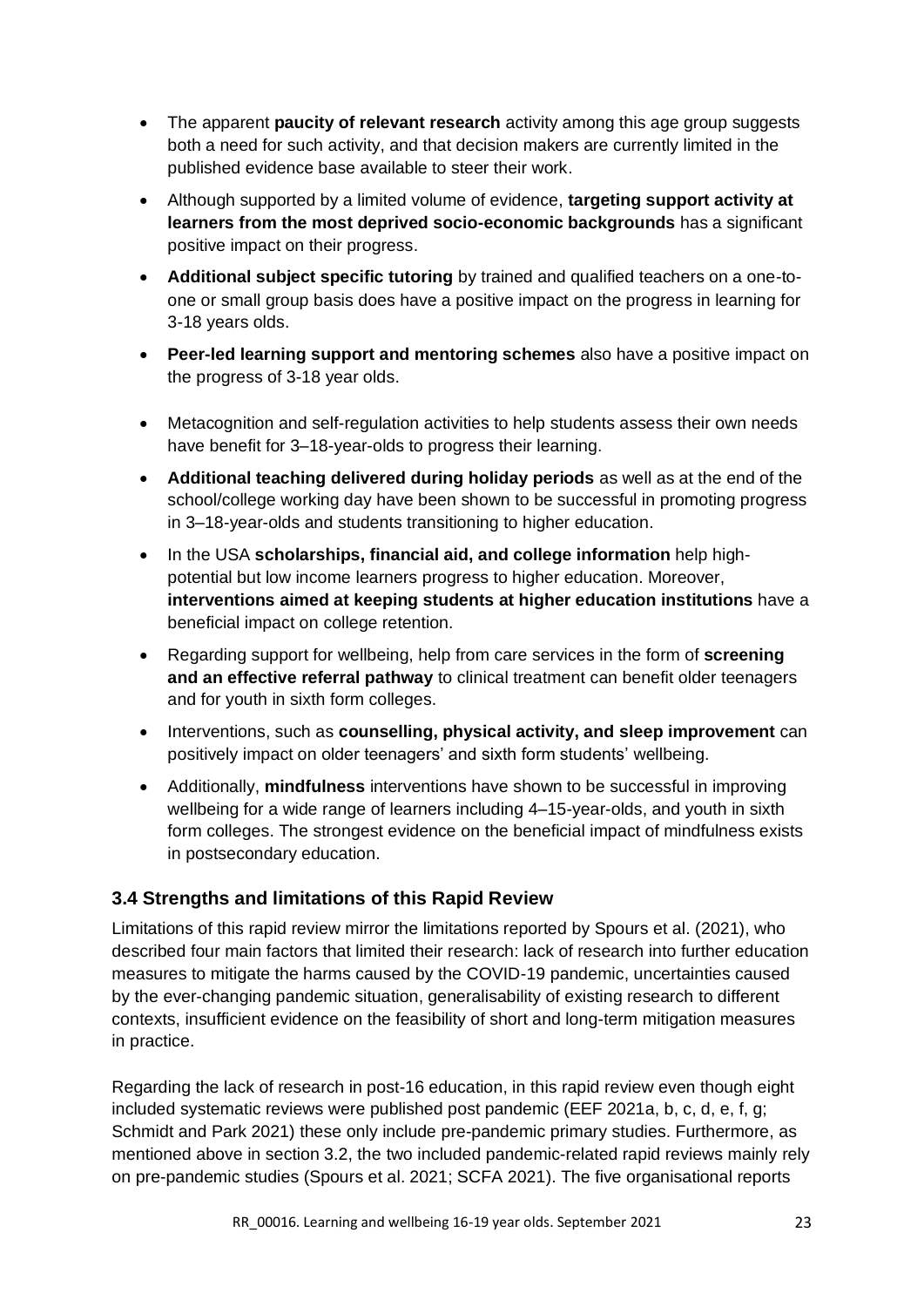- The apparent **paucity of relevant research** activity among this age group suggests both a need for such activity, and that decision makers are currently limited in the published evidence base available to steer their work.
- Although supported by a limited volume of evidence, **targeting support activity at learners from the most deprived socio-economic backgrounds** has a significant positive impact on their progress.
- **Additional subject specific tutoring** by trained and qualified teachers on a one-to-one or small group basis does have a positive impact on the progress in learning for 3-18 years olds.
- **Peer-led learning support and mentoring schemes** also have a positive impact on the progress of 3-18 year olds.
- Metacognition and self-regulation activities to help students assess their own needs have benefit for 3–18-year-olds to progress their learning.
- **Additional teaching delivered during holiday periods** as well as at the end of the school/college working day have been shown to be successful in promoting progress in 3–18-year-olds and students transitioning to higher education.
- In the USA **scholarships, financial aid, and college information** help high-potential but low income learners progress to higher education. Moreover, **interventions aimed at keeping students at higher education institutions** have a beneficial impact on college retention.
- Regarding support for wellbeing, help from care services in the form of **screening and an effective referral pathway** to clinical treatment can benefit older teenagers and for youth in sixth form colleges.
- Interventions, such as **counselling, physical activity, and sleep improvement** can positively impact on older teenagers' and sixth form students' wellbeing.
- Additionally, **mindfulness** interventions have shown to be successful in improving wellbeing for a wide range of learners including 4–15-year-olds, and youth in sixth form colleges. The strongest evidence on the beneficial impact of mindfulness exists in postsecondary education.

### 3.4 Strengths and limitations of this Rapid Review

Limitations of this rapid review mirror the limitations reported by Spours et al. (2021), who described four main factors that limited their research: lack of research into further education measures to mitigate the harms caused by the COVID-19 pandemic, uncertainties caused by the ever-changing pandemic situation, generalisability of existing research to different contexts, insufficient evidence on the feasibility of short and long-term mitigation measures in practice.

Regarding the lack of research in post-16 education, in this rapid review even though eight included systematic reviews were published post pandemic (EEF 2021a, b, c, d, e, f, g; Schmidt and Park 2021) these only include pre-pandemic primary studies. Furthermore, as mentioned above in section 3.2, the two included pandemic-related rapid reviews mainly rely on pre-pandemic studies (Spours et al. 2021; SCFA 2021). The five organisational reports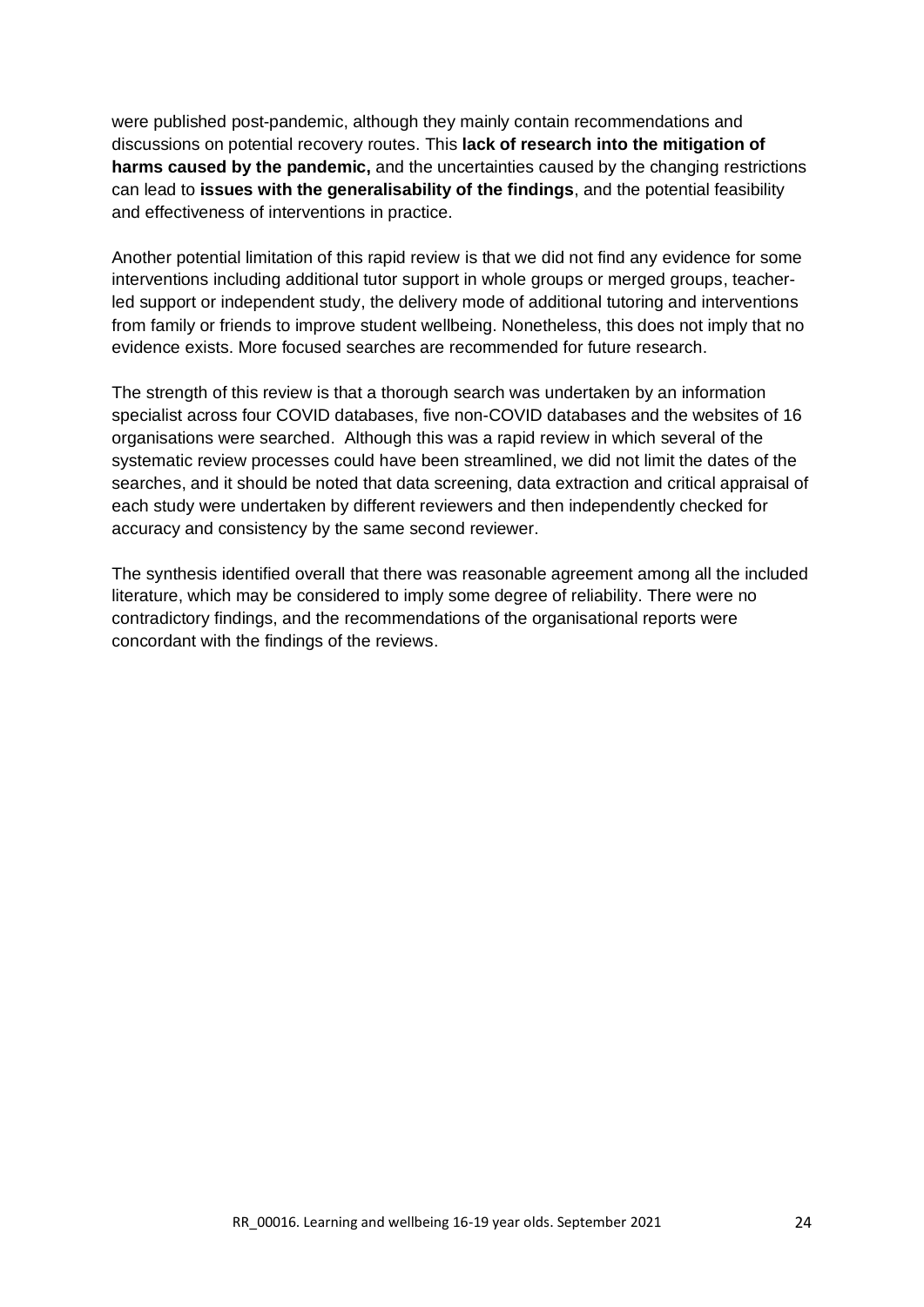were published post-pandemic, although they mainly contain recommendations and discussions on potential recovery routes. This **lack of research into the mitigation of harms caused by the pandemic,** and the uncertainties caused by the changing restrictions can lead to **issues with the generalisability of the findings**, and the potential feasibility and effectiveness of interventions in practice.

Another potential limitation of this rapid review is that we did not find any evidence for some interventions including additional tutor support in whole groups or merged groups, teacher-led support or independent study, the delivery mode of additional tutoring and interventions from family or friends to improve student wellbeing. Nonetheless, this does not imply that no evidence exists. More focused searches are recommended for future research.

The strength of this review is that a thorough search was undertaken by an information specialist across four COVID databases, five non-COVID databases and the websites of 16 organisations were searched. Although this was a rapid review in which several of the systematic review processes could have been streamlined, we did not limit the dates of the searches, and it should be noted that data screening, data extraction and critical appraisal of each study were undertaken by different reviewers and then independently checked for accuracy and consistency by the same second reviewer.

The synthesis identified overall that there was reasonable agreement among all the included literature, which may be considered to imply some degree of reliability. There were no contradictory findings, and the recommendations of the organisational reports were concordant with the findings of the reviews.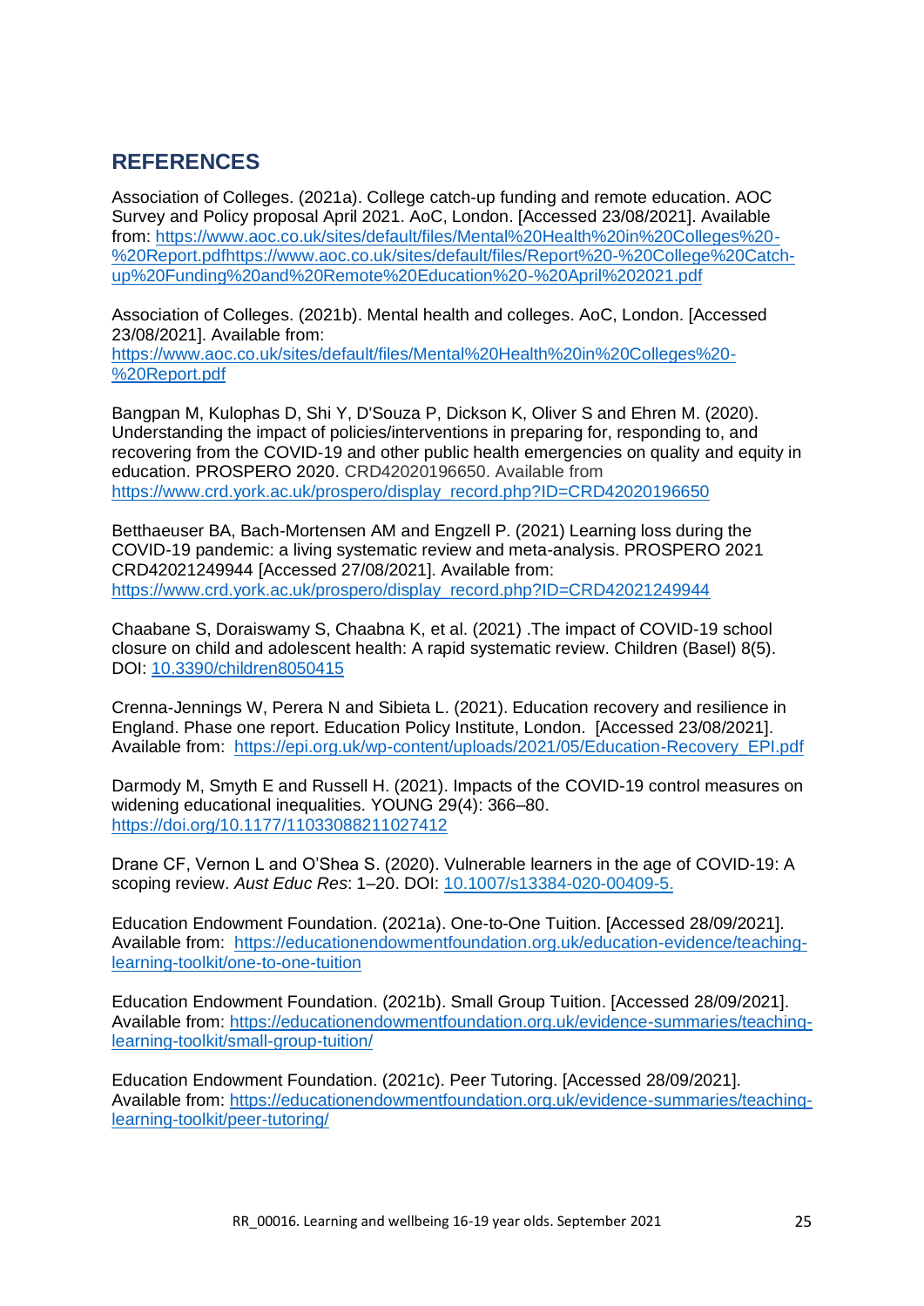## REFERENCES

Association of Colleges. (2021a). College catch-up funding and remote education. AOC Survey and Policy proposal April 2021. AoC, London. [Accessed 23/08/2021]. Available from: https://www.aoc.co.uk/sites/default/files/Mental%20Health%20in%20Colleges%20-%20Report.pdfhttps://www.aoc.co.uk/sites/default/files/Report%20-%20College%20Catch-up%20Funding%20and%20Remote%20Education%20-%20April%202021.pdf

Association of Colleges. (2021b). Mental health and colleges. AoC, London. [Accessed 23/08/2021]. Available from: https://www.aoc.co.uk/sites/default/files/Mental%20Health%20in%20Colleges%20-%20Report.pdf

Bangpan M, Kulophas D, Shi Y, D'Souza P, Dickson K, Oliver S and Ehren M. (2020). Understanding the impact of policies/interventions in preparing for, responding to, and recovering from the COVID-19 and other public health emergencies on quality and equity in education. PROSPERO 2020. CRD42020196650. Available from https://www.crd.york.ac.uk/prospero/display_record.php?ID=CRD42020196650

Betthaeuser BA, Bach-Mortensen AM and Engzell P. (2021) Learning loss during the COVID-19 pandemic: a living systematic review and meta-analysis. PROSPERO 2021 CRD42021249944 [Accessed 27/08/2021]. Available from: https://www.crd.york.ac.uk/prospero/display_record.php?ID=CRD42021249944

Chaabane S, Doraiswamy S, Chaabna K, et al. (2021) .The impact of COVID-19 school closure on child and adolescent health: A rapid systematic review. Children (Basel) 8(5). DOI: 10.3390/children8050415

Crenna-Jennings W, Perera N and Sibieta L. (2021). Education recovery and resilience in England. Phase one report. Education Policy Institute, London. [Accessed 23/08/2021]. Available from: https://epi.org.uk/wp-content/uploads/2021/05/Education-Recovery_EPI.pdf

Darmody M, Smyth E and Russell H. (2021). Impacts of the COVID-19 control measures on widening educational inequalities. YOUNG 29(4): 366–80. https://doi.org/10.1177/11033088211027412

Drane CF, Vernon L and O'Shea S. (2020). Vulnerable learners in the age of COVID-19: A scoping review. *Aust Educ Res*: 1–20. DOI: 10.1007/s13384-020-00409-5.

Education Endowment Foundation. (2021a). One-to-One Tuition. [Accessed 28/09/2021]. Available from: https://educationendowmentfoundation.org.uk/education-evidence/teaching-learning-toolkit/one-to-one-tuition

Education Endowment Foundation. (2021b). Small Group Tuition. [Accessed 28/09/2021]. Available from: https://educationendowmentfoundation.org.uk/evidence-summaries/teaching-learning-toolkit/small-group-tuition/

Education Endowment Foundation. (2021c). Peer Tutoring. [Accessed 28/09/2021]. Available from: https://educationendowmentfoundation.org.uk/evidence-summaries/teaching-learning-toolkit/peer-tutoring/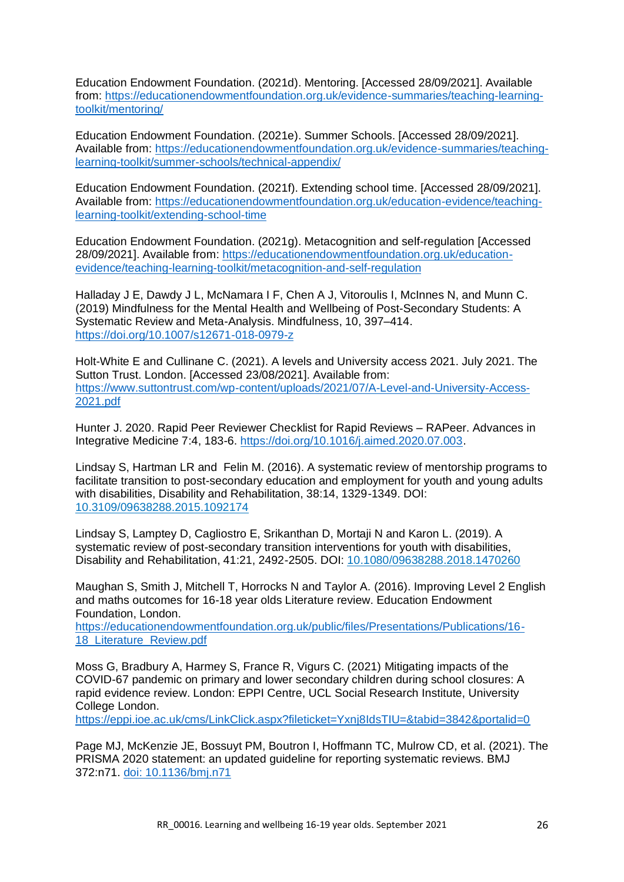Education Endowment Foundation. (2021d). Mentoring. [Accessed 28/09/2021]. Available from: https://educationendowmentfoundation.org.uk/evidence-summaries/teaching-learning-toolkit/mentoring/

Education Endowment Foundation. (2021e). Summer Schools. [Accessed 28/09/2021]. Available from: https://educationendowmentfoundation.org.uk/evidence-summaries/teaching-learning-toolkit/summer-schools/technical-appendix/

Education Endowment Foundation. (2021f). Extending school time. [Accessed 28/09/2021]. Available from: https://educationendowmentfoundation.org.uk/education-evidence/teaching-learning-toolkit/extending-school-time

Education Endowment Foundation. (2021g). Metacognition and self-regulation [Accessed 28/09/2021]. Available from: https://educationendowmentfoundation.org.uk/education-evidence/teaching-learning-toolkit/metacognition-and-self-regulation

Halladay J E, Dawdy J L, McNamara I F, Chen A J, Vitoroulis I, McInnes N, and Munn C. (2019) Mindfulness for the Mental Health and Wellbeing of Post-Secondary Students: A Systematic Review and Meta-Analysis. Mindfulness, 10, 397–414. https://doi.org/10.1007/s12671-018-0979-z

Holt-White E and Cullinane C. (2021). A levels and University access 2021. July 2021. The Sutton Trust. London. [Accessed 23/08/2021]. Available from: https://www.suttontrust.com/wp-content/uploads/2021/07/A-Level-and-University-Access-2021.pdf

Hunter J. 2020. Rapid Peer Reviewer Checklist for Rapid Reviews – RAPeer. Advances in Integrative Medicine 7:4, 183-6. https://doi.org/10.1016/j.aimed.2020.07.003.

Lindsay S, Hartman LR and Felin M. (2016). A systematic review of mentorship programs to facilitate transition to post-secondary education and employment for youth and young adults with disabilities, Disability and Rehabilitation, 38:14, 1329-1349. DOI: 10.3109/09638288.2015.1092174

Lindsay S, Lamptey D, Cagliostro E, Srikanthan D, Mortaji N and Karon L. (2019). A systematic review of post-secondary transition interventions for youth with disabilities, Disability and Rehabilitation, 41:21, 2492-2505. DOI: 10.1080/09638288.2018.1470260

Maughan S, Smith J, Mitchell T, Horrocks N and Taylor A. (2016). Improving Level 2 English and maths outcomes for 16-18 year olds Literature review. Education Endowment Foundation, London. https://educationendowmentfoundation.org.uk/public/files/Presentations/Publications/16-18_Literature_Review.pdf

Moss G, Bradbury A, Harmey S, France R, Vigurs C. (2021) Mitigating impacts of the COVID-67 pandemic on primary and lower secondary children during school closures: A rapid evidence review. London: EPPI Centre, UCL Social Research Institute, University College London. https://eppi.ioe.ac.uk/cms/LinkClick.aspx?fileticket=Yxnj8IdsTIU=&tabid=3842&portalid=0

Page MJ, McKenzie JE, Bossuyt PM, Boutron I, Hoffmann TC, Mulrow CD, et al. (2021). The PRISMA 2020 statement: an updated guideline for reporting systematic reviews. BMJ 372:n71. doi: 10.1136/bmj.n71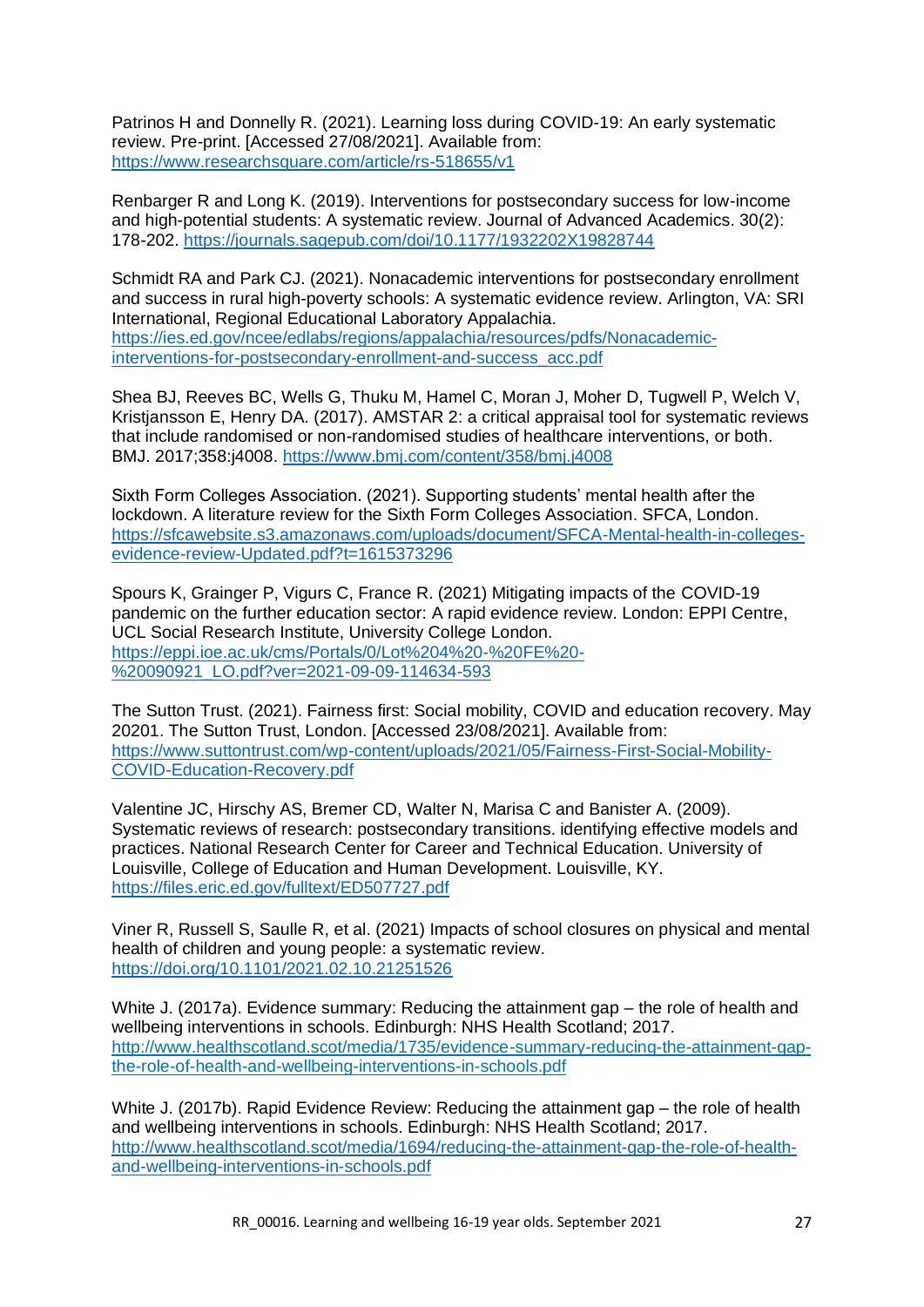Patrinos H and Donnelly R. (2021). Learning loss during COVID-19: An early systematic review. Pre-print. [Accessed 27/08/2021]. Available from: https://www.researchsquare.com/article/rs-518655/v1

Renbarger R and Long K. (2019). Interventions for postsecondary success for low-income and high-potential students: A systematic review. Journal of Advanced Academics. 30(2): 178-202. https://journals.sagepub.com/doi/10.1177/1932202X19828744

Schmidt RA and Park CJ. (2021). Nonacademic interventions for postsecondary enrollment and success in rural high-poverty schools: A systematic evidence review. Arlington, VA: SRI International, Regional Educational Laboratory Appalachia. https://ies.ed.gov/ncee/edlabs/regions/appalachia/resources/pdfs/Nonacademic-interventions-for-postsecondary-enrollment-and-success_acc.pdf

Shea BJ, Reeves BC, Wells G, Thuku M, Hamel C, Moran J, Moher D, Tugwell P, Welch V, Kristjansson E, Henry DA. (2017). AMSTAR 2: a critical appraisal tool for systematic reviews that include randomised or non-randomised studies of healthcare interventions, or both. BMJ. 2017;358:j4008. https://www.bmj.com/content/358/bmj.j4008

Sixth Form Colleges Association. (2021). Supporting students' mental health after the lockdown. A literature review for the Sixth Form Colleges Association. SFCA, London. https://sfcawebsite.s3.amazonaws.com/uploads/document/SFCA-Mental-health-in-colleges-evidence-review-Updated.pdf?t=1615373296

Spours K, Grainger P, Vigurs C, France R. (2021) Mitigating impacts of the COVID-19 pandemic on the further education sector: A rapid evidence review. London: EPPI Centre, UCL Social Research Institute, University College London. https://eppi.ioe.ac.uk/cms/Portals/0/Lot%204%20-%20FE%20-%20090921_LO.pdf?ver=2021-09-09-114634-593

The Sutton Trust. (2021). Fairness first: Social mobility, COVID and education recovery. May 20201. The Sutton Trust, London. [Accessed 23/08/2021]. Available from: https://www.suttontrust.com/wp-content/uploads/2021/05/Fairness-First-Social-Mobility-COVID-Education-Recovery.pdf

Valentine JC, Hirschy AS, Bremer CD, Walter N, Marisa C and Banister A. (2009). Systematic reviews of research: postsecondary transitions. identifying effective models and practices. National Research Center for Career and Technical Education. University of Louisville, College of Education and Human Development. Louisville, KY. https://files.eric.ed.gov/fulltext/ED507727.pdf

Viner R, Russell S, Saulle R, et al. (2021) Impacts of school closures on physical and mental health of children and young people: a systematic review. https://doi.org/10.1101/2021.02.10.21251526

White J. (2017a). Evidence summary: Reducing the attainment gap – the role of health and wellbeing interventions in schools. Edinburgh: NHS Health Scotland; 2017. http://www.healthscotland.scot/media/1735/evidence-summary-reducing-the-attainment-gap-the-role-of-health-and-wellbeing-interventions-in-schools.pdf

White J. (2017b). Rapid Evidence Review: Reducing the attainment gap – the role of health and wellbeing interventions in schools. Edinburgh: NHS Health Scotland; 2017. http://www.healthscotland.scot/media/1694/reducing-the-attainment-gap-the-role-of-health-and-wellbeing-interventions-in-schools.pdf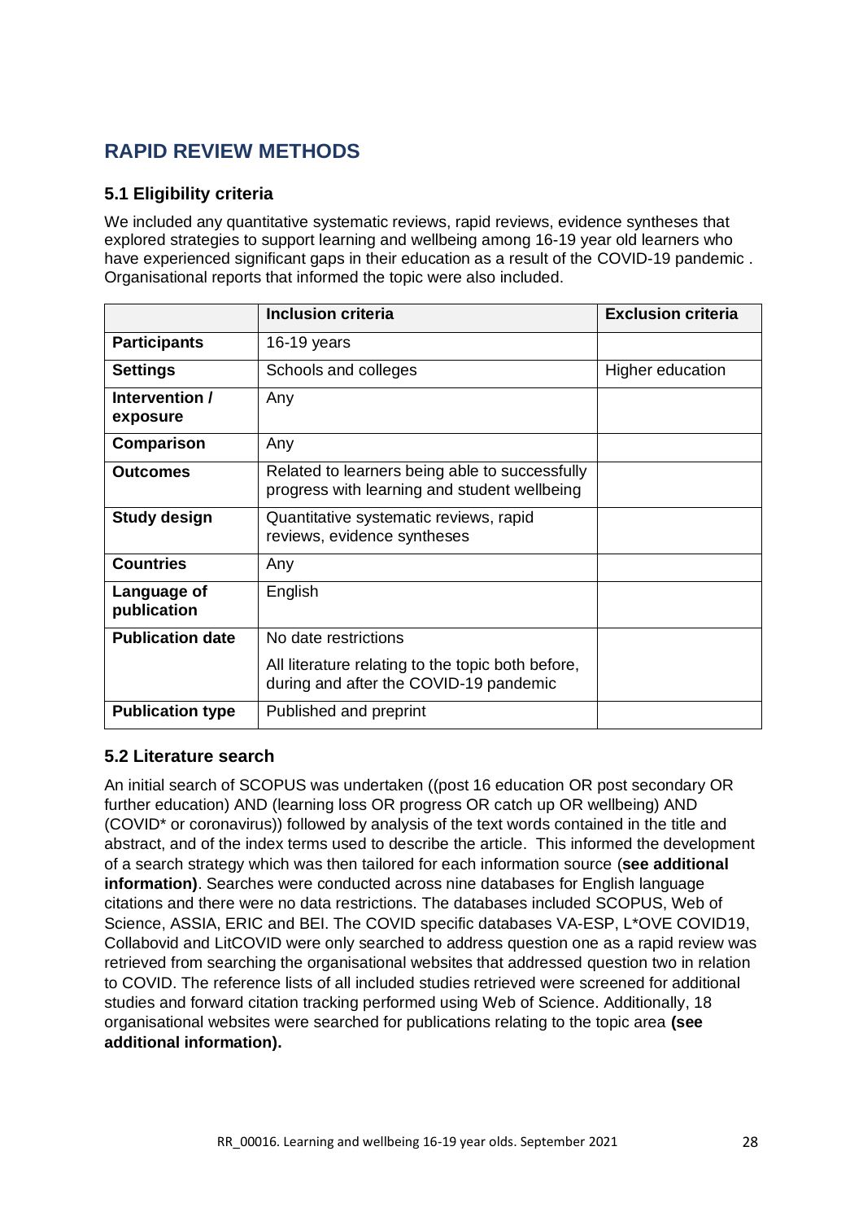# RAPID REVIEW METHODS

## 5.1 Eligibility criteria

We included any quantitative systematic reviews, rapid reviews, evidence syntheses that explored strategies to support learning and wellbeing among 16-19 year old learners who have experienced significant gaps in their education as a result of the COVID-19 pandemic . Organisational reports that informed the topic were also included.

| | Inclusion criteria | Exclusion criteria |
|---|---|---|
| **Participants** | 16-19 years | |
| **Settings** | Schools and colleges | Higher education |
| **Intervention / exposure** | Any | |
| **Comparison** | Any | |
| **Outcomes** | Related to learners being able to successfully progress with learning and student wellbeing | |
| **Study design** | Quantitative systematic reviews, rapid reviews, evidence syntheses | |
| **Countries** | Any | |
| **Language of publication** | English | |
| **Publication date** | No date restrictions<br>All literature relating to the topic both before, during and after the COVID-19 pandemic | |
| **Publication type** | Published and preprint | |

## 5.2 Literature search

An initial search of SCOPUS was undertaken ((post 16 education OR post secondary OR further education) AND (learning loss OR progress OR catch up OR wellbeing) AND (COVID* or coronavirus)) followed by analysis of the text words contained in the title and abstract, and of the index terms used to describe the article. This informed the development of a search strategy which was then tailored for each information source (**see additional information)**. Searches were conducted across nine databases for English language citations and there were no data restrictions. The databases included SCOPUS, Web of Science, ASSIA, ERIC and BEI. The COVID specific databases VA-ESP, L*OVE COVID19, Collabovid and LitCOVID were only searched to address question one as a rapid review was retrieved from searching the organisational websites that addressed question two in relation to COVID. The reference lists of all included studies retrieved were screened for additional studies and forward citation tracking performed using Web of Science. Additionally, 18 organisational websites were searched for publications relating to the topic area **(see additional information).**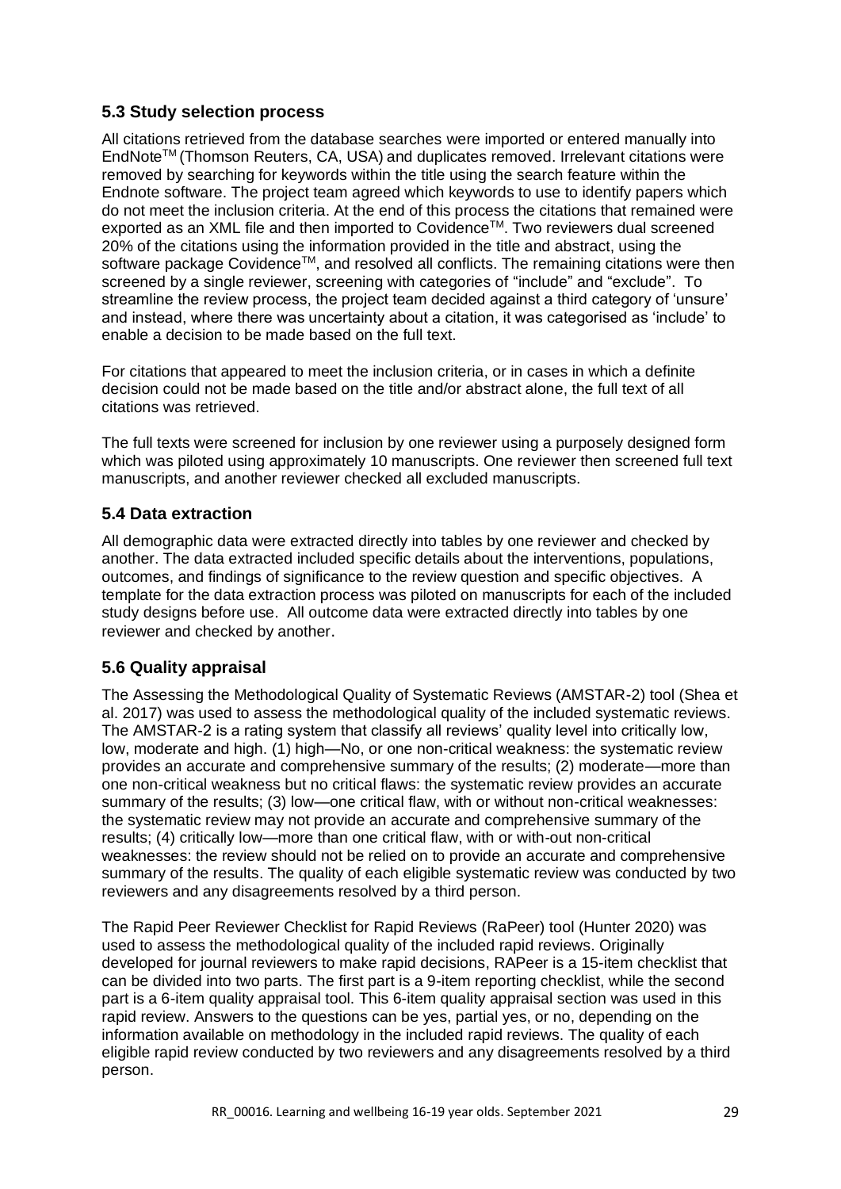## 5.3 Study selection process

All citations retrieved from the database searches were imported or entered manually into EndNote™ (Thomson Reuters, CA, USA) and duplicates removed. Irrelevant citations were removed by searching for keywords within the title using the search feature within the Endnote software. The project team agreed which keywords to use to identify papers which do not meet the inclusion criteria. At the end of this process the citations that remained were exported as an XML file and then imported to Covidence™. Two reviewers dual screened 20% of the citations using the information provided in the title and abstract, using the software package Covidence™, and resolved all conflicts. The remaining citations were then screened by a single reviewer, screening with categories of "include" and "exclude". To streamline the review process, the project team decided against a third category of 'unsure' and instead, where there was uncertainty about a citation, it was categorised as 'include' to enable a decision to be made based on the full text.

For citations that appeared to meet the inclusion criteria, or in cases in which a definite decision could not be made based on the title and/or abstract alone, the full text of all citations was retrieved.

The full texts were screened for inclusion by one reviewer using a purposely designed form which was piloted using approximately 10 manuscripts. One reviewer then screened full text manuscripts, and another reviewer checked all excluded manuscripts.

## 5.4 Data extraction

All demographic data were extracted directly into tables by one reviewer and checked by another. The data extracted included specific details about the interventions, populations, outcomes, and findings of significance to the review question and specific objectives. A template for the data extraction process was piloted on manuscripts for each of the included study designs before use. All outcome data were extracted directly into tables by one reviewer and checked by another.

## 5.6 Quality appraisal

The Assessing the Methodological Quality of Systematic Reviews (AMSTAR-2) tool (Shea et al. 2017) was used to assess the methodological quality of the included systematic reviews. The AMSTAR-2 is a rating system that classify all reviews' quality level into critically low, low, moderate and high. (1) high—No, or one non-critical weakness: the systematic review provides an accurate and comprehensive summary of the results; (2) moderate—more than one non-critical weakness but no critical flaws: the systematic review provides an accurate summary of the results; (3) low—one critical flaw, with or without non-critical weaknesses: the systematic review may not provide an accurate and comprehensive summary of the results; (4) critically low—more than one critical flaw, with or with-out non-critical weaknesses: the review should not be relied on to provide an accurate and comprehensive summary of the results. The quality of each eligible systematic review was conducted by two reviewers and any disagreements resolved by a third person.

The Rapid Peer Reviewer Checklist for Rapid Reviews (RaPeer) tool (Hunter 2020) was used to assess the methodological quality of the included rapid reviews. Originally developed for journal reviewers to make rapid decisions, RAPeer is a 15-item checklist that can be divided into two parts. The first part is a 9-item reporting checklist, while the second part is a 6-item quality appraisal tool. This 6-item quality appraisal section was used in this rapid review. Answers to the questions can be yes, partial yes, or no, depending on the information available on methodology in the included rapid reviews. The quality of each eligible rapid review conducted by two reviewers and any disagreements resolved by a third person.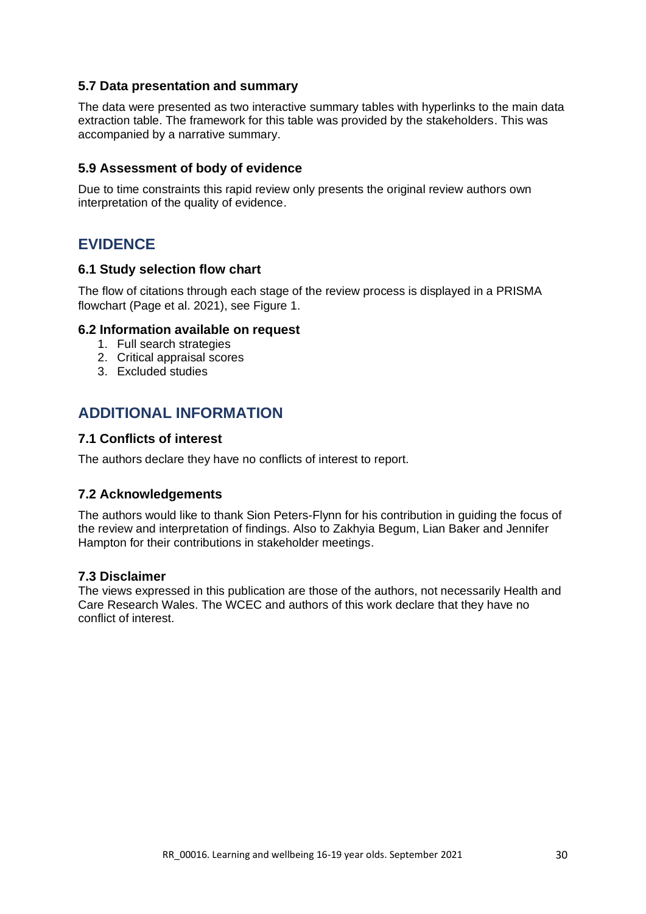### 5.7 Data presentation and summary

The data were presented as two interactive summary tables with hyperlinks to the main data extraction table. The framework for this table was provided by the stakeholders. This was accompanied by a narrative summary.

### 5.9 Assessment of body of evidence

Due to time constraints this rapid review only presents the original review authors own interpretation of the quality of evidence.

## EVIDENCE

### 6.1 Study selection flow chart

The flow of citations through each stage of the review process is displayed in a PRISMA flowchart (Page et al. 2021), see Figure 1.

### 6.2 Information available on request

1. Full search strategies
2. Critical appraisal scores
3. Excluded studies

## ADDITIONAL INFORMATION

### 7.1 Conflicts of interest

The authors declare they have no conflicts of interest to report.

### 7.2 Acknowledgements

The authors would like to thank Sion Peters-Flynn for his contribution in guiding the focus of the review and interpretation of findings. Also to Zakhyia Begum, Lian Baker and Jennifer Hampton for their contributions in stakeholder meetings.

### 7.3 Disclaimer

The views expressed in this publication are those of the authors, not necessarily Health and Care Research Wales. The WCEC and authors of this work declare that they have no conflict of interest.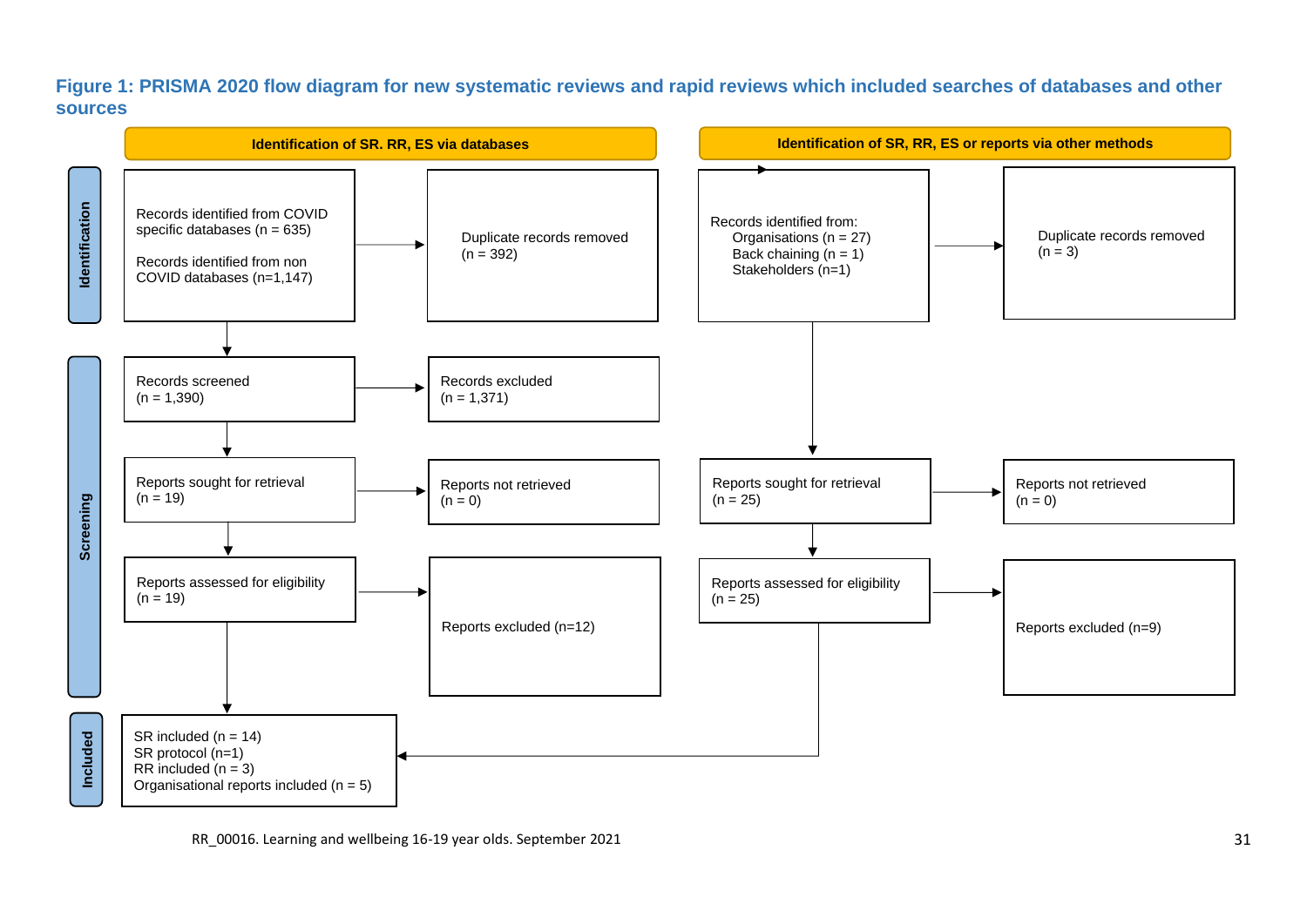### Figure 1: PRISMA 2020 flow diagram for new systematic reviews and rapid reviews which included searches of databases and other sources

**Identification of SR. RR, ES via databases**

**Identification**

- Records identified from COVID specific databases (n = 635)
- Records identified from non COVID databases (n=1,147)
- → Duplicate records removed (n = 392)

**Screening**

- Records screened (n = 1,390)
  - → Records excluded (n = 1,371)
- Reports sought for retrieval (n = 19)
  - → Reports not retrieved (n = 0)
- Reports assessed for eligibility (n = 19)
  - → Reports excluded (n=12)

**Identification of SR, RR, ES or reports via other methods**

**Identification**

- Records identified from:
  - Organisations (n = 27)
  - Back chaining (n = 1)
  - Stakeholders (n=1)
- → Duplicate records removed (n = 3)

**Screening**

- Reports sought for retrieval (n = 25)
  - → Reports not retrieved (n = 0)
- Reports assessed for eligibility (n = 25)
  - → Reports excluded (n=9)

**Included**

- SR included (n = 14)
- SR protocol (n=1)
- RR included (n = 3)
- Organisational reports included (n = 5)

RR_00016. Learning and wellbeing 16-19 year olds. September 2021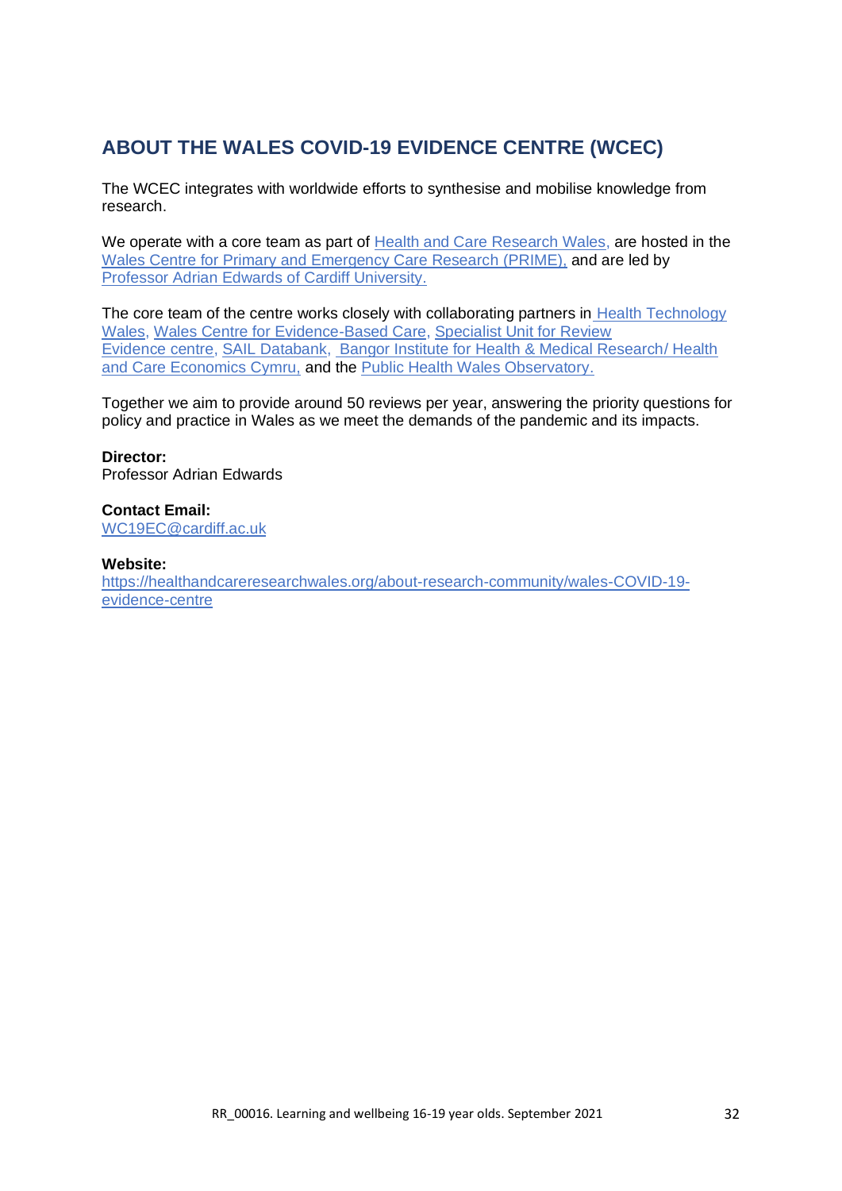## ABOUT THE WALES COVID-19 EVIDENCE CENTRE (WCEC)

The WCEC integrates with worldwide efforts to synthesise and mobilise knowledge from research.

We operate with a core team as part of Health and Care Research Wales, are hosted in the Wales Centre for Primary and Emergency Care Research (PRIME), and are led by Professor Adrian Edwards of Cardiff University.

The core team of the centre works closely with collaborating partners in Health Technology Wales, Wales Centre for Evidence-Based Care, Specialist Unit for Review Evidence centre, SAIL Databank, Bangor Institute for Health & Medical Research/ Health and Care Economics Cymru, and the Public Health Wales Observatory.

Together we aim to provide around 50 reviews per year, answering the priority questions for policy and practice in Wales as we meet the demands of the pandemic and its impacts.

**Director:**
Professor Adrian Edwards

**Contact Email:**
WC19EC@cardiff.ac.uk

**Website:**
https://healthandcareresearchwales.org/about-research-community/wales-COVID-19-evidence-centre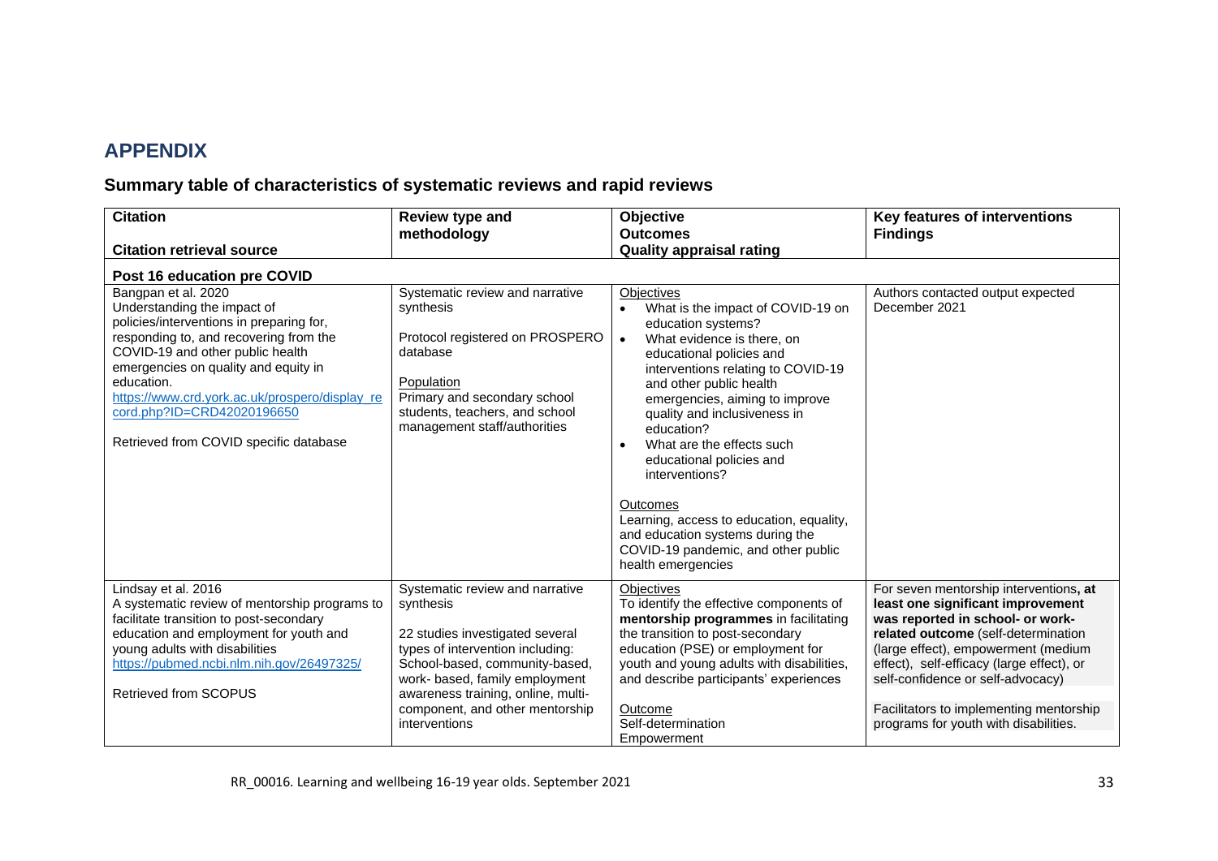# APPENDIX

## Summary table of characteristics of systematic reviews and rapid reviews

| Citation<br><br>Citation retrieval source | Review type and methodology | Objective<br>Outcomes<br>Quality appraisal rating | Key features of interventions<br>Findings |
|---|---|---|---|
| **Post 16 education pre COVID** | | | |
| Bangpan et al. 2020<br>Understanding the impact of policies/interventions in preparing for, responding to, and recovering from the COVID-19 and other public health emergencies on quality and equity in education.<br>https://www.crd.york.ac.uk/prospero/display_record.php?ID=CRD42020196650<br><br>Retrieved from COVID specific database | Systematic review and narrative synthesis<br><br>Protocol registered on PROSPERO database<br><br>Population<br>Primary and secondary school students, teachers, and school management staff/authorities | Objectives<br>• What is the impact of COVID-19 on education systems?<br>• What evidence is there, on educational policies and interventions relating to COVID-19 and other public health emergencies, aiming to improve quality and inclusiveness in education?<br>• What are the effects such educational policies and interventions?<br><br>Outcomes<br>Learning, access to education, equality, and education systems during the COVID-19 pandemic, and other public health emergencies | Authors contacted output expected December 2021 |
| Lindsay et al. 2016<br>A systematic review of mentorship programs to facilitate transition to post-secondary education and employment for youth and young adults with disabilities<br>https://pubmed.ncbi.nlm.nih.gov/26497325/<br><br>Retrieved from SCOPUS | Systematic review and narrative synthesis<br><br>22 studies investigated several types of intervention including: School-based, community-based, work- based, family employment awareness training, online, multi-component, and other mentorship interventions | Objectives<br>To identify the effective components of **mentorship programmes** in facilitating the transition to post-secondary education (PSE) or employment for youth and young adults with disabilities, and describe participants' experiences<br><br>Outcome<br>Self-determination<br>Empowerment | For seven mentorship interventions**, at least one significant improvement was reported in school- or work-related outcome** (self-determination (large effect), empowerment (medium effect), self-efficacy (large effect), or self-confidence or self-advocacy)<br><br>Facilitators to implementing mentorship programs for youth with disabilities. |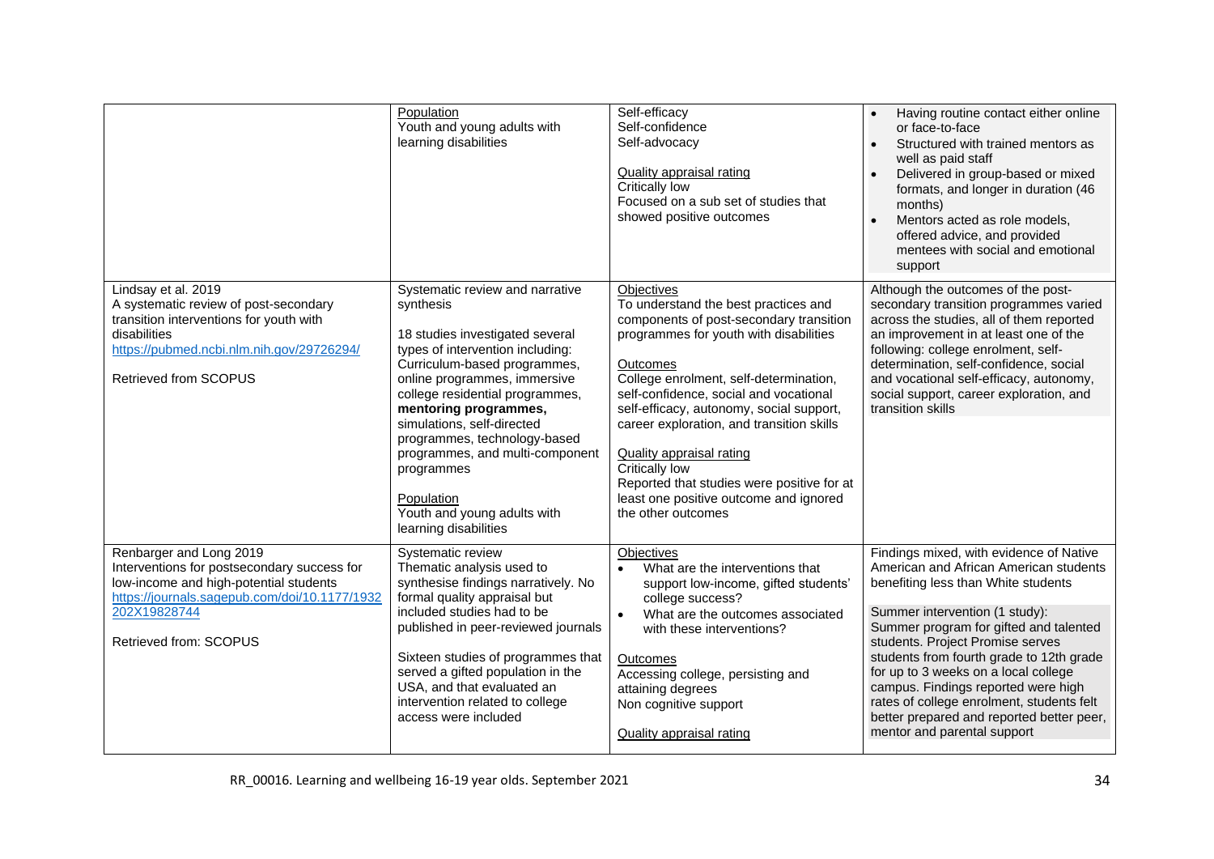| | | | |
|---|---|---|---|
| | Population<br>Youth and young adults with learning disabilities | Self-efficacy<br>Self-confidence<br>Self-advocacy<br><br>Quality appraisal rating<br>Critically low<br>Focused on a sub set of studies that showed positive outcomes | • Having routine contact either online or face-to-face<br>• Structured with trained mentors as well as paid staff<br>• Delivered in group-based or mixed formats, and longer in duration (46 months)<br>• Mentors acted as role models, offered advice, and provided mentees with social and emotional support |
| Lindsay et al. 2019<br>A systematic review of post-secondary transition interventions for youth with disabilities<br>https://pubmed.ncbi.nlm.nih.gov/29726294/<br><br>Retrieved from SCOPUS | Systematic review and narrative synthesis<br><br>18 studies investigated several types of intervention including: Curriculum-based programmes, online programmes, immersive college residential programmes, **mentoring programmes,** simulations, self-directed programmes, technology-based programmes, and multi-component programmes<br><br>Population<br>Youth and young adults with learning disabilities | Objectives<br>To understand the best practices and components of post-secondary transition programmes for youth with disabilities<br><br>Outcomes<br>College enrolment, self-determination, self-confidence, social and vocational self-efficacy, autonomy, social support, career exploration, and transition skills<br><br>Quality appraisal rating<br>Critically low<br>Reported that studies were positive for at least one positive outcome and ignored the other outcomes | Although the outcomes of the post-secondary transition programmes varied across the studies, all of them reported an improvement in at least one of the following: college enrolment, self-determination, self-confidence, social and vocational self-efficacy, autonomy, social support, career exploration, and transition skills |
| Renbarger and Long 2019<br>Interventions for postsecondary success for low-income and high-potential students<br>https://journals.sagepub.com/doi/10.1177/1932202X19828744<br><br>Retrieved from: SCOPUS | Systematic review<br>Thematic analysis used to synthesise findings narratively. No formal quality appraisal but included studies had to be published in peer-reviewed journals<br><br>Sixteen studies of programmes that served a gifted population in the USA, and that evaluated an intervention related to college access were included | Objectives<br>• What are the interventions that support low-income, gifted students' college success?<br>• What are the outcomes associated with these interventions?<br><br>Outcomes<br>Accessing college, persisting and attaining degrees<br>Non cognitive support<br><br>Quality appraisal rating | Findings mixed, with evidence of Native American and African American students benefiting less than White students<br><br>Summer intervention (1 study):<br>Summer program for gifted and talented students. Project Promise serves students from fourth grade to 12th grade for up to 3 weeks on a local college campus. Findings reported were high rates of college enrolment, students felt better prepared and reported better peer, mentor and parental support |

RR_00016. Learning and wellbeing 16-19 year olds. September 2021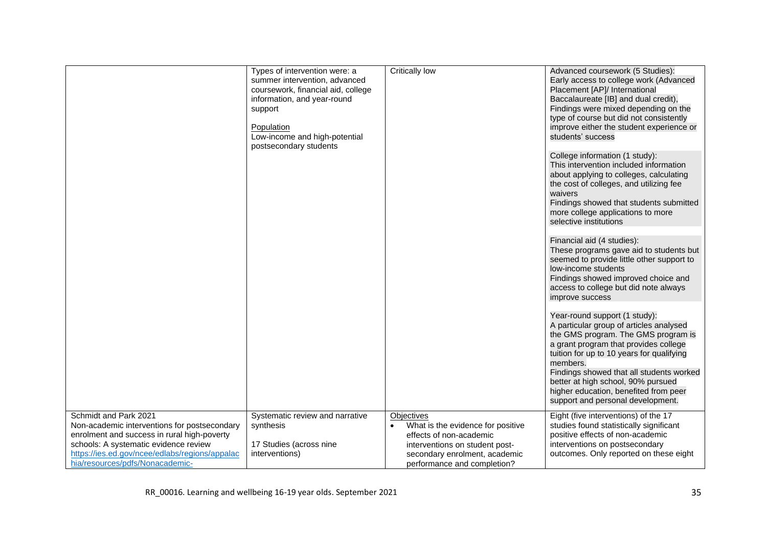| | | | |
|---|---|---|---|
| | Types of intervention were: a summer intervention, advanced coursework, financial aid, college information, and year-round support<br><br>Population<br>Low-income and high-potential postsecondary students | Critically low | Advanced coursework (5 Studies):<br>Early access to college work (Advanced Placement [AP]/ International Baccalaureate [IB] and dual credit), Findings were mixed depending on the type of course but did not consistently improve either the student experience or students' success<br><br>College information (1 study):<br>This intervention included information about applying to colleges, calculating the cost of colleges, and utilizing fee waivers<br>Findings showed that students submitted more college applications to more selective institutions<br><br>Financial aid (4 studies):<br>These programs gave aid to students but seemed to provide little other support to low-income students<br>Findings showed improved choice and access to college but did note always improve success<br><br>Year-round support (1 study):<br>A particular group of articles analysed the GMS program. The GMS program is a grant program that provides college tuition for up to 10 years for qualifying members.<br>Findings showed that all students worked better at high school, 90% pursued higher education, benefited from peer support and personal development. |
| Schmidt and Park 2021<br>Non-academic interventions for postsecondary enrolment and success in rural high-poverty schools: A systematic evidence review<br>https://ies.ed.gov/ncee/edlabs/regions/appalachia/resources/pdfs/Nonacademic- | Systematic review and narrative synthesis<br><br>17 Studies (across nine interventions) | Objectives<br>• What is the evidence for positive effects of non-academic interventions on student post-secondary enrolment, academic performance and completion? | Eight (five interventions) of the 17 studies found statistically significant positive effects of non-academic interventions on postsecondary outcomes. Only reported on these eight |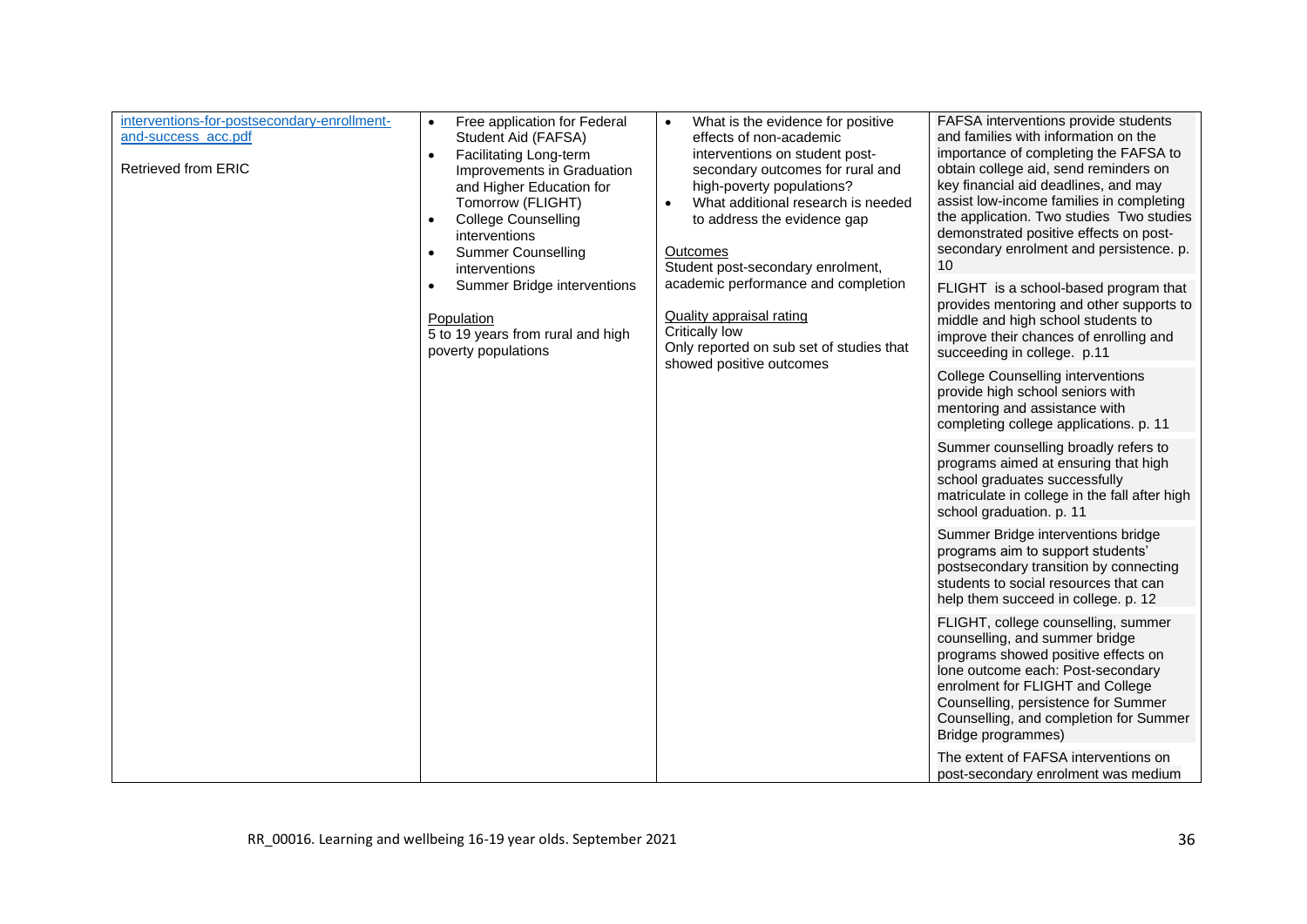| | | | |
|---|---|---|---|
| interventions-for-postsecondary-enrollment-and-success_acc.pdf<br><br>Retrieved from ERIC | • Free application for Federal Student Aid (FAFSA)<br>• Facilitating Long-term Improvements in Graduation and Higher Education for Tomorrow (FLIGHT)<br>• College Counselling interventions<br>• Summer Counselling interventions<br>• Summer Bridge interventions<br><br>Population<br>5 to 19 years from rural and high poverty populations | • What is the evidence for positive effects of non-academic interventions on student post-secondary outcomes for rural and high-poverty populations?<br>• What additional research is needed to address the evidence gap<br><br>Outcomes<br>Student post-secondary enrolment, academic performance and completion<br><br>Quality appraisal rating<br>Critically low<br>Only reported on sub set of studies that showed positive outcomes | FAFSA interventions provide students and families with information on the importance of completing the FAFSA to obtain college aid, send reminders on key financial aid deadlines, and may assist low-income families in completing the application. Two studies Two studies demonstrated positive effects on post-secondary enrolment and persistence. p. 10<br><br>FLIGHT is a school-based program that provides mentoring and other supports to middle and high school students to improve their chances of enrolling and succeeding in college. p.11<br><br>College Counselling interventions provide high school seniors with mentoring and assistance with completing college applications. p. 11<br><br>Summer counselling broadly refers to programs aimed at ensuring that high school graduates successfully matriculate in college in the fall after high school graduation. p. 11<br><br>Summer Bridge interventions bridge programs aim to support students' postsecondary transition by connecting students to social resources that can help them succeed in college. p. 12<br><br>FLIGHT, college counselling, summer counselling, and summer bridge programs showed positive effects on lone outcome each: Post-secondary enrolment for FLIGHT and College Counselling, persistence for Summer Counselling, and completion for Summer Bridge programmes)<br><br>The extent of FAFSA interventions on post-secondary enrolment was medium |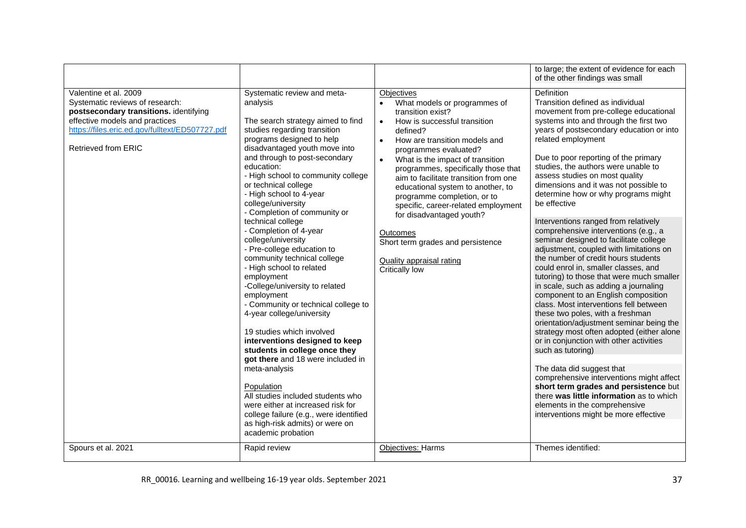| | | | |
|---|---|---|---|
| | | | to large; the extent of evidence for each of the other findings was small |
| Valentine et al. 2009<br>Systematic reviews of research: **postsecondary transitions.** identifying effective models and practices<br>https://files.eric.ed.gov/fulltext/ED507727.pdf<br><br>Retrieved from ERIC | Systematic review and meta-analysis<br><br>The search strategy aimed to find studies regarding transition programs designed to help disadvantaged youth move into and through to post-secondary education:<br>- High school to community college or technical college<br>- High school to 4-year college/university<br>- Completion of community or technical college<br>- Completion of 4-year college/university<br>- Pre-college education to community technical college<br>- High school to related employment<br>-College/university to related employment<br>- Community or technical college to 4-year college/university<br><br>19 studies which involved **interventions designed to keep students in college once they got there** and 18 were included in meta-analysis<br><br>Population<br>All studies included students who were either at increased risk for college failure (e.g., were identified as high-risk admits) or were on academic probation | Objectives<br>• What models or programmes of transition exist?<br>• How is successful transition defined?<br>• How are transition models and programmes evaluated?<br>• What is the impact of transition programmes, specifically those that aim to facilitate transition from one educational system to another, to programme completion, or to specific, career-related employment for disadvantaged youth?<br><br>Outcomes<br>Short term grades and persistence<br><br>Quality appraisal rating<br>Critically low | Definition<br>Transition defined as individual movement from pre-college educational systems into and through the first two years of postsecondary education or into related employment<br><br>Due to poor reporting of the primary studies, the authors were unable to assess studies on most quality dimensions and it was not possible to determine how or why programs might be effective<br><br>Interventions ranged from relatively comprehensive interventions (e.g., a seminar designed to facilitate college adjustment, coupled with limitations on the number of credit hours students could enrol in, smaller classes, and tutoring) to those that were much smaller in scale, such as adding a journaling component to an English composition class. Most interventions fell between these two poles, with a freshman orientation/adjustment seminar being the strategy most often adopted (either alone or in conjunction with other activities such as tutoring)<br><br>The data did suggest that comprehensive interventions might affect **short term grades and persistence** but there **was little information** as to which elements in the comprehensive interventions might be more effective |
| Spours et al. 2021 | Rapid review | Objectives: Harms | Themes identified: |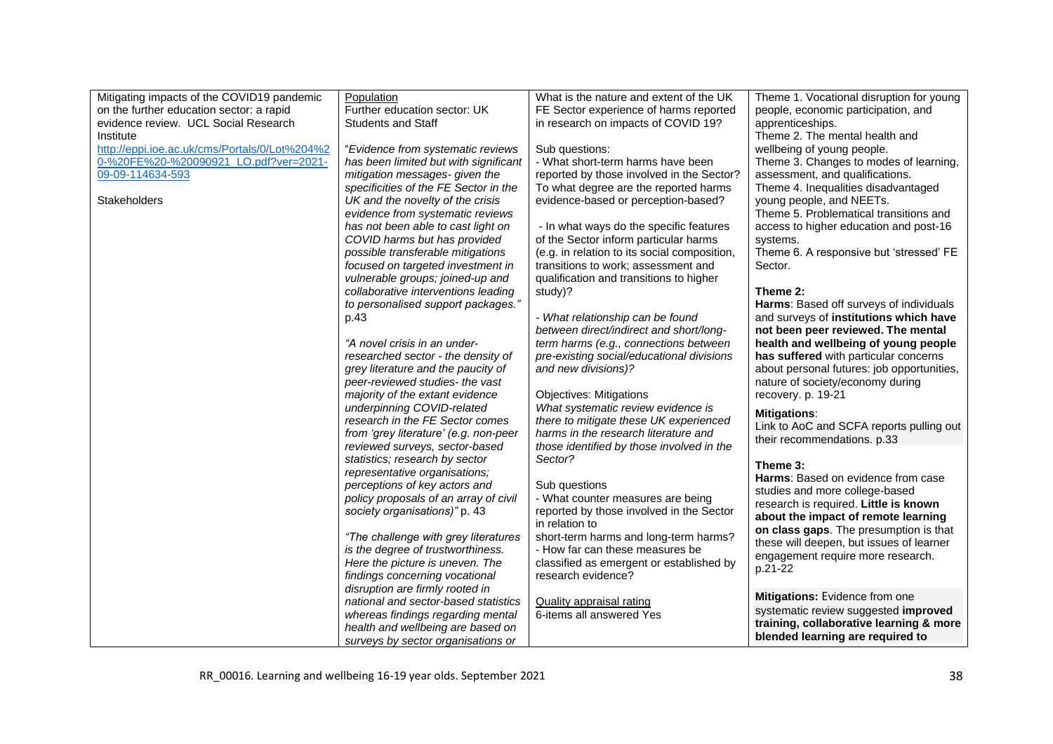| | | | |
|---|---|---|---|
| Mitigating impacts of the COVID19 pandemic on the further education sector: a rapid evidence review. UCL Social Research Institute<br>http://eppi.ioe.ac.uk/cms/Portals/0/Lot%204%20-%20FE%20-%20090921_LO.pdf?ver=2021-09-09-114634-593<br><br>Stakeholders | <u>Population</u><br>Further education sector: UK Students and Staff<br><br>*"Evidence from systematic reviews has been limited but with significant mitigation messages- given the specificities of the FE Sector in the UK and the novelty of the crisis evidence from systematic reviews has not been able to cast light on COVID harms but has provided possible transferable mitigations focused on targeted investment in vulnerable groups; joined-up and collaborative interventions leading to personalised support packages."* p.43<br><br>*"A novel crisis in an under-researched sector - the density of grey literature and the paucity of peer-reviewed studies- the vast majority of the extant evidence underpinning COVID-related research in the FE Sector comes from 'grey literature' (e.g. non-peer reviewed surveys, sector-based statistics; research by sector representative organisations; perceptions of key actors and policy proposals of an array of civil society organisations)"* p. 43<br><br>*"The challenge with grey literatures is the degree of trustworthiness. Here the picture is uneven. The findings concerning vocational disruption are firmly rooted in national and sector-based statistics whereas findings regarding mental health and wellbeing are based on surveys by sector organisations or* | What is the nature and extent of the UK FE Sector experience of harms reported in research on impacts of COVID 19?<br><br>Sub questions:<br>- What short-term harms have been reported by those involved in the Sector? To what degree are the reported harms evidence-based or perception-based?<br><br>- In what ways do the specific features of the Sector inform particular harms (e.g. in relation to its social composition, transitions to work; assessment and qualification and transitions to higher study)?<br><br>*- What relationship can be found between direct/indirect and short/long-term harms (e.g., connections between pre-existing social/educational divisions and new divisions)?*<br><br>Objectives: Mitigations<br>*What systematic review evidence is there to mitigate these UK experienced harms in the research literature and those identified by those involved in the Sector?*<br><br>Sub questions<br>- What counter measures are being reported by those involved in the Sector in relation to short-term harms and long-term harms?<br>- How far can these measures be classified as emergent or established by research evidence?<br><br><u>Quality appraisal rating</u><br>6-items all answered Yes | Theme 1. Vocational disruption for young people, economic participation, and apprenticeships.<br>Theme 2. The mental health and wellbeing of young people.<br>Theme 3. Changes to modes of learning, assessment, and qualifications.<br>Theme 4. Inequalities disadvantaged young people, and NEETs.<br>Theme 5. Problematical transitions and access to higher education and post-16 systems.<br>Theme 6. A responsive but 'stressed' FE Sector.<br><br>**Theme 2:**<br>**Harms**: Based off surveys of individuals and surveys of **institutions which have not been peer reviewed. The mental health and wellbeing of young people has suffered** with particular concerns about personal futures: job opportunities, nature of society/economy during recovery. p. 19-21<br><br>**Mitigations**:<br>Link to AoC and SCFA reports pulling out their recommendations. p.33<br><br>**Theme 3:**<br>**Harms**: Based on evidence from case studies and more college-based research is required. **Little is known about the impact of remote learning on class gaps**. The presumption is that these will deepen, but issues of learner engagement require more research. p.21-22<br><br>**Mitigations:** Evidence from one systematic review suggested **improved training, collaborative learning & more blended learning are required to** |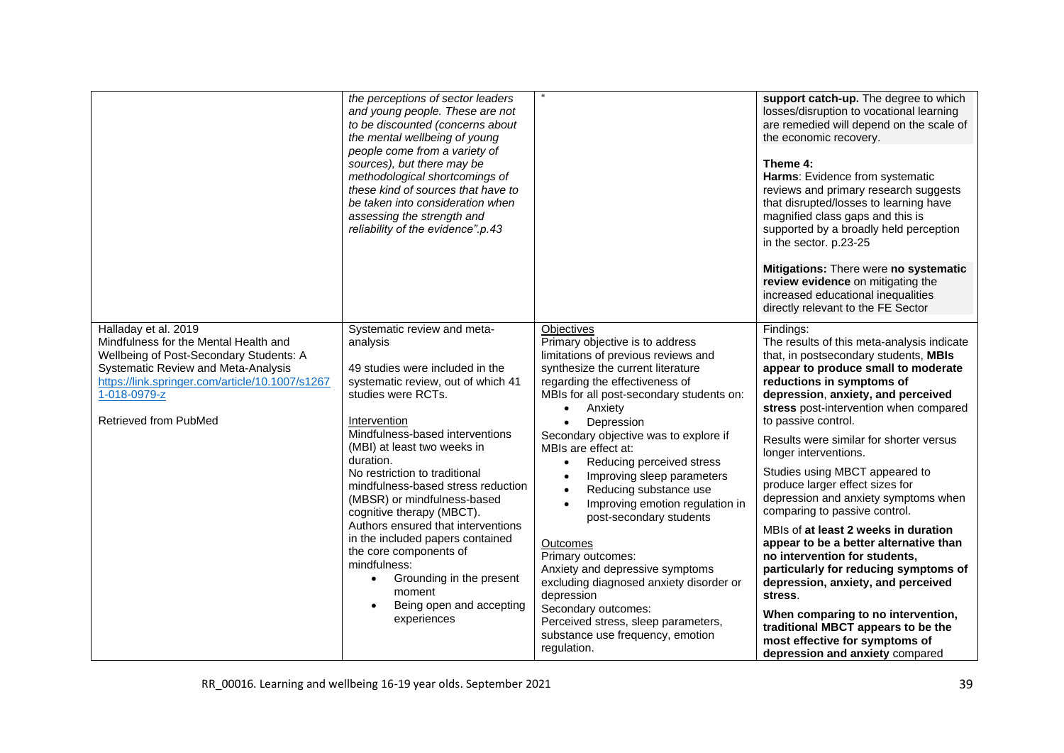| | | | |
|---|---|---|---|
| | *the perceptions of sector leaders and young people. These are not to be discounted (concerns about the mental wellbeing of young people come from a variety of sources), but there may be methodological shortcomings of these kind of sources that have to be taken into consideration when assessing the strength and reliability of the evidence".p.43* | " | **support catch-up.** The degree to which losses/disruption to vocational learning are remedied will depend on the scale of the economic recovery.<br><br>**Theme 4:**<br>**Harms**: Evidence from systematic reviews and primary research suggests that disrupted/losses to learning have magnified class gaps and this is supported by a broadly held perception in the sector. p.23-25<br><br>**Mitigations:** There were **no systematic review evidence** on mitigating the increased educational inequalities directly relevant to the FE Sector |
| Halladay et al. 2019<br>Mindfulness for the Mental Health and Wellbeing of Post-Secondary Students: A Systematic Review and Meta-Analysis<br>https://link.springer.com/article/10.1007/s12671-018-0979-z<br><br>Retrieved from PubMed | Systematic review and meta-analysis<br><br>49 studies were included in the systematic review, out of which 41 studies were RCTs.<br><br>Intervention<br>Mindfulness-based interventions (MBI) at least two weeks in duration.<br>No restriction to traditional mindfulness-based stress reduction (MBSR) or mindfulness-based cognitive therapy (MBCT).<br>Authors ensured that interventions in the included papers contained the core components of mindfulness:<br>• Grounding in the present moment<br>• Being open and accepting experiences | Objectives<br>Primary objective is to address limitations of previous reviews and synthesize the current literature regarding the effectiveness of MBIs for all post-secondary students on:<br>• Anxiety<br>• Depression<br>Secondary objective was to explore if MBIs are effect at:<br>• Reducing perceived stress<br>• Improving sleep parameters<br>• Reducing substance use<br>• Improving emotion regulation in post-secondary students<br><br>Outcomes<br>Primary outcomes:<br>Anxiety and depressive symptoms excluding diagnosed anxiety disorder or depression<br>Secondary outcomes:<br>Perceived stress, sleep parameters, substance use frequency, emotion regulation. | Findings:<br>The results of this meta-analysis indicate that, in postsecondary students, **MBIs appear to produce small to moderate reductions in symptoms of depression**, **anxiety, and perceived stress** post-intervention when compared to passive control.<br><br>Results were similar for shorter versus longer interventions.<br><br>Studies using MBCT appeared to produce larger effect sizes for depression and anxiety symptoms when comparing to passive control.<br><br>MBIs of **at least 2 weeks in duration appear to be a better alternative than no intervention for students, particularly for reducing symptoms of depression, anxiety, and perceived stress**.<br><br>**When comparing to no intervention, traditional MBCT appears to be the most effective for symptoms of depression and anxiety** compared |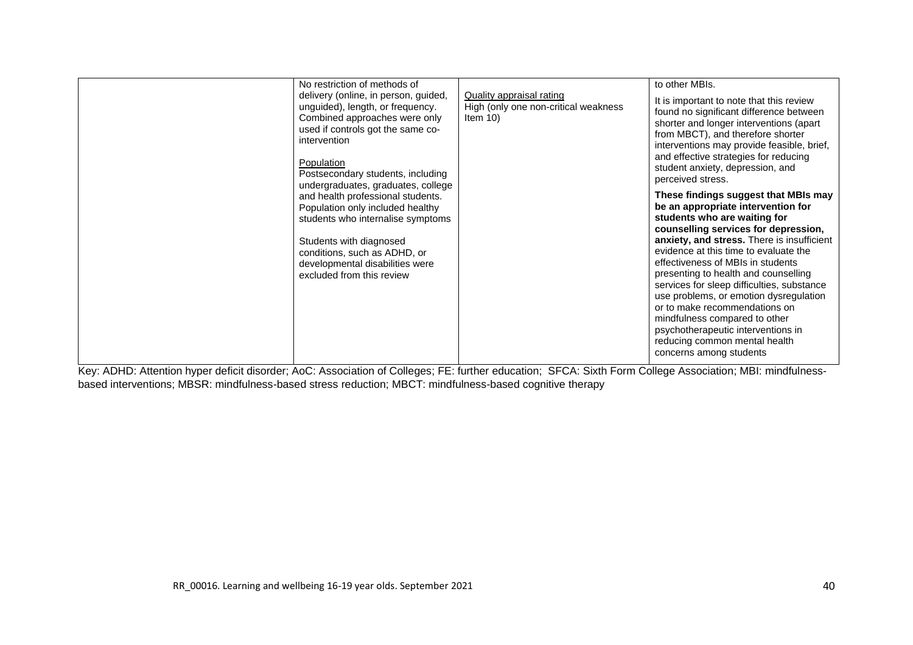| | | | |
|---|---|---|---|
| | No restriction of methods of delivery (online, in person, guided, unguided), length, or frequency. Combined approaches were only used if controls got the same co-intervention<br><br>Population<br>Postsecondary students, including undergraduates, graduates, college and health professional students. Population only included healthy students who internalise symptoms<br><br>Students with diagnosed conditions, such as ADHD, or developmental disabilities were excluded from this review | Quality appraisal rating<br>High (only one non-critical weakness Item 10) | to other MBIs.<br><br>It is important to note that this review found no significant difference between shorter and longer interventions (apart from MBCT), and therefore shorter interventions may provide feasible, brief, and effective strategies for reducing student anxiety, depression, and perceived stress.<br><br>**These findings suggest that MBIs may be an appropriate intervention for students who are waiting for counselling services for depression, anxiety, and stress.** There is insufficient evidence at this time to evaluate the effectiveness of MBIs in students presenting to health and counselling services for sleep difficulties, substance use problems, or emotion dysregulation or to make recommendations on mindfulness compared to other psychotherapeutic interventions in reducing common mental health concerns among students |

Key: ADHD: Attention hyper deficit disorder; AoC: Association of Colleges; FE: further education; SFCA: Sixth Form College Association; MBI: mindfulness-based interventions; MBSR: mindfulness-based stress reduction; MBCT: mindfulness-based cognitive therapy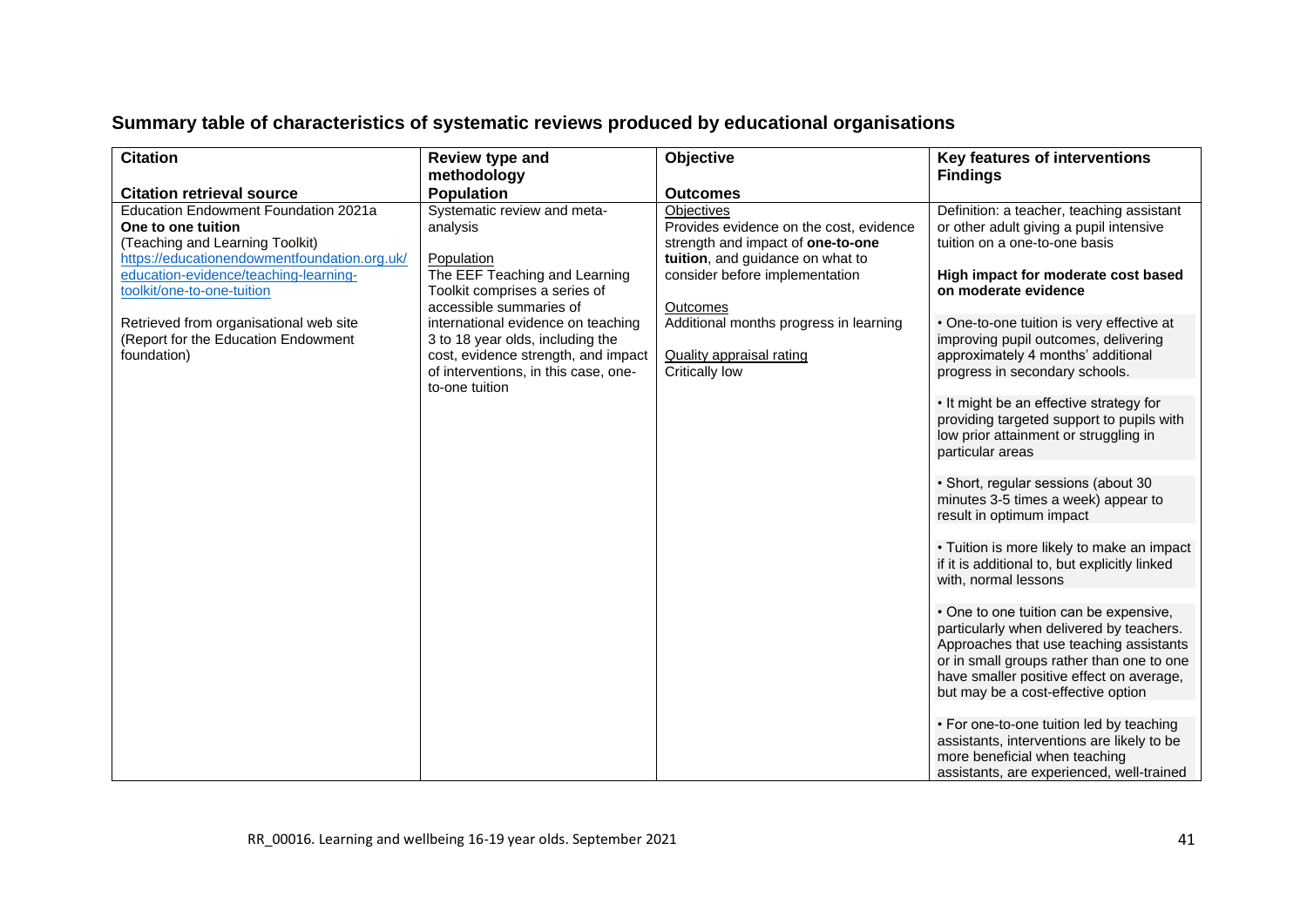## Summary table of characteristics of systematic reviews produced by educational organisations

| Citation<br><br>Citation retrieval source | Review type and methodology<br>Population | Objective<br><br>Outcomes | Key features of interventions<br>Findings |
|---|---|---|---|
| Education Endowment Foundation 2021a<br>**One to one tuition**<br>(Teaching and Learning Toolkit)<br>https://educationendowmentfoundation.org.uk/education-evidence/teaching-learning-toolkit/one-to-one-tuition<br><br>Retrieved from organisational web site (Report for the Education Endowment foundation) | Systematic review and meta-analysis<br><br>Population<br>The EEF Teaching and Learning Toolkit comprises a series of accessible summaries of international evidence on teaching 3 to 18 year olds, including the cost, evidence strength, and impact of interventions, in this case, one-to-one tuition | Objectives<br>Provides evidence on the cost, evidence strength and impact of **one-to-one tuition**, and guidance on what to consider before implementation<br><br>Outcomes<br>Additional months progress in learning<br><br>Quality appraisal rating<br>Critically low | Definition: a teacher, teaching assistant or other adult giving a pupil intensive tuition on a one-to-one basis<br><br>**High impact for moderate cost based on moderate evidence**<br><br>• One-to-one tuition is very effective at improving pupil outcomes, delivering approximately 4 months' additional progress in secondary schools.<br><br>• It might be an effective strategy for providing targeted support to pupils with low prior attainment or struggling in particular areas<br><br>• Short, regular sessions (about 30 minutes 3-5 times a week) appear to result in optimum impact<br><br>• Tuition is more likely to make an impact if it is additional to, but explicitly linked with, normal lessons<br><br>• One to one tuition can be expensive, particularly when delivered by teachers. Approaches that use teaching assistants or in small groups rather than one to one have smaller positive effect on average, but may be a cost-effective option<br><br>• For one-to-one tuition led by teaching assistants, interventions are likely to be more beneficial when teaching assistants, are experienced, well-trained |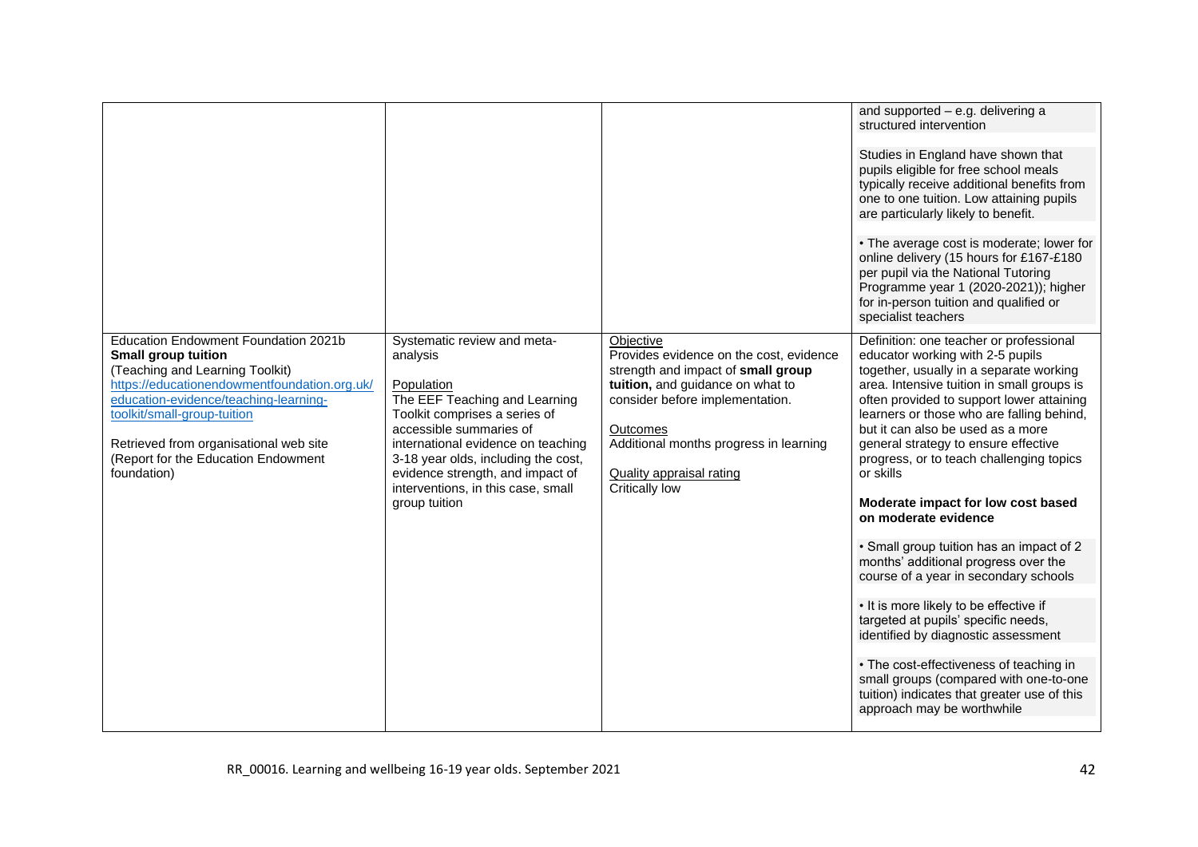| | | | |
|---|---|---|---|
| | | | and supported – e.g. delivering a structured intervention<br><br>Studies in England have shown that pupils eligible for free school meals typically receive additional benefits from one to one tuition. Low attaining pupils are particularly likely to benefit.<br><br>• The average cost is moderate; lower for online delivery (15 hours for £167-£180 per pupil via the National Tutoring Programme year 1 (2020-2021)); higher for in-person tuition and qualified or specialist teachers |
| Education Endowment Foundation 2021b<br>**Small group tuition**<br>(Teaching and Learning Toolkit)<br>https://educationendowmentfoundation.org.uk/education-evidence/teaching-learning-toolkit/small-group-tuition<br><br>Retrieved from organisational web site (Report for the Education Endowment foundation) | Systematic review and meta-analysis<br><br>Population<br>The EEF Teaching and Learning Toolkit comprises a series of accessible summaries of international evidence on teaching 3-18 year olds, including the cost, evidence strength, and impact of interventions, in this case, small group tuition | Objective<br>Provides evidence on the cost, evidence strength and impact of **small group tuition,** and guidance on what to consider before implementation.<br><br>Outcomes<br>Additional months progress in learning<br><br>Quality appraisal rating<br>Critically low | Definition: one teacher or professional educator working with 2-5 pupils together, usually in a separate working area. Intensive tuition in small groups is often provided to support lower attaining learners or those who are falling behind, but it can also be used as a more general strategy to ensure effective progress, or to teach challenging topics or skills<br><br>**Moderate impact for low cost based on moderate evidence**<br><br>• Small group tuition has an impact of 2 months' additional progress over the course of a year in secondary schools<br><br>• It is more likely to be effective if targeted at pupils' specific needs, identified by diagnostic assessment<br><br>• The cost-effectiveness of teaching in small groups (compared with one-to-one tuition) indicates that greater use of this approach may be worthwhile |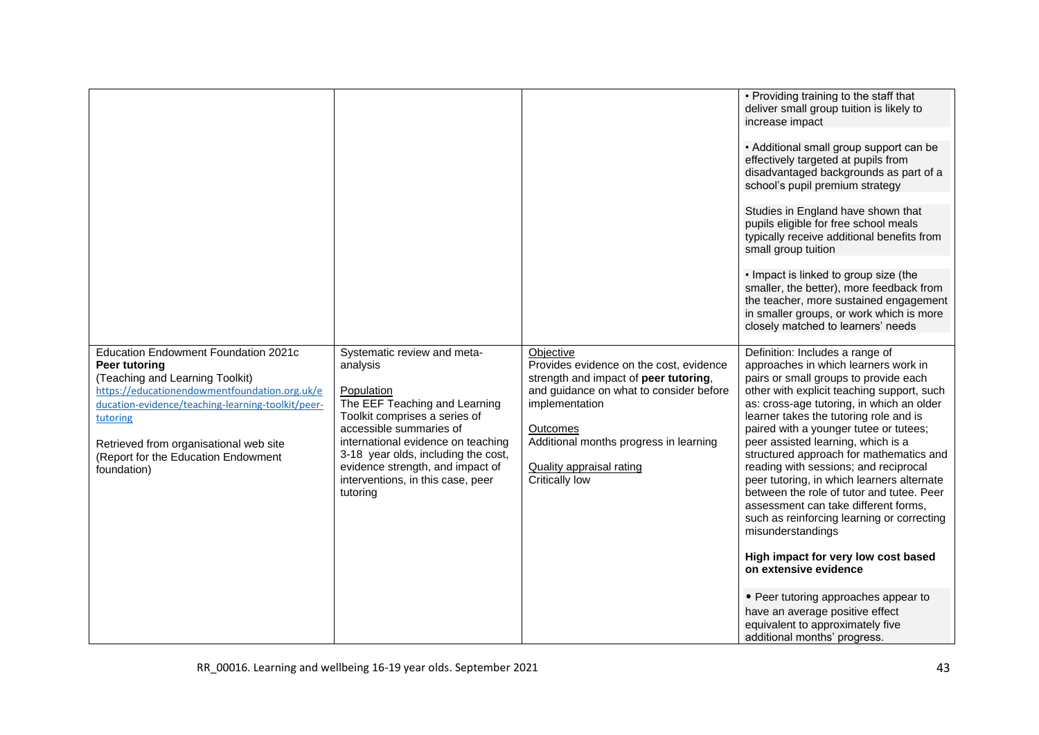| | | | |
|---|---|---|---|
| | | | • Providing training to the staff that deliver small group tuition is likely to increase impact<br><br>• Additional small group support can be effectively targeted at pupils from disadvantaged backgrounds as part of a school's pupil premium strategy<br><br>Studies in England have shown that pupils eligible for free school meals typically receive additional benefits from small group tuition<br><br>• Impact is linked to group size (the smaller, the better), more feedback from the teacher, more sustained engagement in smaller groups, or work which is more closely matched to learners' needs |
| Education Endowment Foundation 2021c<br>**Peer tutoring**<br>(Teaching and Learning Toolkit)<br>https://educationendowmentfoundation.org.uk/education-evidence/teaching-learning-toolkit/peer-tutoring<br><br>Retrieved from organisational web site (Report for the Education Endowment foundation) | Systematic review and meta-analysis<br><br>Population<br>The EEF Teaching and Learning Toolkit comprises a series of accessible summaries of international evidence on teaching 3-18 year olds, including the cost, evidence strength, and impact of interventions, in this case, peer tutoring | Objective<br>Provides evidence on the cost, evidence strength and impact of **peer tutoring**, and guidance on what to consider before implementation<br><br>Outcomes<br>Additional months progress in learning<br><br>Quality appraisal rating<br>Critically low | Definition: Includes a range of approaches in which learners work in pairs or small groups to provide each other with explicit teaching support, such as: cross-age tutoring, in which an older learner takes the tutoring role and is paired with a younger tutee or tutees; peer assisted learning, which is a structured approach for mathematics and reading with sessions; and reciprocal peer tutoring, in which learners alternate between the role of tutor and tutee. Peer assessment can take different forms, such as reinforcing learning or correcting misunderstandings<br><br>**High impact for very low cost based on extensive evidence**<br><br>• Peer tutoring approaches appear to have an average positive effect equivalent to approximately five additional months' progress. |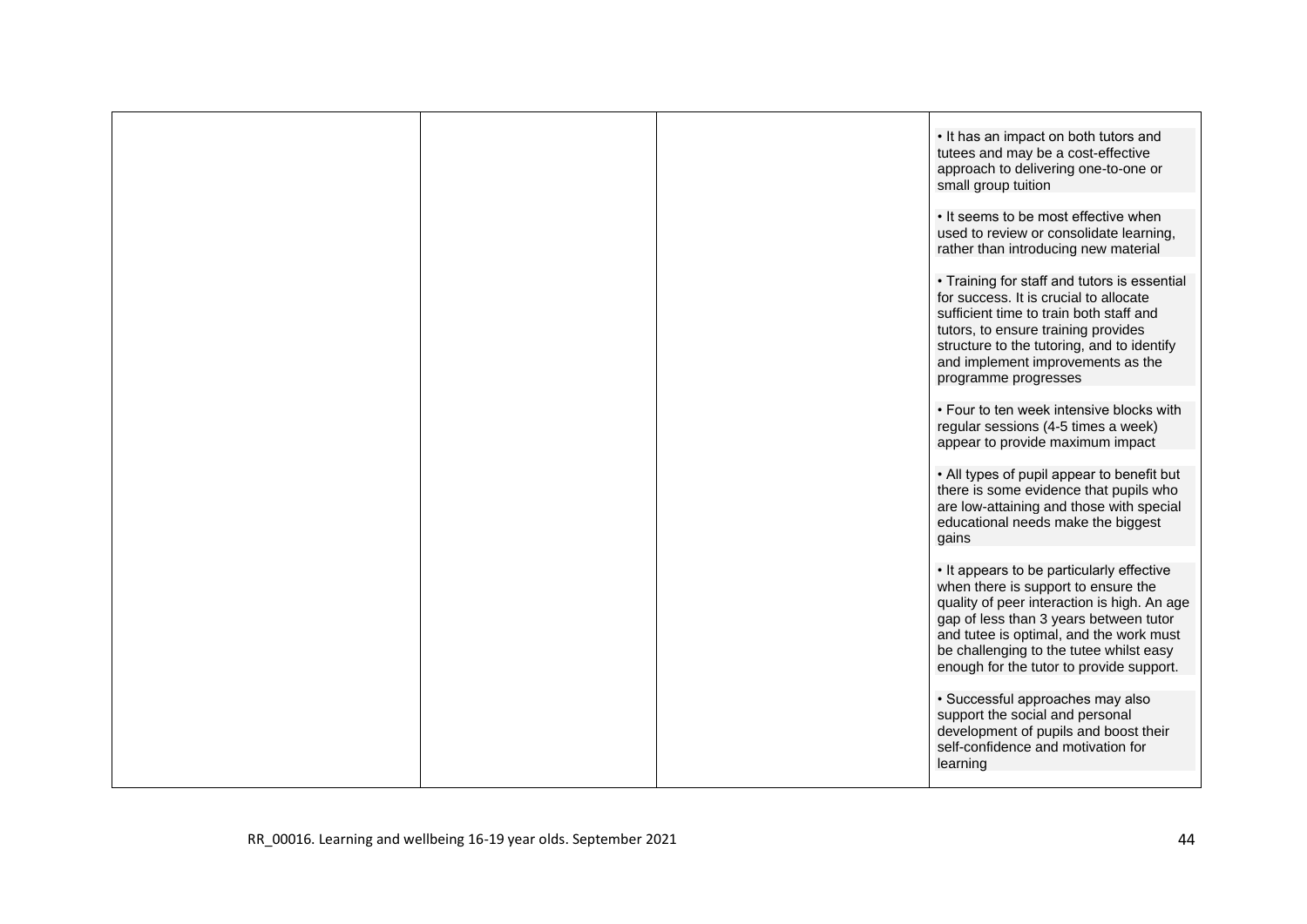| | | | |
|---|---|---|---|
| | | | • It has an impact on both tutors and tutees and may be a cost-effective approach to delivering one-to-one or small group tuition<br><br>• It seems to be most effective when used to review or consolidate learning, rather than introducing new material<br><br>• Training for staff and tutors is essential for success. It is crucial to allocate sufficient time to train both staff and tutors, to ensure training provides structure to the tutoring, and to identify and implement improvements as the programme progresses<br><br>• Four to ten week intensive blocks with regular sessions (4-5 times a week) appear to provide maximum impact<br><br>• All types of pupil appear to benefit but there is some evidence that pupils who are low-attaining and those with special educational needs make the biggest gains<br><br>• It appears to be particularly effective when there is support to ensure the quality of peer interaction is high. An age gap of less than 3 years between tutor and tutee is optimal, and the work must be challenging to the tutee whilst easy enough for the tutor to provide support.<br><br>• Successful approaches may also support the social and personal development of pupils and boost their self-confidence and motivation for learning |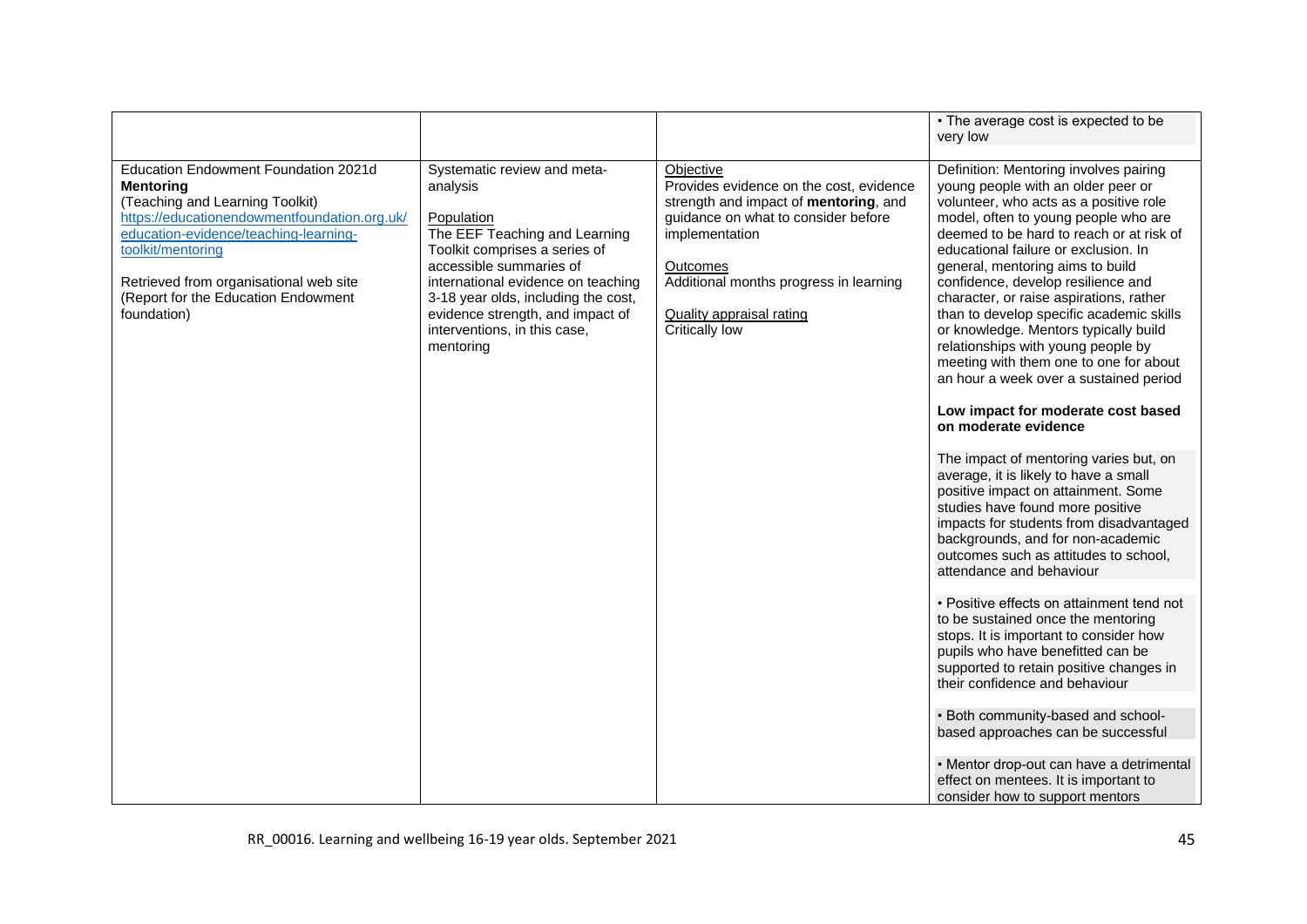| | | | |
|---|---|---|---|
| | | | • The average cost is expected to be very low |
| Education Endowment Foundation 2021d **Mentoring** (Teaching and Learning Toolkit) https://educationendowmentfoundation.org.uk/education-evidence/teaching-learning-toolkit/mentoring<br><br>Retrieved from organisational web site (Report for the Education Endowment foundation) | Systematic review and meta-analysis<br><br>Population<br>The EEF Teaching and Learning Toolkit comprises a series of accessible summaries of international evidence on teaching 3-18 year olds, including the cost, evidence strength, and impact of interventions, in this case, mentoring | Objective<br>Provides evidence on the cost, evidence strength and impact of **mentoring**, and guidance on what to consider before implementation<br><br>Outcomes<br>Additional months progress in learning<br><br>Quality appraisal rating<br>Critically low | Definition: Mentoring involves pairing young people with an older peer or volunteer, who acts as a positive role model, often to young people who are deemed to be hard to reach or at risk of educational failure or exclusion. In general, mentoring aims to build confidence, develop resilience and character, or raise aspirations, rather than to develop specific academic skills or knowledge. Mentors typically build relationships with young people by meeting with them one to one for about an hour a week over a sustained period<br><br>**Low impact for moderate cost based on moderate evidence**<br><br>The impact of mentoring varies but, on average, it is likely to have a small positive impact on attainment. Some studies have found more positive impacts for students from disadvantaged backgrounds, and for non-academic outcomes such as attitudes to school, attendance and behaviour<br><br>• Positive effects on attainment tend not to be sustained once the mentoring stops. It is important to consider how pupils who have benefitted can be supported to retain positive changes in their confidence and behaviour<br><br>• Both community-based and school-based approaches can be successful<br><br>• Mentor drop-out can have a detrimental effect on mentees. It is important to consider how to support mentors |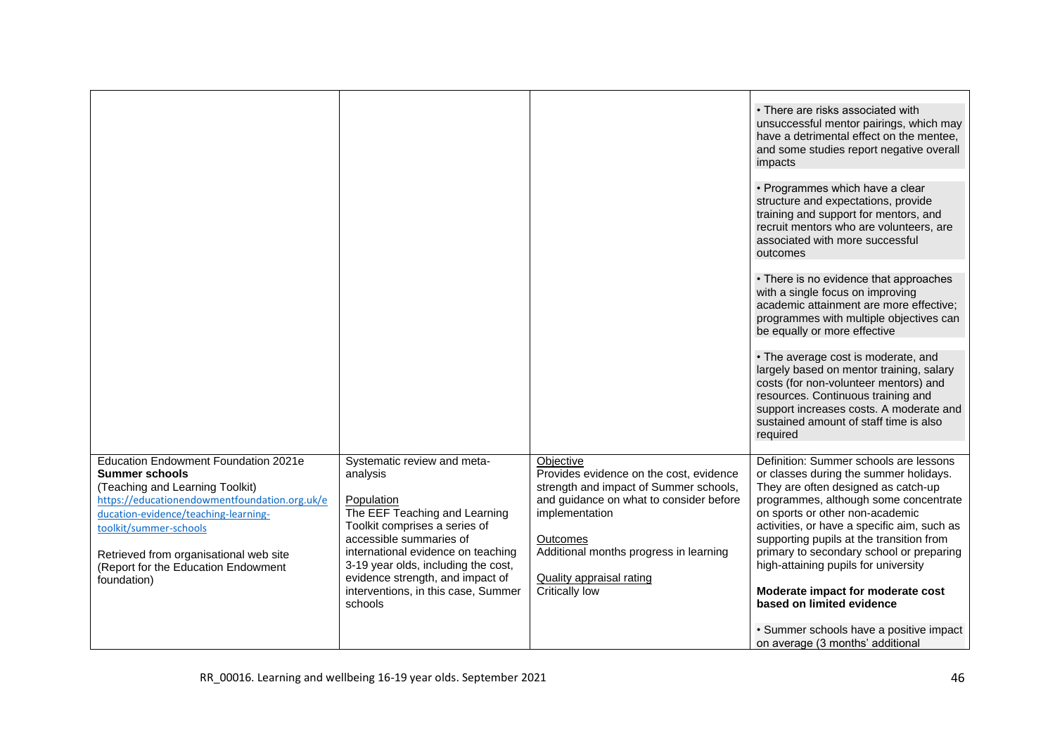| | | | |
|---|---|---|---|
| | | | • There are risks associated with unsuccessful mentor pairings, which may have a detrimental effect on the mentee, and some studies report negative overall impacts<br><br>• Programmes which have a clear structure and expectations, provide training and support for mentors, and recruit mentors who are volunteers, are associated with more successful outcomes<br><br>• There is no evidence that approaches with a single focus on improving academic attainment are more effective; programmes with multiple objectives can be equally or more effective<br><br>• The average cost is moderate, and largely based on mentor training, salary costs (for non-volunteer mentors) and resources. Continuous training and support increases costs. A moderate and sustained amount of staff time is also required |
| Education Endowment Foundation 2021e<br>**Summer schools**<br>(Teaching and Learning Toolkit)<br>https://educationendowmentfoundation.org.uk/education-evidence/teaching-learning-toolkit/summer-schools<br><br>Retrieved from organisational web site (Report for the Education Endowment foundation) | Systematic review and meta-analysis<br><br>Population<br>The EEF Teaching and Learning Toolkit comprises a series of accessible summaries of international evidence on teaching 3-19 year olds, including the cost, evidence strength, and impact of interventions, in this case, Summer schools | Objective<br>Provides evidence on the cost, evidence strength and impact of Summer schools, and guidance on what to consider before implementation<br><br>Outcomes<br>Additional months progress in learning<br><br>Quality appraisal rating<br>Critically low | Definition: Summer schools are lessons or classes during the summer holidays. They are often designed as catch-up programmes, although some concentrate on sports or other non-academic activities, or have a specific aim, such as supporting pupils at the transition from primary to secondary school or preparing high-attaining pupils for university<br><br>**Moderate impact for moderate cost based on limited evidence**<br><br>• Summer schools have a positive impact on average (3 months' additional |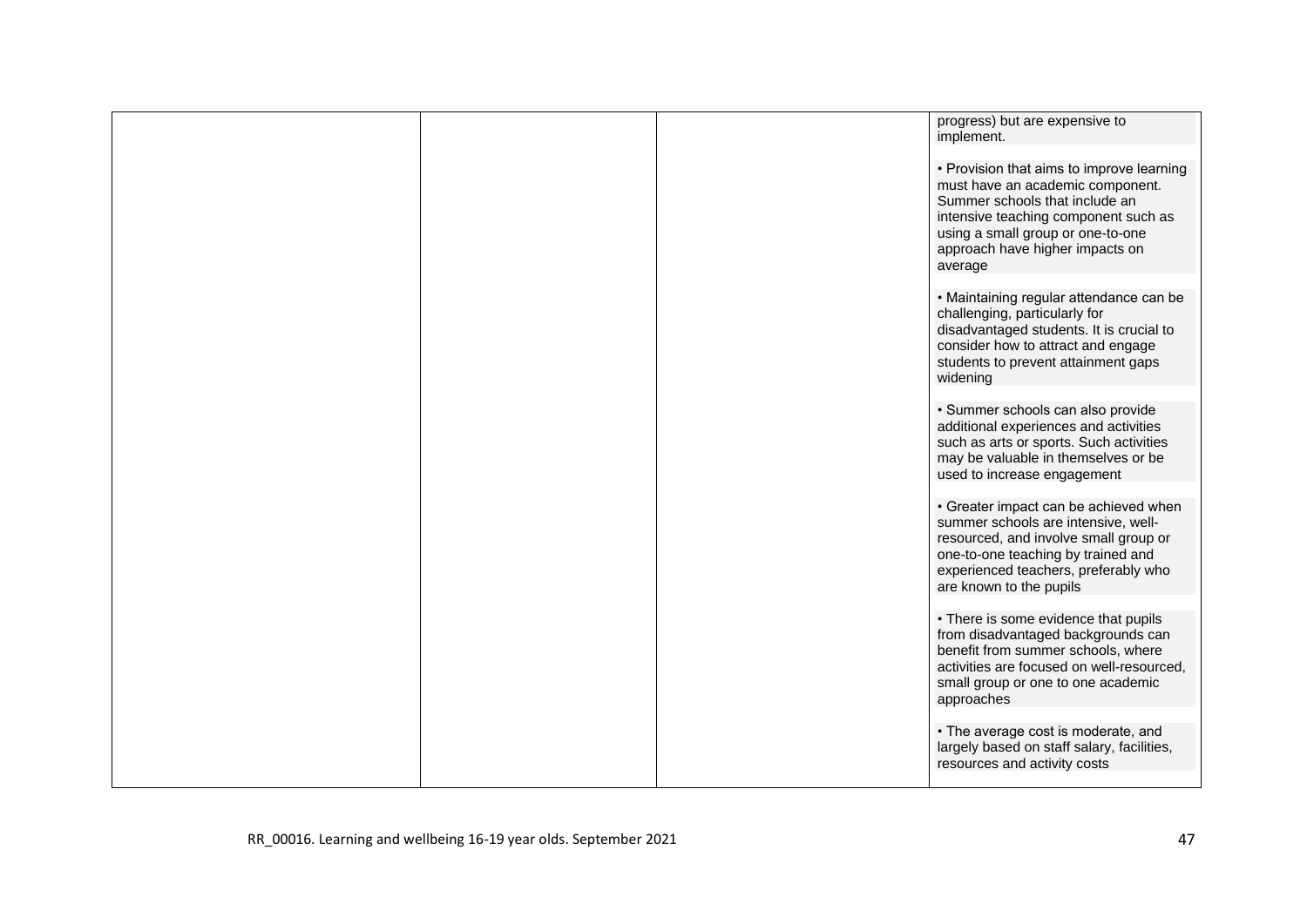| | | | |
|---|---|---|---|
| | | | progress) but are expensive to implement.<br><br>• Provision that aims to improve learning must have an academic component. Summer schools that include an intensive teaching component such as using a small group or one-to-one approach have higher impacts on average<br><br>• Maintaining regular attendance can be challenging, particularly for disadvantaged students. It is crucial to consider how to attract and engage students to prevent attainment gaps widening<br><br>• Summer schools can also provide additional experiences and activities such as arts or sports. Such activities may be valuable in themselves or be used to increase engagement<br><br>• Greater impact can be achieved when summer schools are intensive, well-resourced, and involve small group or one-to-one teaching by trained and experienced teachers, preferably who are known to the pupils<br><br>• There is some evidence that pupils from disadvantaged backgrounds can benefit from summer schools, where activities are focused on well-resourced, small group or one to one academic approaches<br><br>• The average cost is moderate, and largely based on staff salary, facilities, resources and activity costs |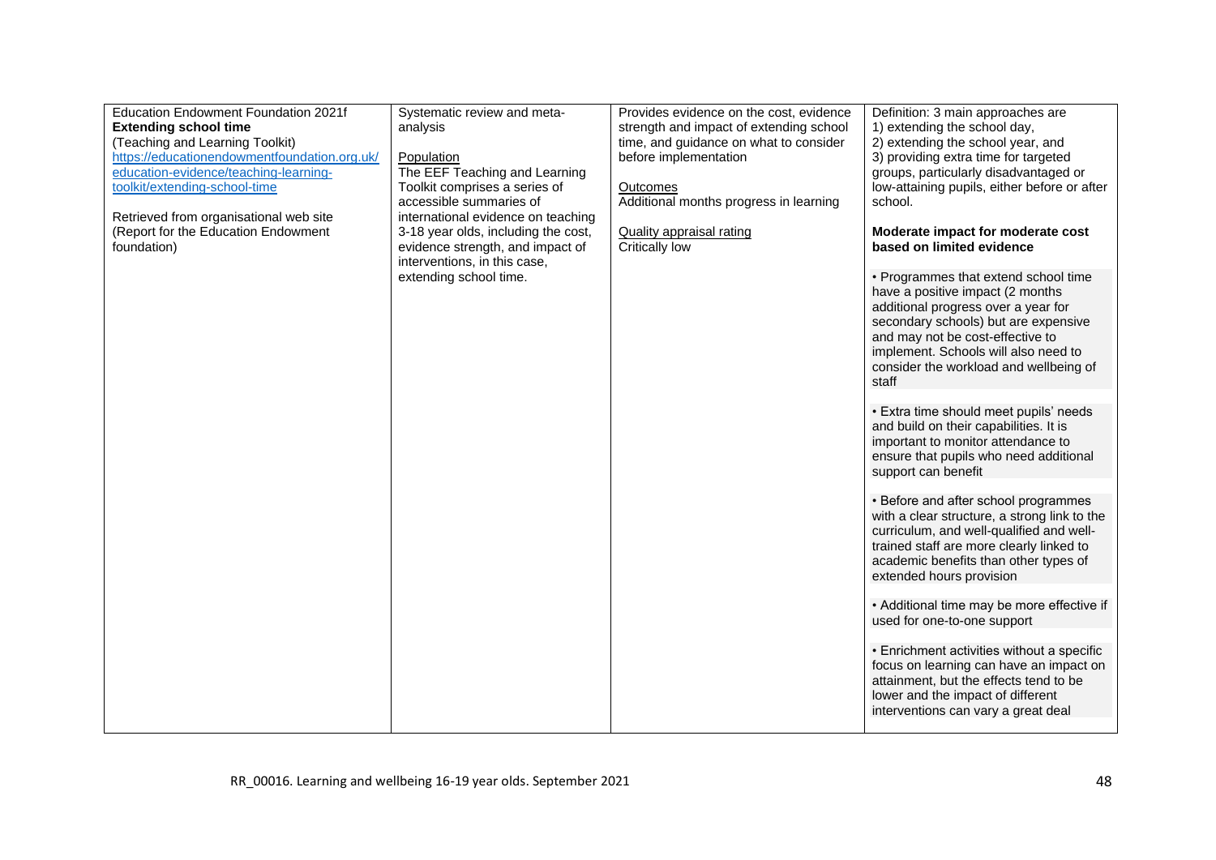| | | | |
|---|---|---|---|
| Education Endowment Foundation 2021f<br>**Extending school time**<br>(Teaching and Learning Toolkit)<br>https://educationendowmentfoundation.org.uk/education-evidence/teaching-learning-toolkit/extending-school-time<br><br>Retrieved from organisational web site (Report for the Education Endowment foundation) | Systematic review and meta-analysis<br><br>Population<br>The EEF Teaching and Learning Toolkit comprises a series of accessible summaries of international evidence on teaching 3-18 year olds, including the cost, evidence strength, and impact of interventions, in this case, extending school time. | Provides evidence on the cost, evidence strength and impact of extending school time, and guidance on what to consider before implementation<br><br>Outcomes<br>Additional months progress in learning<br><br>Quality appraisal rating<br>Critically low | Definition: 3 main approaches are<br>1) extending the school day,<br>2) extending the school year, and<br>3) providing extra time for targeted groups, particularly disadvantaged or low-attaining pupils, either before or after school.<br><br>**Moderate impact for moderate cost based on limited evidence**<br><br>• Programmes that extend school time have a positive impact (2 months additional progress over a year for secondary schools) but are expensive and may not be cost-effective to implement. Schools will also need to consider the workload and wellbeing of staff<br><br>• Extra time should meet pupils' needs and build on their capabilities. It is important to monitor attendance to ensure that pupils who need additional support can benefit<br><br>• Before and after school programmes with a clear structure, a strong link to the curriculum, and well-qualified and well-trained staff are more clearly linked to academic benefits than other types of extended hours provision<br><br>• Additional time may be more effective if used for one-to-one support<br><br>• Enrichment activities without a specific focus on learning can have an impact on attainment, but the effects tend to be lower and the impact of different interventions can vary a great deal |

RR_00016. Learning and wellbeing 16-19 year olds. September 2021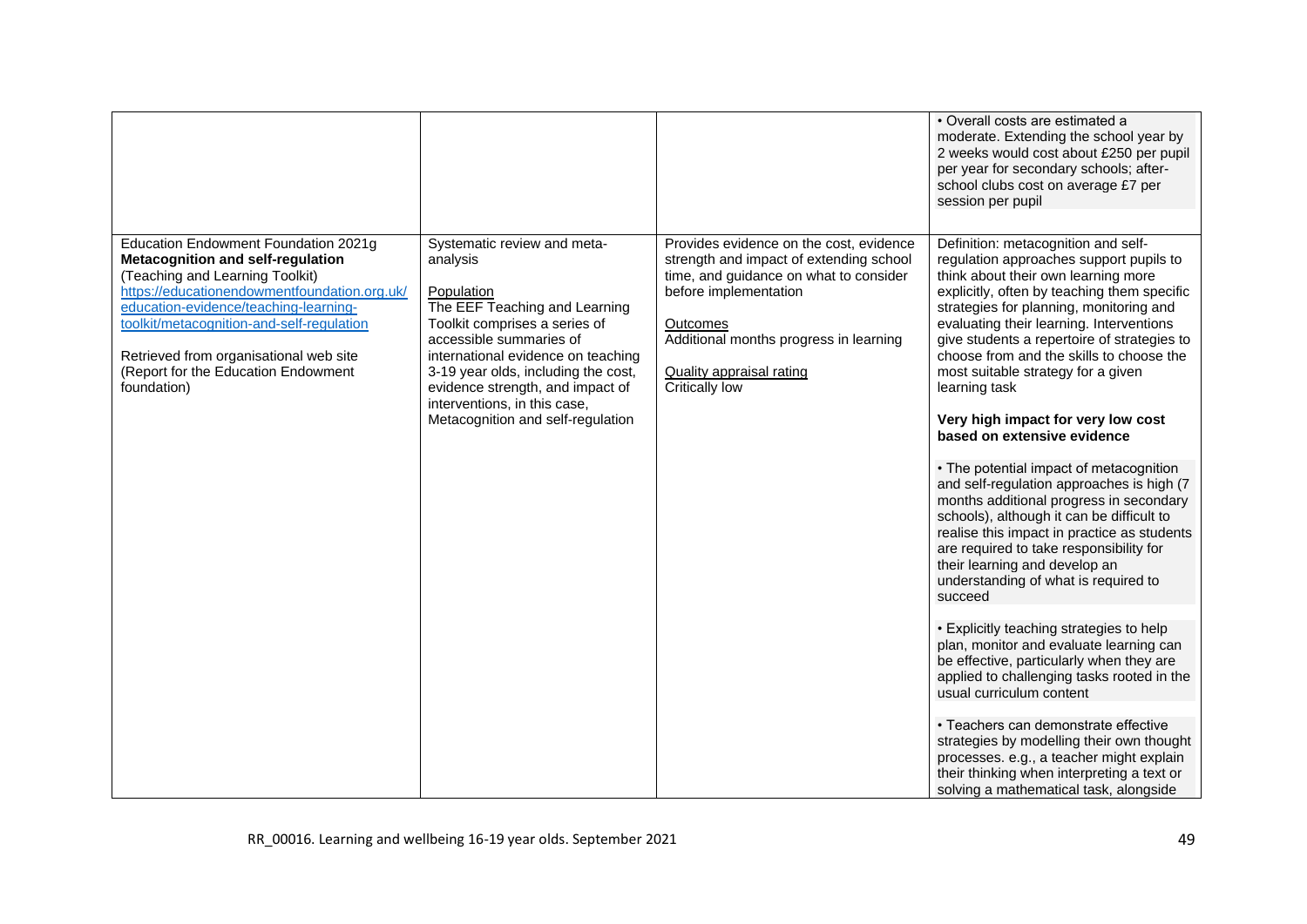| | | | |
|---|---|---|---|
| | | | • Overall costs are estimated a moderate. Extending the school year by 2 weeks would cost about £250 per pupil per year for secondary schools; after-school clubs cost on average £7 per session per pupil |
| Education Endowment Foundation 2021g **Metacognition and self-regulation** (Teaching and Learning Toolkit) https://educationendowmentfoundation.org.uk/education-evidence/teaching-learning-toolkit/metacognition-and-self-regulation<br><br>Retrieved from organisational web site (Report for the Education Endowment foundation) | Systematic review and meta-analysis<br><br>Population<br>The EEF Teaching and Learning Toolkit comprises a series of accessible summaries of international evidence on teaching 3-19 year olds, including the cost, evidence strength, and impact of interventions, in this case, Metacognition and self-regulation | Provides evidence on the cost, evidence strength and impact of extending school time, and guidance on what to consider before implementation<br><br>Outcomes<br>Additional months progress in learning<br><br>Quality appraisal rating<br>Critically low | Definition: metacognition and self-regulation approaches support pupils to think about their own learning more explicitly, often by teaching them specific strategies for planning, monitoring and evaluating their learning. Interventions give students a repertoire of strategies to choose from and the skills to choose the most suitable strategy for a given learning task<br><br>**Very high impact for very low cost based on extensive evidence**<br><br>• The potential impact of metacognition and self-regulation approaches is high (7 months additional progress in secondary schools), although it can be difficult to realise this impact in practice as students are required to take responsibility for their learning and develop an understanding of what is required to succeed<br><br>• Explicitly teaching strategies to help plan, monitor and evaluate learning can be effective, particularly when they are applied to challenging tasks rooted in the usual curriculum content<br><br>• Teachers can demonstrate effective strategies by modelling their own thought processes. e.g., a teacher might explain their thinking when interpreting a text or solving a mathematical task, alongside |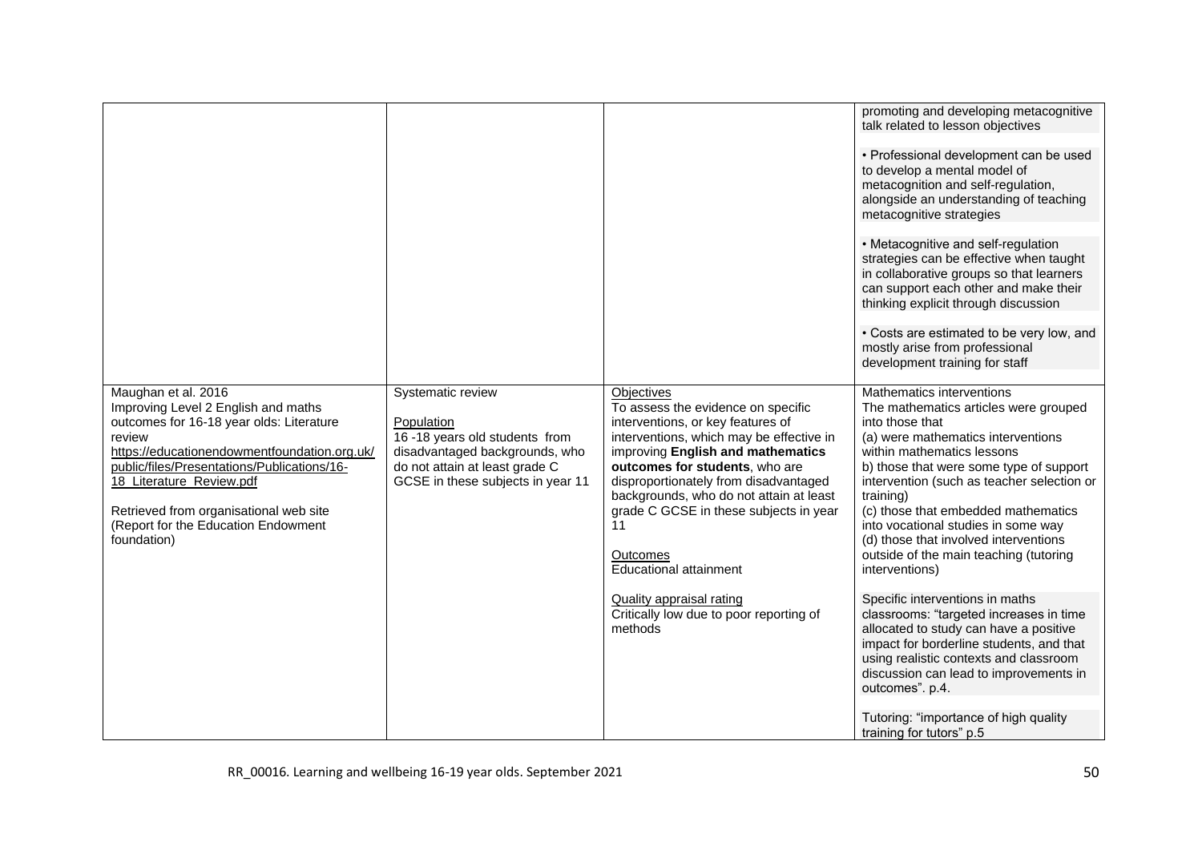| | | | |
|---|---|---|---|
| | | | promoting and developing metacognitive talk related to lesson objectives<br><br>• Professional development can be used to develop a mental model of metacognition and self-regulation, alongside an understanding of teaching metacognitive strategies<br><br>• Metacognitive and self-regulation strategies can be effective when taught in collaborative groups so that learners can support each other and make their thinking explicit through discussion<br><br>• Costs are estimated to be very low, and mostly arise from professional development training for staff |
| Maughan et al. 2016<br>Improving Level 2 English and maths outcomes for 16-18 year olds: Literature review<br>https://educationendowmentfoundation.org.uk/public/files/Presentations/Publications/16-18_Literature_Review.pdf<br><br>Retrieved from organisational web site (Report for the Education Endowment foundation) | Systematic review<br><br>Population<br>16 -18 years old students from disadvantaged backgrounds, who do not attain at least grade C GCSE in these subjects in year 11 | Objectives<br>To assess the evidence on specific interventions, or key features of interventions, which may be effective in improving **English and mathematics outcomes for students**, who are disproportionately from disadvantaged backgrounds, who do not attain at least grade C GCSE in these subjects in year 11<br><br>Outcomes<br>Educational attainment<br><br>Quality appraisal rating<br>Critically low due to poor reporting of methods | Mathematics interventions<br>The mathematics articles were grouped into those that<br>(a) were mathematics interventions within mathematics lessons<br>b) those that were some type of support intervention (such as teacher selection or training)<br>(c) those that embedded mathematics into vocational studies in some way<br>(d) those that involved interventions outside of the main teaching (tutoring interventions)<br><br>Specific interventions in maths classrooms: "targeted increases in time allocated to study can have a positive impact for borderline students, and that using realistic contexts and classroom discussion can lead to improvements in outcomes". p.4.<br><br>Tutoring: "importance of high quality training for tutors" p.5 |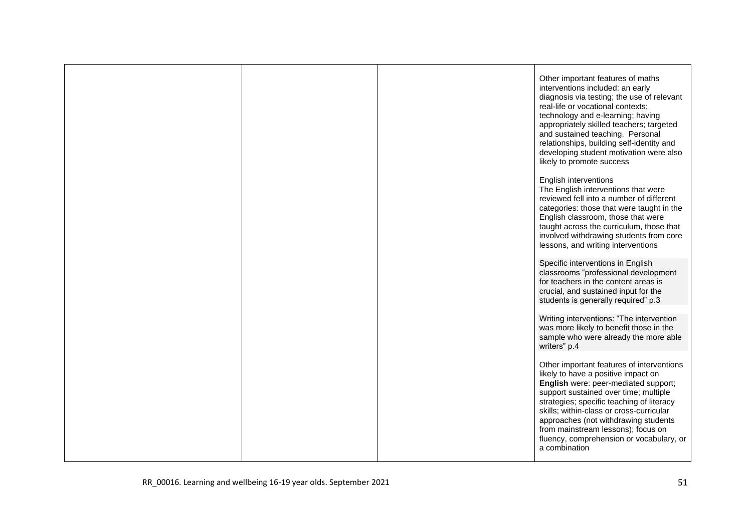| | | | |
|---|---|---|---|
| | | | Other important features of maths interventions included: an early diagnosis via testing; the use of relevant real-life or vocational contexts; technology and e-learning; having appropriately skilled teachers; targeted and sustained teaching. Personal relationships, building self-identity and developing student motivation were also likely to promote success<br><br>English interventions<br>The English interventions that were reviewed fell into a number of different categories: those that were taught in the English classroom, those that were taught across the curriculum, those that involved withdrawing students from core lessons, and writing interventions<br><br>Specific interventions in English classrooms "professional development for teachers in the content areas is crucial, and sustained input for the students is generally required" p.3<br><br>Writing interventions: "The intervention was more likely to benefit those in the sample who were already the more able writers" p.4<br><br>Other important features of interventions likely to have a positive impact on **English** were: peer-mediated support; support sustained over time; multiple strategies; specific teaching of literacy skills; within-class or cross-curricular approaches (not withdrawing students from mainstream lessons); focus on fluency, comprehension or vocabulary, or a combination |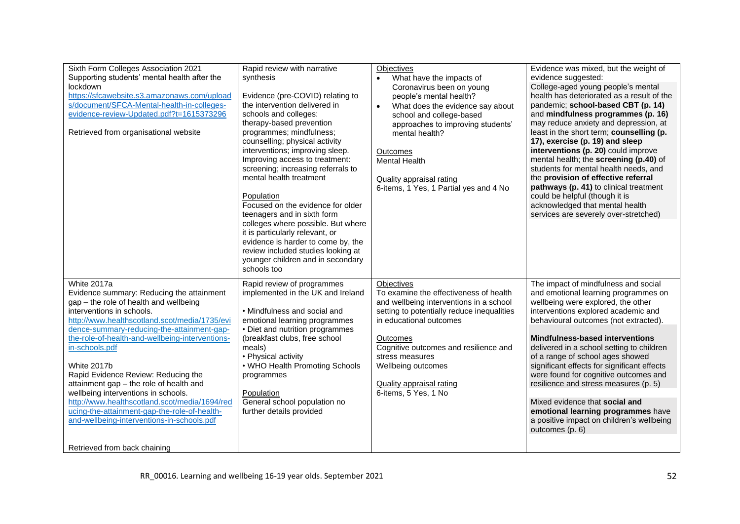| | | | |
|---|---|---|---|
| Sixth Form Colleges Association 2021<br>Supporting students' mental health after the lockdown<br>https://sfcawebsite.s3.amazonaws.com/uploads/document/SFCA-Mental-health-in-colleges-evidence-review-Updated.pdf?t=1615373296<br><br>Retrieved from organisational website | Rapid review with narrative synthesis<br><br>Evidence (pre-COVID) relating to the intervention delivered in schools and colleges: therapy-based prevention programmes; mindfulness; counselling; physical activity interventions; improving sleep. Improving access to treatment: screening; increasing referrals to mental health treatment<br><br>Population<br>Focused on the evidence for older teenagers and in sixth form colleges where possible. But where it is particularly relevant, or evidence is harder to come by, the review included studies looking at younger children and in secondary schools too | Objectives<br>• What have the impacts of Coronavirus been on young people's mental health?<br>• What does the evidence say about school and college-based approaches to improving students' mental health?<br><br>Outcomes<br>Mental Health<br><br>Quality appraisal rating<br>6-items, 1 Yes, 1 Partial yes and 4 No | Evidence was mixed, but the weight of evidence suggested:<br>College-aged young people's mental health has deteriorated as a result of the pandemic; **school-based CBT (p. 14)** and **mindfulness programmes (p. 16)** may reduce anxiety and depression, at least in the short term; **counselling (p. 17), exercise (p. 19) and sleep interventions (p. 20)** could improve mental health; the **screening (p.40)** of students for mental health needs, and the **provision of effective referral pathways (p. 41)** to clinical treatment could be helpful (though it is acknowledged that mental health services are severely over-stretched) |
| White 2017a<br>Evidence summary: Reducing the attainment gap – the role of health and wellbeing interventions in schools.<br>http://www.healthscotland.scot/media/1735/evidence-summary-reducing-the-attainment-gap-the-role-of-health-and-wellbeing-interventions-in-schools.pdf<br><br>White 2017b<br>Rapid Evidence Review: Reducing the attainment gap – the role of health and wellbeing interventions in schools.<br>http://www.healthscotland.scot/media/1694/reducing-the-attainment-gap-the-role-of-health-and-wellbeing-interventions-in-schools.pdf<br><br>Retrieved from back chaining | Rapid review of programmes implemented in the UK and Ireland<br><br>• Mindfulness and social and emotional learning programmes<br>• Diet and nutrition programmes (breakfast clubs, free school meals)<br>• Physical activity<br>• WHO Health Promoting Schools programmes<br><br>Population<br>General school population no further details provided | Objectives<br>To examine the effectiveness of health and wellbeing interventions in a school setting to potentially reduce inequalities in educational outcomes<br><br>Outcomes<br>Cognitive outcomes and resilience and stress measures<br>Wellbeing outcomes<br><br>Quality appraisal rating<br>6-items, 5 Yes, 1 No | The impact of mindfulness and social and emotional learning programmes on wellbeing were explored, the other interventions explored academic and behavioural outcomes (not extracted).<br><br>**Mindfulness-based interventions** delivered in a school setting to children of a range of school ages showed significant effects for significant effects were found for cognitive outcomes and resilience and stress measures (p. 5)<br><br>Mixed evidence that **social and emotional learning programmes** have a positive impact on children's wellbeing outcomes (p. 6) |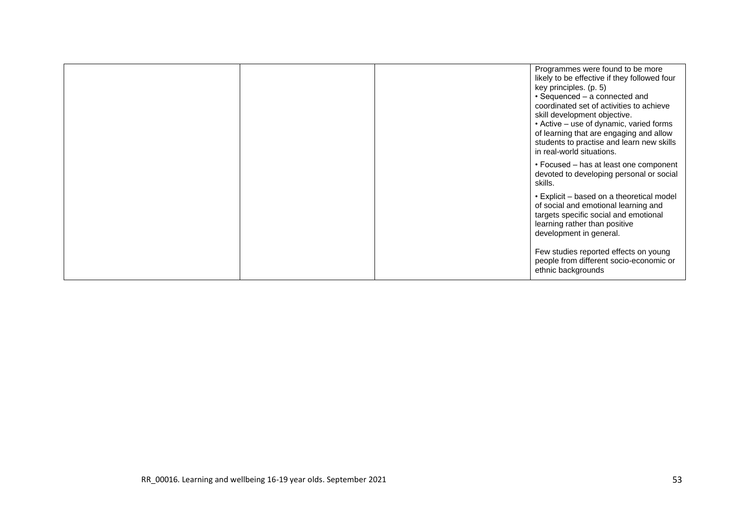| | | | |
|---|---|---|---|
| | | | Programmes were found to be more likely to be effective if they followed four key principles. (p. 5)<br>• Sequenced – a connected and coordinated set of activities to achieve skill development objective.<br>• Active – use of dynamic, varied forms of learning that are engaging and allow students to practise and learn new skills in real-world situations.<br>• Focused – has at least one component devoted to developing personal or social skills.<br>• Explicit – based on a theoretical model of social and emotional learning and targets specific social and emotional learning rather than positive development in general.<br><br>Few studies reported effects on young people from different socio-economic or ethnic backgrounds |